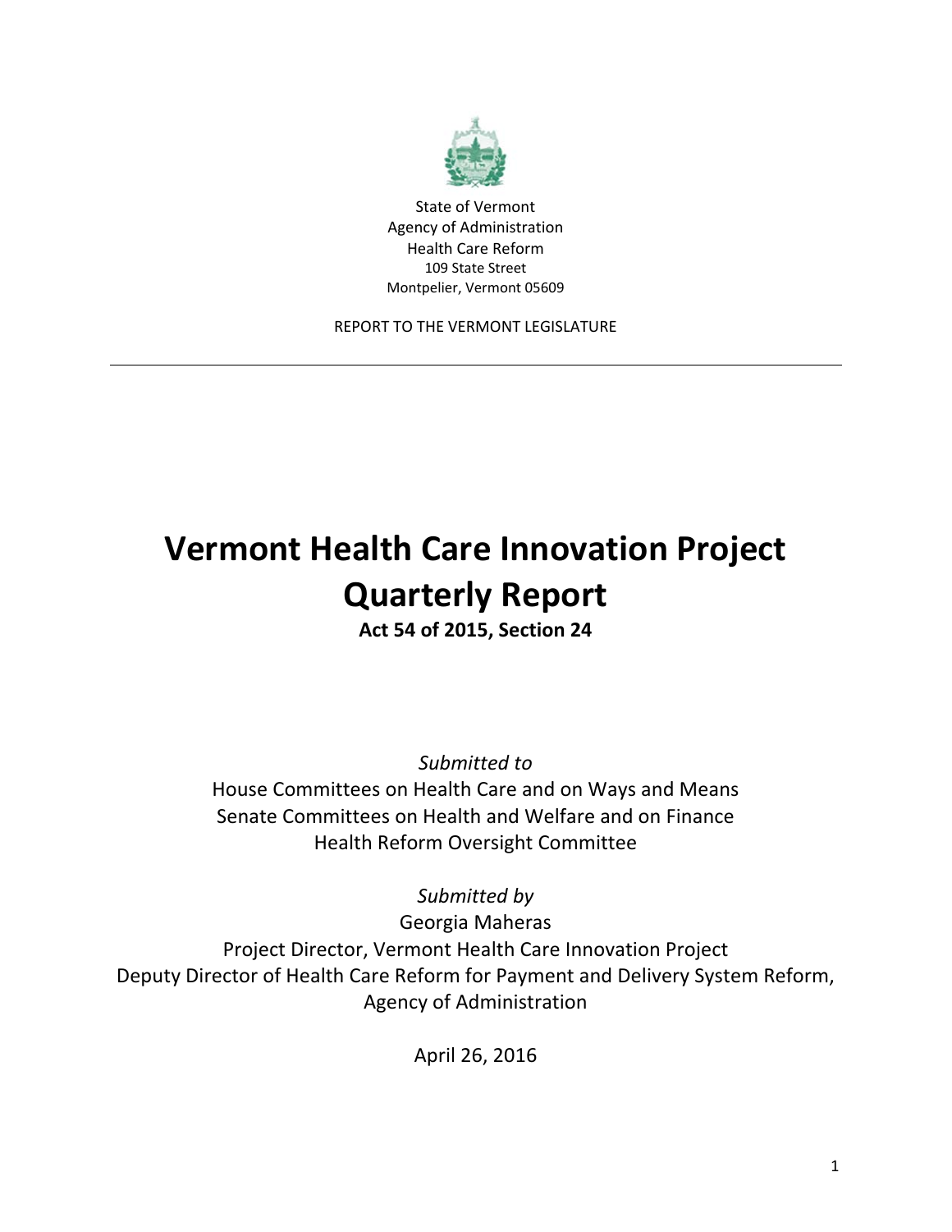State of Vermont
Agency of Administration
Health Care Reform
109 State Street
Montpelier, Vermont 05609

REPORT TO THE VERMONT LEGISLATURE

---

# Vermont Health Care Innovation Project Quarterly Report

**Act 54 of 2015, Section 24**

*Submitted to*

House Committees on Health Care and on Ways and Means
Senate Committees on Health and Welfare and on Finance
Health Reform Oversight Committee

*Submitted by*

Georgia Maheras
Project Director, Vermont Health Care Innovation Project
Deputy Director of Health Care Reform for Payment and Delivery System Reform,
Agency of Administration

April 26, 2016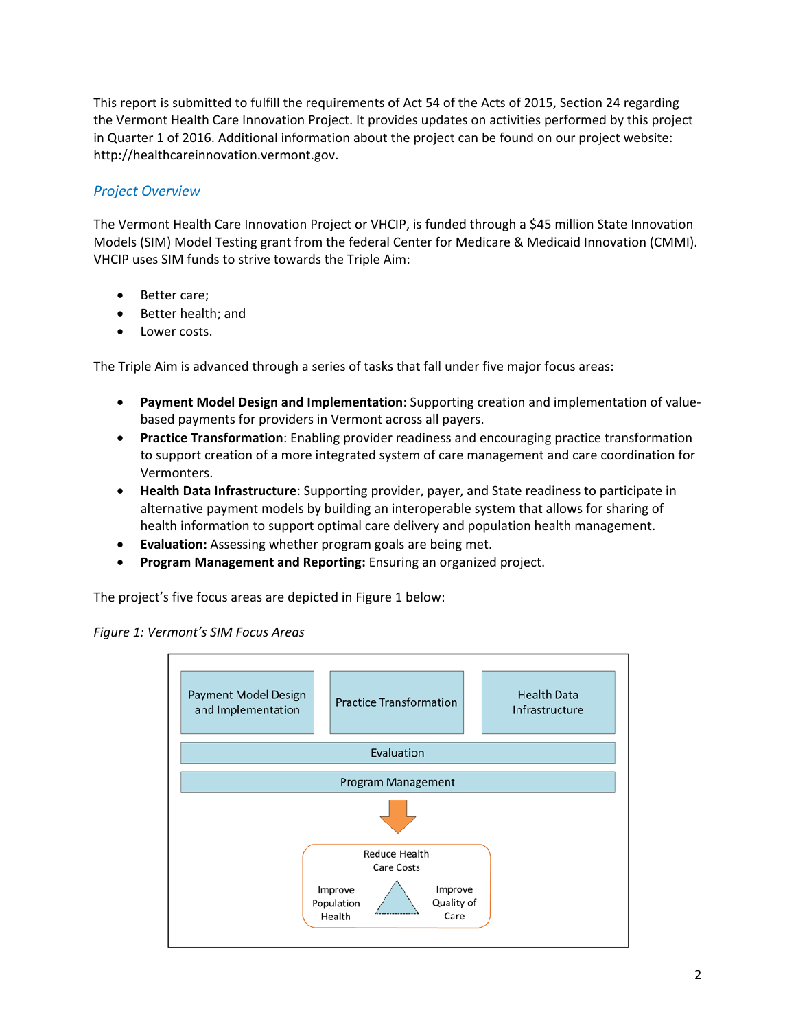This report is submitted to fulfill the requirements of Act 54 of the Acts of 2015, Section 24 regarding the Vermont Health Care Innovation Project. It provides updates on activities performed by this project in Quarter 1 of 2016. Additional information about the project can be found on our project website: http://healthcareinnovation.vermont.gov.

## *Project Overview*

The Vermont Health Care Innovation Project or VHCIP, is funded through a $45 million State Innovation Models (SIM) Model Testing grant from the federal Center for Medicare & Medicaid Innovation (CMMI). VHCIP uses SIM funds to strive towards the Triple Aim:

- Better care;
- Better health; and
- Lower costs.

The Triple Aim is advanced through a series of tasks that fall under five major focus areas:

- **Payment Model Design and Implementation**: Supporting creation and implementation of value-based payments for providers in Vermont across all payers.
- **Practice Transformation**: Enabling provider readiness and encouraging practice transformation to support creation of a more integrated system of care management and care coordination for Vermonters.
- **Health Data Infrastructure**: Supporting provider, payer, and State readiness to participate in alternative payment models by building an interoperable system that allows for sharing of health information to support optimal care delivery and population health management.
- **Evaluation:** Assessing whether program goals are being met.
- **Program Management and Reporting:** Ensuring an organized project.

The project's five focus areas are depicted in Figure 1 below:

*Figure 1: Vermont's SIM Focus Areas*

Payment Model Design and Implementation | Practice Transformation | Health Data Infrastructure

Evaluation

Program Management

Reduce Health Care Costs

Improve Population Health

Improve Quality of Care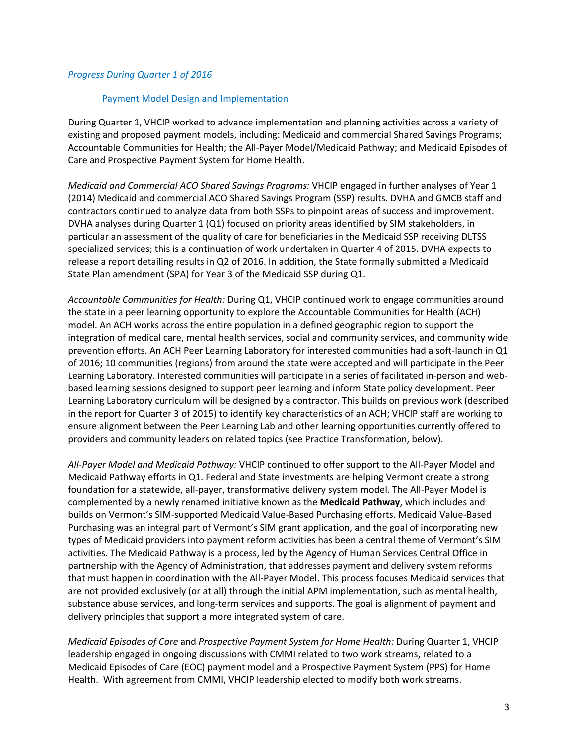### *Progress During Quarter 1 of 2016*

#### Payment Model Design and Implementation

During Quarter 1, VHCIP worked to advance implementation and planning activities across a variety of existing and proposed payment models, including: Medicaid and commercial Shared Savings Programs; Accountable Communities for Health; the All-Payer Model/Medicaid Pathway; and Medicaid Episodes of Care and Prospective Payment System for Home Health.

*Medicaid and Commercial ACO Shared Savings Programs:* VHCIP engaged in further analyses of Year 1 (2014) Medicaid and commercial ACO Shared Savings Program (SSP) results. DVHA and GMCB staff and contractors continued to analyze data from both SSPs to pinpoint areas of success and improvement. DVHA analyses during Quarter 1 (Q1) focused on priority areas identified by SIM stakeholders, in particular an assessment of the quality of care for beneficiaries in the Medicaid SSP receiving DLTSS specialized services; this is a continuation of work undertaken in Quarter 4 of 2015. DVHA expects to release a report detailing results in Q2 of 2016. In addition, the State formally submitted a Medicaid State Plan amendment (SPA) for Year 3 of the Medicaid SSP during Q1.

*Accountable Communities for Health:* During Q1, VHCIP continued work to engage communities around the state in a peer learning opportunity to explore the Accountable Communities for Health (ACH) model. An ACH works across the entire population in a defined geographic region to support the integration of medical care, mental health services, social and community services, and community wide prevention efforts. An ACH Peer Learning Laboratory for interested communities had a soft-launch in Q1 of 2016; 10 communities (regions) from around the state were accepted and will participate in the Peer Learning Laboratory. Interested communities will participate in a series of facilitated in-person and web-based learning sessions designed to support peer learning and inform State policy development. Peer Learning Laboratory curriculum will be designed by a contractor. This builds on previous work (described in the report for Quarter 3 of 2015) to identify key characteristics of an ACH; VHCIP staff are working to ensure alignment between the Peer Learning Lab and other learning opportunities currently offered to providers and community leaders on related topics (see Practice Transformation, below).

*All-Payer Model and Medicaid Pathway:* VHCIP continued to offer support to the All-Payer Model and Medicaid Pathway efforts in Q1. Federal and State investments are helping Vermont create a strong foundation for a statewide, all-payer, transformative delivery system model. The All-Payer Model is complemented by a newly renamed initiative known as the **Medicaid Pathway**, which includes and builds on Vermont's SIM-supported Medicaid Value-Based Purchasing efforts. Medicaid Value-Based Purchasing was an integral part of Vermont's SIM grant application, and the goal of incorporating new types of Medicaid providers into payment reform activities has been a central theme of Vermont's SIM activities. The Medicaid Pathway is a process, led by the Agency of Human Services Central Office in partnership with the Agency of Administration, that addresses payment and delivery system reforms that must happen in coordination with the All-Payer Model. This process focuses Medicaid services that are not provided exclusively (or at all) through the initial APM implementation, such as mental health, substance abuse services, and long-term services and supports. The goal is alignment of payment and delivery principles that support a more integrated system of care.

*Medicaid Episodes of Care* and *Prospective Payment System for Home Health:* During Quarter 1, VHCIP leadership engaged in ongoing discussions with CMMI related to two work streams, related to a Medicaid Episodes of Care (EOC) payment model and a Prospective Payment System (PPS) for Home Health. With agreement from CMMI, VHCIP leadership elected to modify both work streams.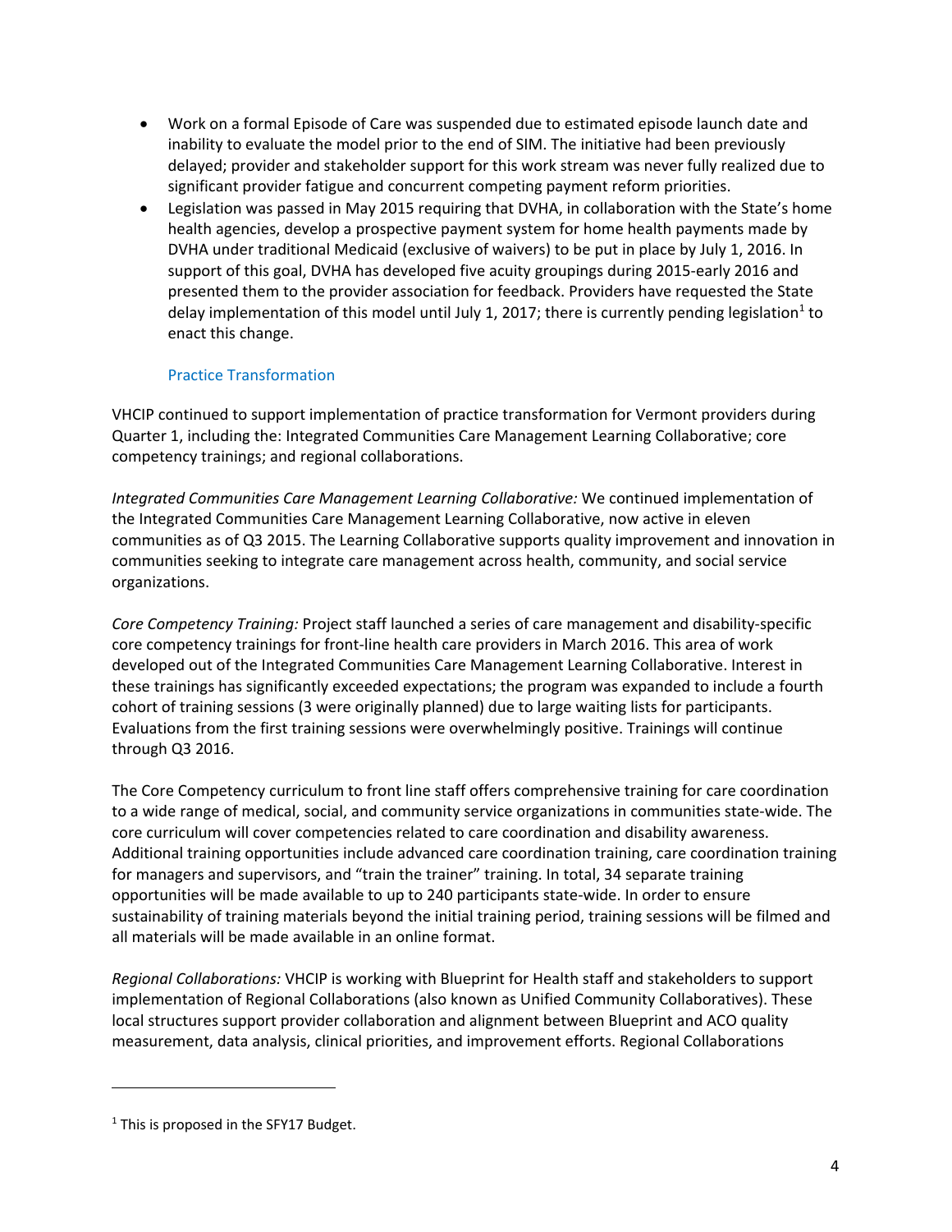- Work on a formal Episode of Care was suspended due to estimated episode launch date and inability to evaluate the model prior to the end of SIM. The initiative had been previously delayed; provider and stakeholder support for this work stream was never fully realized due to significant provider fatigue and concurrent competing payment reform priorities.
- Legislation was passed in May 2015 requiring that DVHA, in collaboration with the State's home health agencies, develop a prospective payment system for home health payments made by DVHA under traditional Medicaid (exclusive of waivers) to be put in place by July 1, 2016. In support of this goal, DVHA has developed five acuity groupings during 2015-early 2016 and presented them to the provider association for feedback. Providers have requested the State delay implementation of this model until July 1, 2017; there is currently pending legislation[1] to enact this change.

### Practice Transformation

VHCIP continued to support implementation of practice transformation for Vermont providers during Quarter 1, including the: Integrated Communities Care Management Learning Collaborative; core competency trainings; and regional collaborations.

*Integrated Communities Care Management Learning Collaborative:* We continued implementation of the Integrated Communities Care Management Learning Collaborative, now active in eleven communities as of Q3 2015. The Learning Collaborative supports quality improvement and innovation in communities seeking to integrate care management across health, community, and social service organizations.

*Core Competency Training:* Project staff launched a series of care management and disability-specific core competency trainings for front-line health care providers in March 2016. This area of work developed out of the Integrated Communities Care Management Learning Collaborative. Interest in these trainings has significantly exceeded expectations; the program was expanded to include a fourth cohort of training sessions (3 were originally planned) due to large waiting lists for participants. Evaluations from the first training sessions were overwhelmingly positive. Trainings will continue through Q3 2016.

The Core Competency curriculum to front line staff offers comprehensive training for care coordination to a wide range of medical, social, and community service organizations in communities state-wide. The core curriculum will cover competencies related to care coordination and disability awareness. Additional training opportunities include advanced care coordination training, care coordination training for managers and supervisors, and "train the trainer" training. In total, 34 separate training opportunities will be made available to up to 240 participants state-wide. In order to ensure sustainability of training materials beyond the initial training period, training sessions will be filmed and all materials will be made available in an online format.

*Regional Collaborations:* VHCIP is working with Blueprint for Health staff and stakeholders to support implementation of Regional Collaborations (also known as Unified Community Collaboratives). These local structures support provider collaboration and alignment between Blueprint and ACO quality measurement, data analysis, clinical priorities, and improvement efforts. Regional Collaborations

[1] This is proposed in the SFY17 Budget.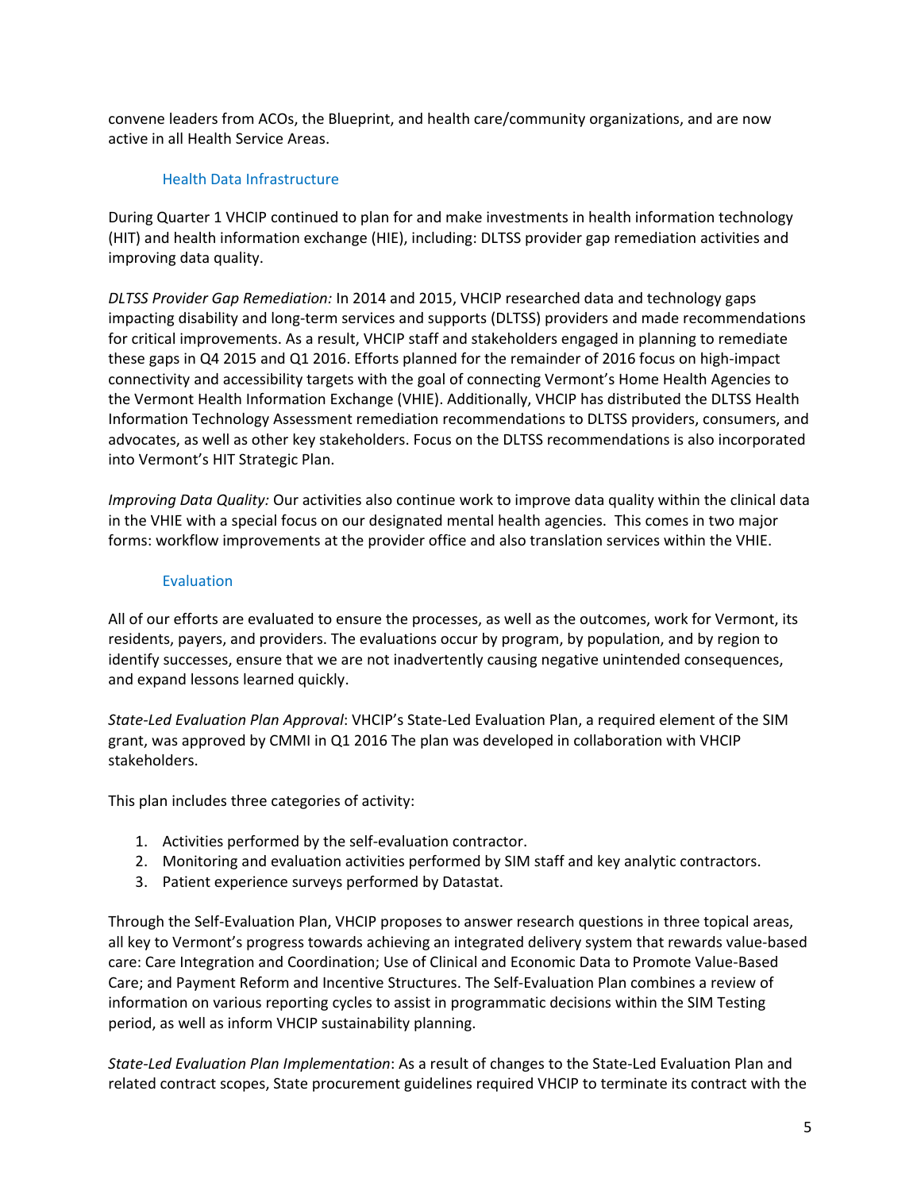convene leaders from ACOs, the Blueprint, and health care/community organizations, and are now active in all Health Service Areas.

### Health Data Infrastructure

During Quarter 1 VHCIP continued to plan for and make investments in health information technology (HIT) and health information exchange (HIE), including: DLTSS provider gap remediation activities and improving data quality.

*DLTSS Provider Gap Remediation:* In 2014 and 2015, VHCIP researched data and technology gaps impacting disability and long-term services and supports (DLTSS) providers and made recommendations for critical improvements. As a result, VHCIP staff and stakeholders engaged in planning to remediate these gaps in Q4 2015 and Q1 2016. Efforts planned for the remainder of 2016 focus on high-impact connectivity and accessibility targets with the goal of connecting Vermont's Home Health Agencies to the Vermont Health Information Exchange (VHIE). Additionally, VHCIP has distributed the DLTSS Health Information Technology Assessment remediation recommendations to DLTSS providers, consumers, and advocates, as well as other key stakeholders. Focus on the DLTSS recommendations is also incorporated into Vermont's HIT Strategic Plan.

*Improving Data Quality:* Our activities also continue work to improve data quality within the clinical data in the VHIE with a special focus on our designated mental health agencies. This comes in two major forms: workflow improvements at the provider office and also translation services within the VHIE.

### Evaluation

All of our efforts are evaluated to ensure the processes, as well as the outcomes, work for Vermont, its residents, payers, and providers. The evaluations occur by program, by population, and by region to identify successes, ensure that we are not inadvertently causing negative unintended consequences, and expand lessons learned quickly.

*State-Led Evaluation Plan Approval*: VHCIP's State-Led Evaluation Plan, a required element of the SIM grant, was approved by CMMI in Q1 2016 The plan was developed in collaboration with VHCIP stakeholders.

This plan includes three categories of activity:

1. Activities performed by the self-evaluation contractor.
2. Monitoring and evaluation activities performed by SIM staff and key analytic contractors.
3. Patient experience surveys performed by Datastat.

Through the Self-Evaluation Plan, VHCIP proposes to answer research questions in three topical areas, all key to Vermont's progress towards achieving an integrated delivery system that rewards value-based care: Care Integration and Coordination; Use of Clinical and Economic Data to Promote Value-Based Care; and Payment Reform and Incentive Structures. The Self-Evaluation Plan combines a review of information on various reporting cycles to assist in programmatic decisions within the SIM Testing period, as well as inform VHCIP sustainability planning.

*State-Led Evaluation Plan Implementation*: As a result of changes to the State-Led Evaluation Plan and related contract scopes, State procurement guidelines required VHCIP to terminate its contract with the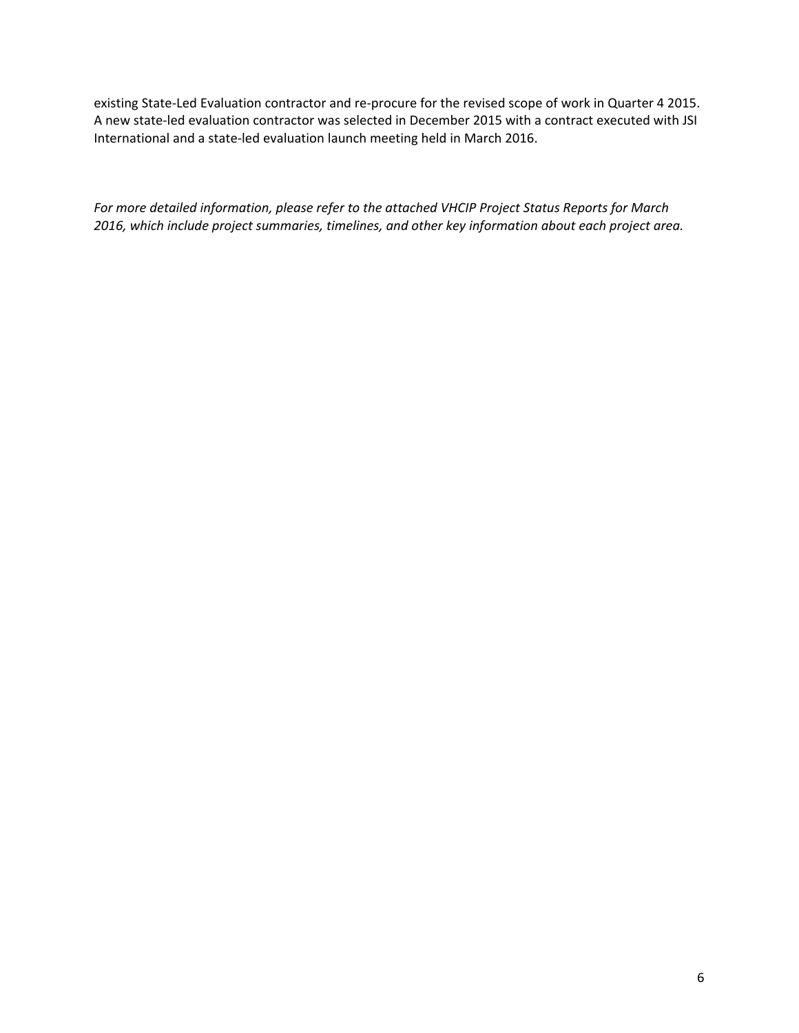existing State-Led Evaluation contractor and re-procure for the revised scope of work in Quarter 4 2015. A new state-led evaluation contractor was selected in December 2015 with a contract executed with JSI International and a state-led evaluation launch meeting held in March 2016.

*For more detailed information, please refer to the attached VHCIP Project Status Reports for March 2016, which include project summaries, timelines, and other key information about each project area.*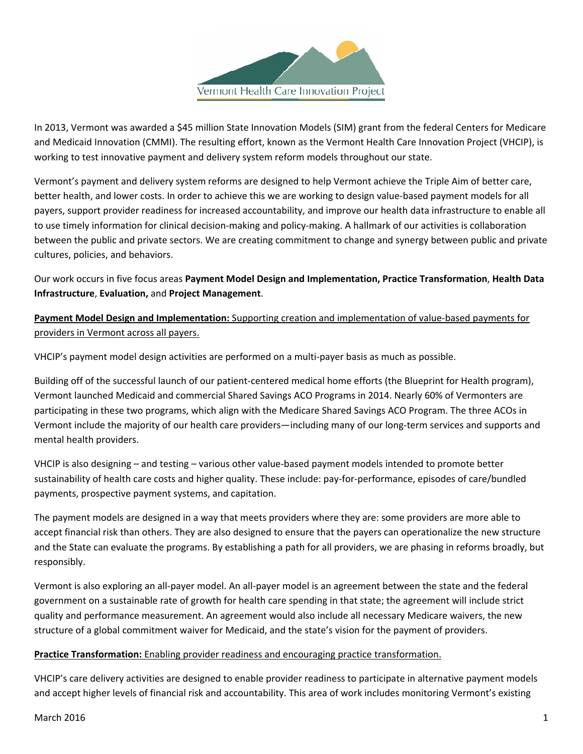Vermont Health Care Innovation Project

In 2013, Vermont was awarded a $45 million State Innovation Models (SIM) grant from the federal Centers for Medicare and Medicaid Innovation (CMMI). The resulting effort, known as the Vermont Health Care Innovation Project (VHCIP), is working to test innovative payment and delivery system reform models throughout our state.

Vermont's payment and delivery system reforms are designed to help Vermont achieve the Triple Aim of better care, better health, and lower costs. In order to achieve this we are working to design value-based payment models for all payers, support provider readiness for increased accountability, and improve our health data infrastructure to enable all to use timely information for clinical decision-making and policy-making. A hallmark of our activities is collaboration between the public and private sectors. We are creating commitment to change and synergy between public and private cultures, policies, and behaviors.

Our work occurs in five focus areas **Payment Model Design and Implementation, Practice Transformation**, **Health Data Infrastructure**, **Evaluation,** and **Project Management**.

**Payment Model Design and Implementation:** Supporting creation and implementation of value-based payments for providers in Vermont across all payers.

VHCIP's payment model design activities are performed on a multi-payer basis as much as possible.

Building off of the successful launch of our patient-centered medical home efforts (the Blueprint for Health program), Vermont launched Medicaid and commercial Shared Savings ACO Programs in 2014. Nearly 60% of Vermonters are participating in these two programs, which align with the Medicare Shared Savings ACO Program. The three ACOs in Vermont include the majority of our health care providers—including many of our long-term services and supports and mental health providers.

VHCIP is also designing – and testing – various other value-based payment models intended to promote better sustainability of health care costs and higher quality. These include: pay-for-performance, episodes of care/bundled payments, prospective payment systems, and capitation.

The payment models are designed in a way that meets providers where they are: some providers are more able to accept financial risk than others. They are also designed to ensure that the payers can operationalize the new structure and the State can evaluate the programs. By establishing a path for all providers, we are phasing in reforms broadly, but responsibly.

Vermont is also exploring an all-payer model. An all-payer model is an agreement between the state and the federal government on a sustainable rate of growth for health care spending in that state; the agreement will include strict quality and performance measurement. An agreement would also include all necessary Medicare waivers, the new structure of a global commitment waiver for Medicaid, and the state's vision for the payment of providers.

**Practice Transformation:** Enabling provider readiness and encouraging practice transformation.

VHCIP's care delivery activities are designed to enable provider readiness to participate in alternative payment models and accept higher levels of financial risk and accountability. This area of work includes monitoring Vermont's existing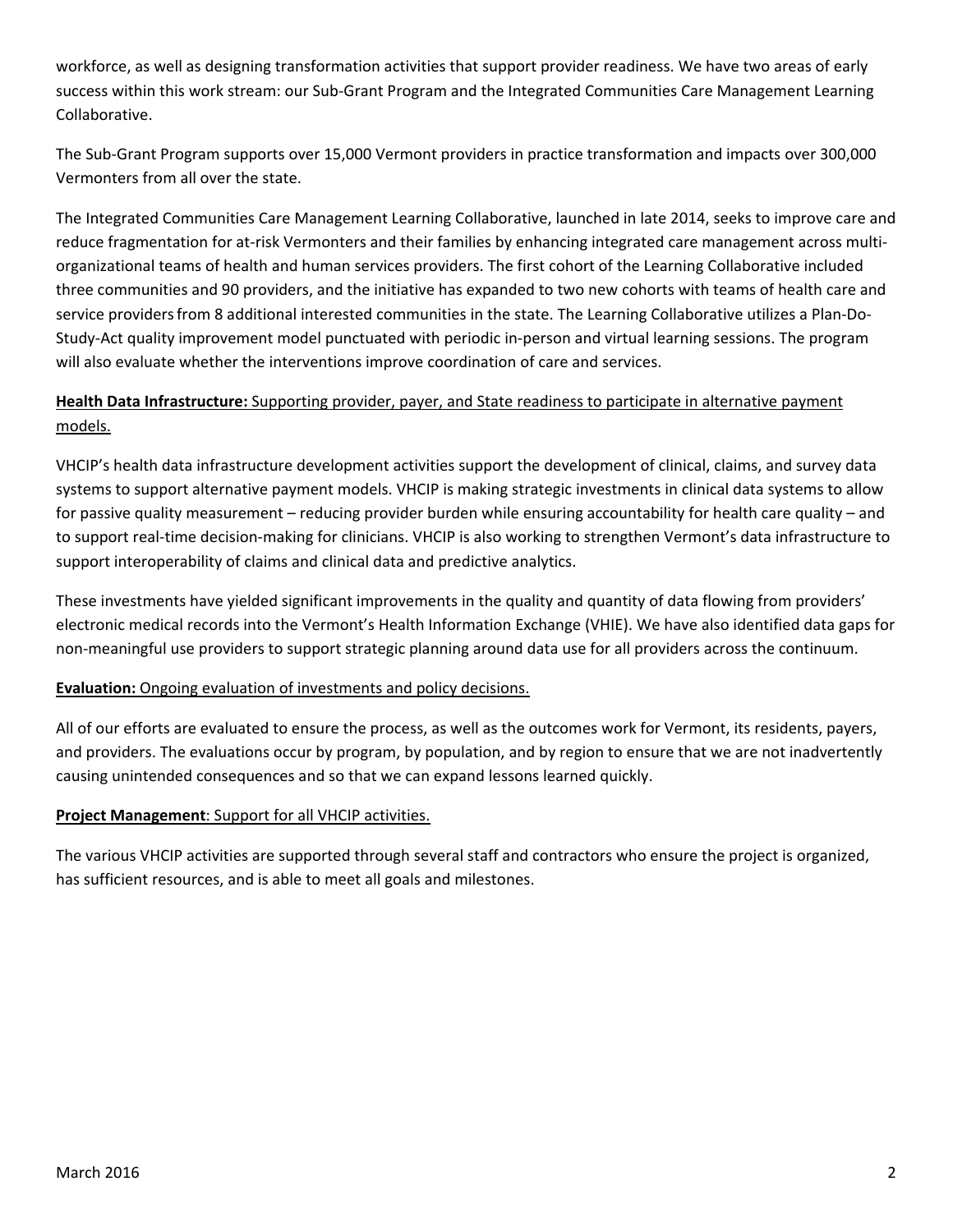workforce, as well as designing transformation activities that support provider readiness. We have two areas of early success within this work stream: our Sub-Grant Program and the Integrated Communities Care Management Learning Collaborative.

The Sub-Grant Program supports over 15,000 Vermont providers in practice transformation and impacts over 300,000 Vermonters from all over the state.

The Integrated Communities Care Management Learning Collaborative, launched in late 2014, seeks to improve care and reduce fragmentation for at-risk Vermonters and their families by enhancing integrated care management across multi-organizational teams of health and human services providers. The first cohort of the Learning Collaborative included three communities and 90 providers, and the initiative has expanded to two new cohorts with teams of health care and service providers from 8 additional interested communities in the state. The Learning Collaborative utilizes a Plan-Do-Study-Act quality improvement model punctuated with periodic in-person and virtual learning sessions. The program will also evaluate whether the interventions improve coordination of care and services.

**Health Data Infrastructure:** Supporting provider, payer, and State readiness to participate in alternative payment models.

VHCIP's health data infrastructure development activities support the development of clinical, claims, and survey data systems to support alternative payment models. VHCIP is making strategic investments in clinical data systems to allow for passive quality measurement – reducing provider burden while ensuring accountability for health care quality – and to support real-time decision-making for clinicians. VHCIP is also working to strengthen Vermont's data infrastructure to support interoperability of claims and clinical data and predictive analytics.

These investments have yielded significant improvements in the quality and quantity of data flowing from providers' electronic medical records into the Vermont's Health Information Exchange (VHIE). We have also identified data gaps for non-meaningful use providers to support strategic planning around data use for all providers across the continuum.

**Evaluation:** Ongoing evaluation of investments and policy decisions.

All of our efforts are evaluated to ensure the process, as well as the outcomes work for Vermont, its residents, payers, and providers. The evaluations occur by program, by population, and by region to ensure that we are not inadvertently causing unintended consequences and so that we can expand lessons learned quickly.

**Project Management**: Support for all VHCIP activities.

The various VHCIP activities are supported through several staff and contractors who ensure the project is organized, has sufficient resources, and is able to meet all goals and milestones.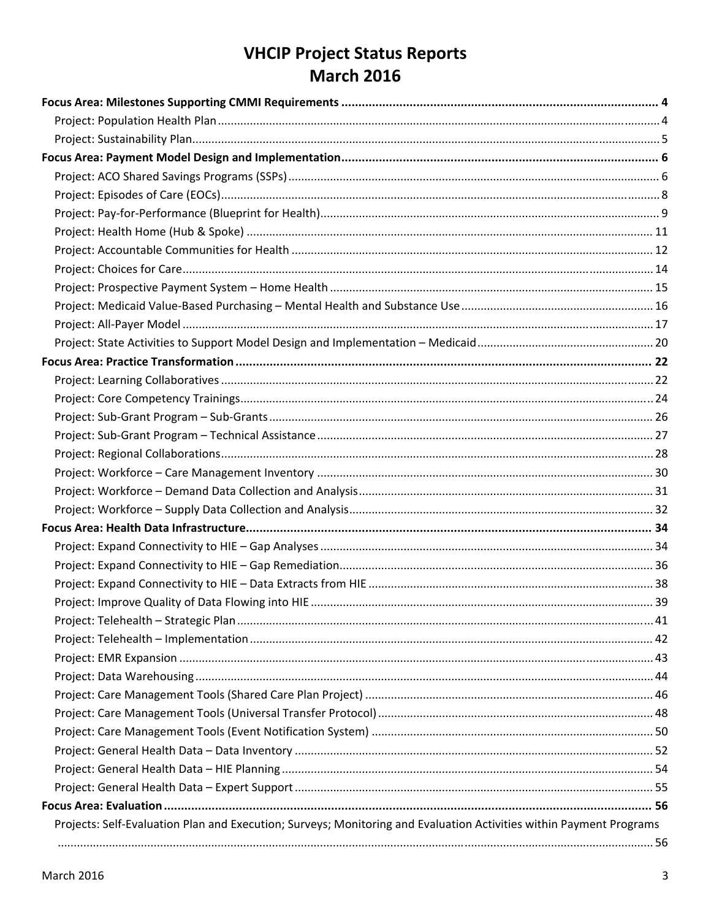# VHCIP Project Status Reports
# March 2016

**Focus Area: Milestones Supporting CMMI Requirements** ........ 4
- Project: Population Health Plan ........ 4
- Project: Sustainability Plan ........ 5

**Focus Area: Payment Model Design and Implementation** ........ 6
- Project: ACO Shared Savings Programs (SSPs) ........ 6
- Project: Episodes of Care (EOCs) ........ 8
- Project: Pay-for-Performance (Blueprint for Health) ........ 9
- Project: Health Home (Hub & Spoke) ........ 11
- Project: Accountable Communities for Health ........ 12
- Project: Choices for Care ........ 14
- Project: Prospective Payment System – Home Health ........ 15
- Project: Medicaid Value-Based Purchasing – Mental Health and Substance Use ........ 16
- Project: All-Payer Model ........ 17
- Project: State Activities to Support Model Design and Implementation – Medicaid ........ 20

**Focus Area: Practice Transformation** ........ 22
- Project: Learning Collaboratives ........ 22
- Project: Core Competency Trainings ........ 24
- Project: Sub-Grant Program – Sub-Grants ........ 26
- Project: Sub-Grant Program – Technical Assistance ........ 27
- Project: Regional Collaborations ........ 28
- Project: Workforce – Care Management Inventory ........ 30
- Project: Workforce – Demand Data Collection and Analysis ........ 31
- Project: Workforce – Supply Data Collection and Analysis ........ 32

**Focus Area: Health Data Infrastructure** ........ 34
- Project: Expand Connectivity to HIE – Gap Analyses ........ 34
- Project: Expand Connectivity to HIE – Gap Remediation ........ 36
- Project: Expand Connectivity to HIE – Data Extracts from HIE ........ 38
- Project: Improve Quality of Data Flowing into HIE ........ 39
- Project: Telehealth – Strategic Plan ........ 41
- Project: Telehealth – Implementation ........ 42
- Project: EMR Expansion ........ 43
- Project: Data Warehousing ........ 44
- Project: Care Management Tools (Shared Care Plan Project) ........ 46
- Project: Care Management Tools (Universal Transfer Protocol) ........ 48
- Project: Care Management Tools (Event Notification System) ........ 50
- Project: General Health Data – Data Inventory ........ 52
- Project: General Health Data – HIE Planning ........ 54
- Project: General Health Data – Expert Support ........ 55

**Focus Area: Evaluation** ........ 56
- Projects: Self-Evaluation Plan and Execution; Surveys; Monitoring and Evaluation Activities within Payment Programs ........ 56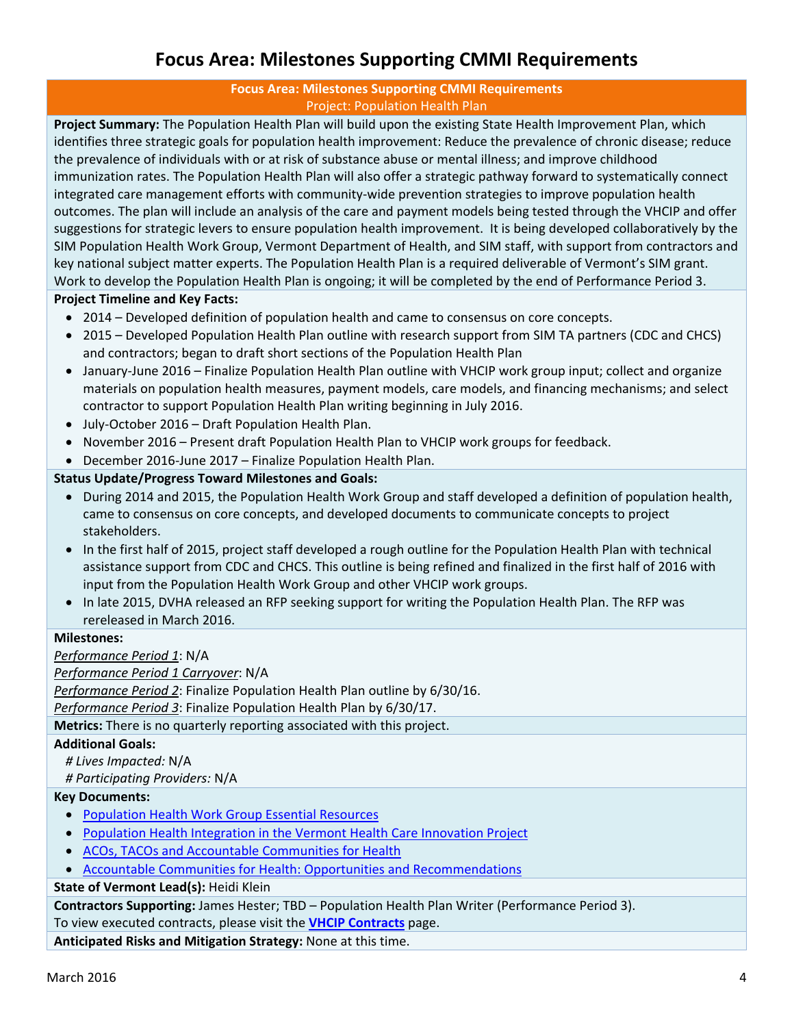# Focus Area: Milestones Supporting CMMI Requirements

**Focus Area: Milestones Supporting CMMI Requirements**
Project: Population Health Plan

**Project Summary:** The Population Health Plan will build upon the existing State Health Improvement Plan, which identifies three strategic goals for population health improvement: Reduce the prevalence of chronic disease; reduce the prevalence of individuals with or at risk of substance abuse or mental illness; and improve childhood immunization rates. The Population Health Plan will also offer a strategic pathway forward to systematically connect integrated care management efforts with community-wide prevention strategies to improve population health outcomes. The plan will include an analysis of the care and payment models being tested through the VHCIP and offer suggestions for strategic levers to ensure population health improvement. It is being developed collaboratively by the SIM Population Health Work Group, Vermont Department of Health, and SIM staff, with support from contractors and key national subject matter experts. The Population Health Plan is a required deliverable of Vermont's SIM grant. Work to develop the Population Health Plan is ongoing; it will be completed by the end of Performance Period 3.

**Project Timeline and Key Facts:**

- 2014 – Developed definition of population health and came to consensus on core concepts.
- 2015 – Developed Population Health Plan outline with research support from SIM TA partners (CDC and CHCS) and contractors; began to draft short sections of the Population Health Plan
- January-June 2016 – Finalize Population Health Plan outline with VHCIP work group input; collect and organize materials on population health measures, payment models, care models, and financing mechanisms; and select contractor to support Population Health Plan writing beginning in July 2016.
- July-October 2016 – Draft Population Health Plan.
- November 2016 – Present draft Population Health Plan to VHCIP work groups for feedback.
- December 2016-June 2017 – Finalize Population Health Plan.

**Status Update/Progress Toward Milestones and Goals:**

- During 2014 and 2015, the Population Health Work Group and staff developed a definition of population health, came to consensus on core concepts, and developed documents to communicate concepts to project stakeholders.
- In the first half of 2015, project staff developed a rough outline for the Population Health Plan with technical assistance support from CDC and CHCS. This outline is being refined and finalized in the first half of 2016 with input from the Population Health Work Group and other VHCIP work groups.
- In late 2015, DVHA released an RFP seeking support for writing the Population Health Plan. The RFP was rereleased in March 2016.

**Milestones:**

*Performance Period 1*: N/A
*Performance Period 1 Carryover*: N/A
*Performance Period 2*: Finalize Population Health Plan outline by 6/30/16.
*Performance Period 3*: Finalize Population Health Plan by 6/30/17.

**Metrics:** There is no quarterly reporting associated with this project.

**Additional Goals:**
*# Lives Impacted:* N/A
*# Participating Providers:* N/A

**Key Documents:**

- Population Health Work Group Essential Resources
- Population Health Integration in the Vermont Health Care Innovation Project
- ACOs, TACOs and Accountable Communities for Health
- Accountable Communities for Health: Opportunities and Recommendations

**State of Vermont Lead(s):** Heidi Klein

**Contractors Supporting:** James Hester; TBD – Population Health Plan Writer (Performance Period 3).
To view executed contracts, please visit the **VHCIP Contracts** page.

**Anticipated Risks and Mitigation Strategy:** None at this time.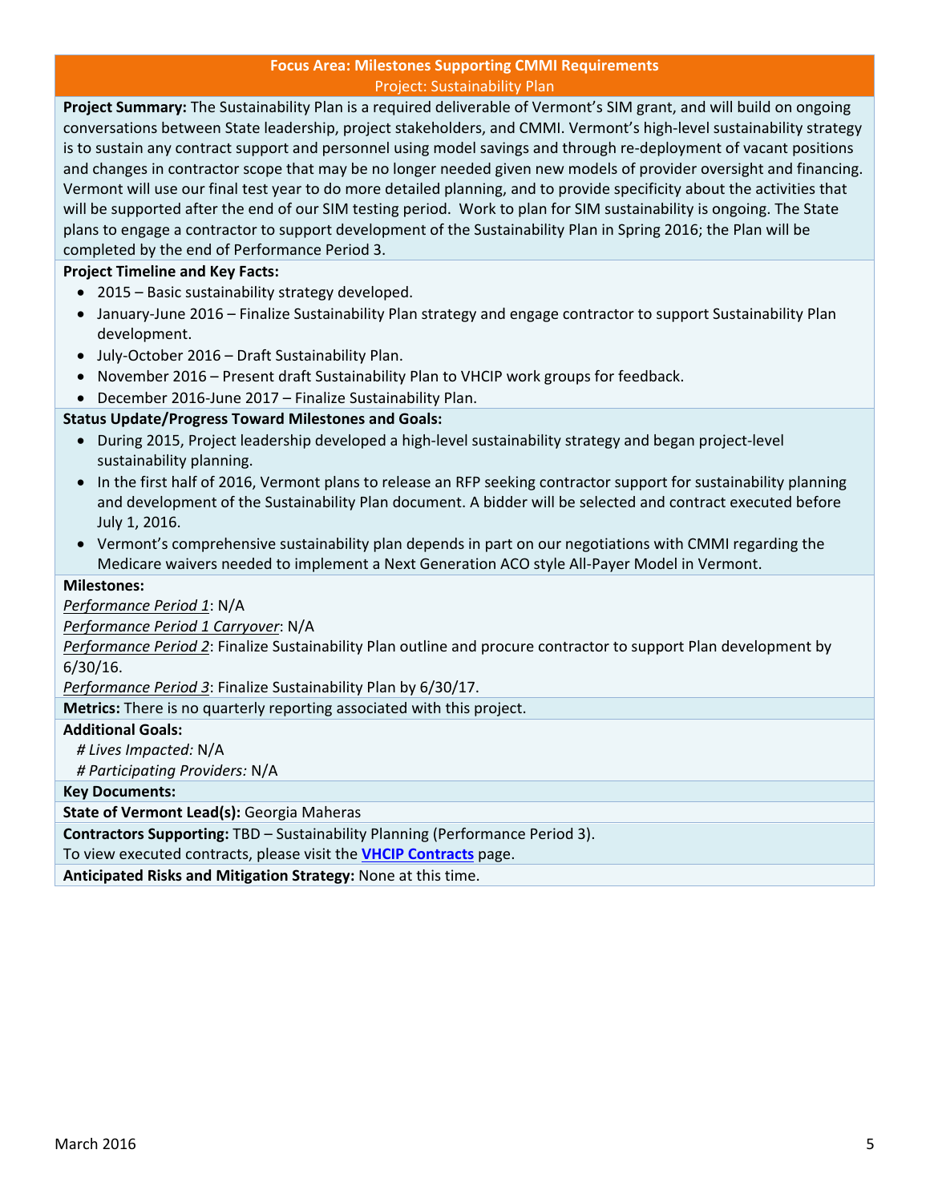## Focus Area: Milestones Supporting CMMI Requirements

### Project: Sustainability Plan

**Project Summary:** The Sustainability Plan is a required deliverable of Vermont's SIM grant, and will build on ongoing conversations between State leadership, project stakeholders, and CMMI. Vermont's high-level sustainability strategy is to sustain any contract support and personnel using model savings and through re-deployment of vacant positions and changes in contractor scope that may be no longer needed given new models of provider oversight and financing. Vermont will use our final test year to do more detailed planning, and to provide specificity about the activities that will be supported after the end of our SIM testing period. Work to plan for SIM sustainability is ongoing. The State plans to engage a contractor to support development of the Sustainability Plan in Spring 2016; the Plan will be completed by the end of Performance Period 3.

**Project Timeline and Key Facts:**

- 2015 – Basic sustainability strategy developed.
- January-June 2016 – Finalize Sustainability Plan strategy and engage contractor to support Sustainability Plan development.
- July-October 2016 – Draft Sustainability Plan.
- November 2016 – Present draft Sustainability Plan to VHCIP work groups for feedback.
- December 2016-June 2017 – Finalize Sustainability Plan.

**Status Update/Progress Toward Milestones and Goals:**

- During 2015, Project leadership developed a high-level sustainability strategy and began project-level sustainability planning.
- In the first half of 2016, Vermont plans to release an RFP seeking contractor support for sustainability planning and development of the Sustainability Plan document. A bidder will be selected and contract executed before July 1, 2016.
- Vermont's comprehensive sustainability plan depends in part on our negotiations with CMMI regarding the Medicare waivers needed to implement a Next Generation ACO style All-Payer Model in Vermont.

**Milestones:**

*Performance Period 1*: N/A

*Performance Period 1 Carryover*: N/A

*Performance Period 2*: Finalize Sustainability Plan outline and procure contractor to support Plan development by 6/30/16.

*Performance Period 3*: Finalize Sustainability Plan by 6/30/17.

**Metrics:** There is no quarterly reporting associated with this project.

**Additional Goals:**

*# Lives Impacted:* N/A

*# Participating Providers:* N/A

**Key Documents:**

**State of Vermont Lead(s):** Georgia Maheras

**Contractors Supporting:** TBD – Sustainability Planning (Performance Period 3).

To view executed contracts, please visit the **VHCIP Contracts** page.

**Anticipated Risks and Mitigation Strategy:** None at this time.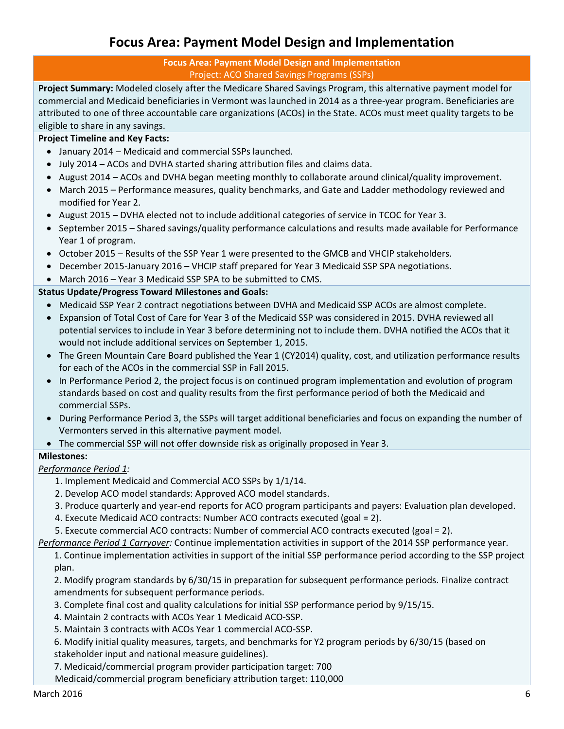# Focus Area: Payment Model Design and Implementation

**Focus Area: Payment Model Design and Implementation**
Project: ACO Shared Savings Programs (SSPs)

**Project Summary:** Modeled closely after the Medicare Shared Savings Program, this alternative payment model for commercial and Medicaid beneficiaries in Vermont was launched in 2014 as a three-year program. Beneficiaries are attributed to one of three accountable care organizations (ACOs) in the State. ACOs must meet quality targets to be eligible to share in any savings.

**Project Timeline and Key Facts:**

- January 2014 – Medicaid and commercial SSPs launched.
- July 2014 – ACOs and DVHA started sharing attribution files and claims data.
- August 2014 – ACOs and DVHA began meeting monthly to collaborate around clinical/quality improvement.
- March 2015 – Performance measures, quality benchmarks, and Gate and Ladder methodology reviewed and modified for Year 2.
- August 2015 – DVHA elected not to include additional categories of service in TCOC for Year 3.
- September 2015 – Shared savings/quality performance calculations and results made available for Performance Year 1 of program.
- October 2015 – Results of the SSP Year 1 were presented to the GMCB and VHCIP stakeholders.
- December 2015-January 2016 – VHCIP staff prepared for Year 3 Medicaid SSP SPA negotiations.
- March 2016 – Year 3 Medicaid SSP SPA to be submitted to CMS.

**Status Update/Progress Toward Milestones and Goals:**

- Medicaid SSP Year 2 contract negotiations between DVHA and Medicaid SSP ACOs are almost complete.
- Expansion of Total Cost of Care for Year 3 of the Medicaid SSP was considered in 2015. DVHA reviewed all potential services to include in Year 3 before determining not to include them. DVHA notified the ACOs that it would not include additional services on September 1, 2015.
- The Green Mountain Care Board published the Year 1 (CY2014) quality, cost, and utilization performance results for each of the ACOs in the commercial SSP in Fall 2015.
- In Performance Period 2, the project focus is on continued program implementation and evolution of program standards based on cost and quality results from the first performance period of both the Medicaid and commercial SSPs.
- During Performance Period 3, the SSPs will target additional beneficiaries and focus on expanding the number of Vermonters served in this alternative payment model.
- The commercial SSP will not offer downside risk as originally proposed in Year 3.

**Milestones:**

*Performance Period 1:*

1. Implement Medicaid and Commercial ACO SSPs by 1/1/14.
2. Develop ACO model standards: Approved ACO model standards.
3. Produce quarterly and year-end reports for ACO program participants and payers: Evaluation plan developed.
4. Execute Medicaid ACO contracts: Number ACO contracts executed (goal = 2).
5. Execute commercial ACO contracts: Number of commercial ACO contracts executed (goal = 2).

*Performance Period 1 Carryover:* Continue implementation activities in support of the 2014 SSP performance year.

1. Continue implementation activities in support of the initial SSP performance period according to the SSP project plan.
2. Modify program standards by 6/30/15 in preparation for subsequent performance periods. Finalize contract amendments for subsequent performance periods.
3. Complete final cost and quality calculations for initial SSP performance period by 9/15/15.
4. Maintain 2 contracts with ACOs Year 1 Medicaid ACO-SSP.
5. Maintain 3 contracts with ACOs Year 1 commercial ACO-SSP.
6. Modify initial quality measures, targets, and benchmarks for Y2 program periods by 6/30/15 (based on stakeholder input and national measure guidelines).
7. Medicaid/commercial program provider participation target: 700
   Medicaid/commercial program beneficiary attribution target: 110,000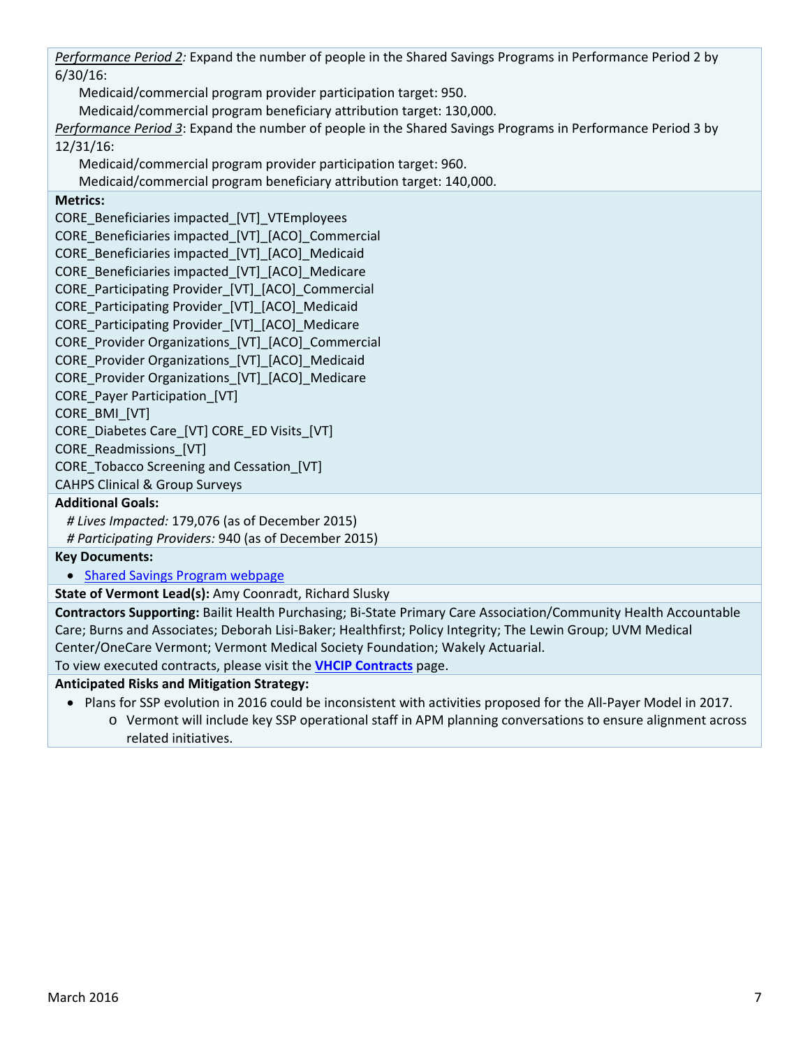*Performance Period 2:* Expand the number of people in the Shared Savings Programs in Performance Period 2 by 6/30/16:

Medicaid/commercial program provider participation target: 950.

Medicaid/commercial program beneficiary attribution target: 130,000.

*Performance Period 3*: Expand the number of people in the Shared Savings Programs in Performance Period 3 by 12/31/16:

Medicaid/commercial program provider participation target: 960.

Medicaid/commercial program beneficiary attribution target: 140,000.

**Metrics:**

CORE_Beneficiaries impacted_[VT]_VTEmployees
CORE_Beneficiaries impacted_[VT]_[ACO]_Commercial
CORE_Beneficiaries impacted_[VT]_[ACO]_Medicaid
CORE_Beneficiaries impacted_[VT]_[ACO]_Medicare
CORE_Participating Provider_[VT]_[ACO]_Commercial
CORE_Participating Provider_[VT]_[ACO]_Medicaid
CORE_Participating Provider_[VT]_[ACO]_Medicare
CORE_Provider Organizations_[VT]_[ACO]_Commercial
CORE_Provider Organizations_[VT]_[ACO]_Medicaid
CORE_Provider Organizations_[VT]_[ACO]_Medicare
CORE_Payer Participation_[VT]
CORE_BMI_[VT]
CORE_Diabetes Care_[VT] CORE_ED Visits_[VT]
CORE_Readmissions_[VT]
CORE_Tobacco Screening and Cessation_[VT]
CAHPS Clinical & Group Surveys

**Additional Goals:**

*# Lives Impacted:* 179,076 (as of December 2015)

*# Participating Providers:* 940 (as of December 2015)

**Key Documents:**

- Shared Savings Program webpage

**State of Vermont Lead(s):** Amy Coonradt, Richard Slusky

**Contractors Supporting:** Bailit Health Purchasing; Bi-State Primary Care Association/Community Health Accountable Care; Burns and Associates; Deborah Lisi-Baker; Healthfirst; Policy Integrity; The Lewin Group; UVM Medical Center/OneCare Vermont; Vermont Medical Society Foundation; Wakely Actuarial.

To view executed contracts, please visit the **VHCIP Contracts** page.

**Anticipated Risks and Mitigation Strategy:**

- Plans for SSP evolution in 2016 could be inconsistent with activities proposed for the All-Payer Model in 2017.
  - Vermont will include key SSP operational staff in APM planning conversations to ensure alignment across related initiatives.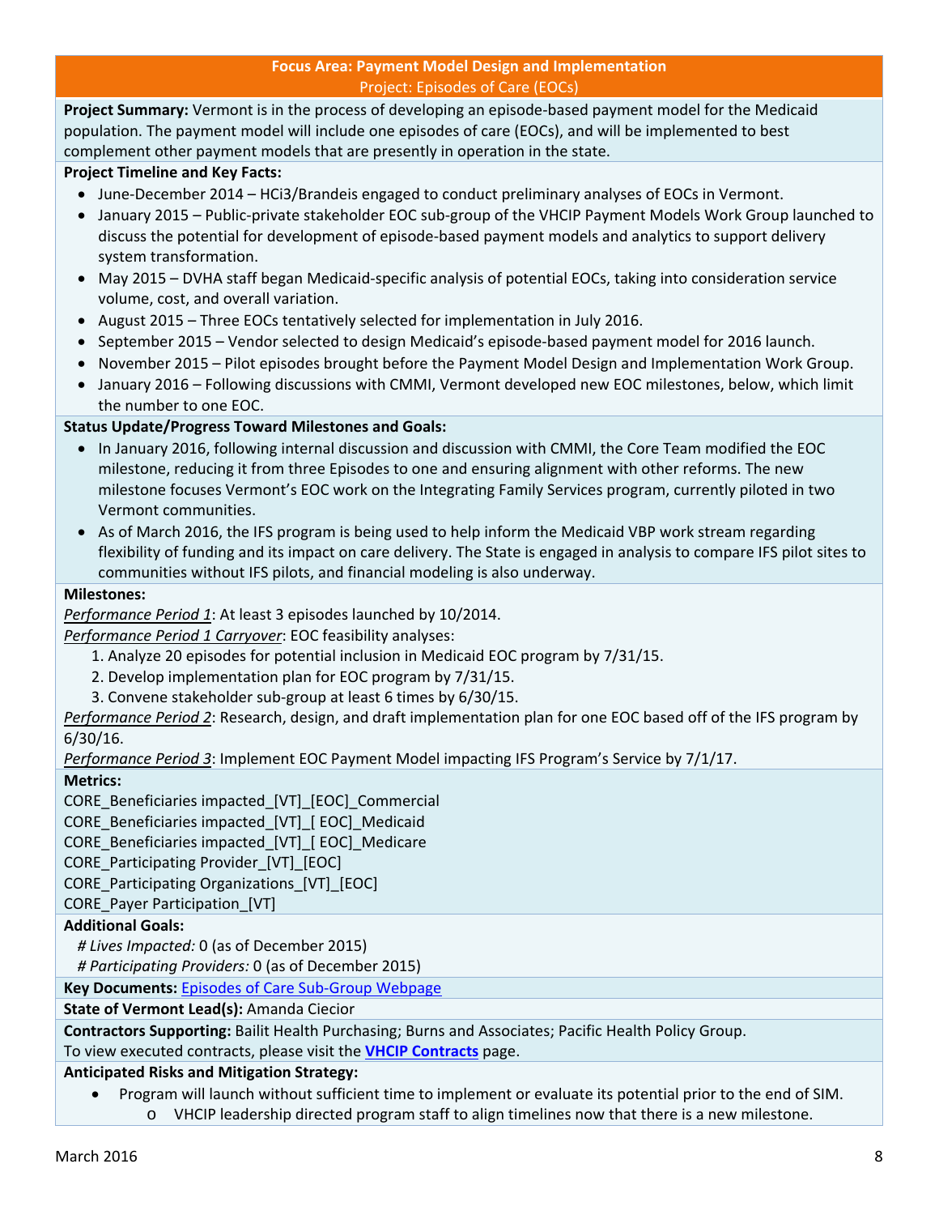## Focus Area: Payment Model Design and Implementation

Project: Episodes of Care (EOCs)

**Project Summary:** Vermont is in the process of developing an episode-based payment model for the Medicaid population. The payment model will include one episodes of care (EOCs), and will be implemented to best complement other payment models that are presently in operation in the state.

**Project Timeline and Key Facts:**

- June-December 2014 – HCi3/Brandeis engaged to conduct preliminary analyses of EOCs in Vermont.
- January 2015 – Public-private stakeholder EOC sub-group of the VHCIP Payment Models Work Group launched to discuss the potential for development of episode-based payment models and analytics to support delivery system transformation.
- May 2015 – DVHA staff began Medicaid-specific analysis of potential EOCs, taking into consideration service volume, cost, and overall variation.
- August 2015 – Three EOCs tentatively selected for implementation in July 2016.
- September 2015 – Vendor selected to design Medicaid's episode-based payment model for 2016 launch.
- November 2015 – Pilot episodes brought before the Payment Model Design and Implementation Work Group.
- January 2016 – Following discussions with CMMI, Vermont developed new EOC milestones, below, which limit the number to one EOC.

**Status Update/Progress Toward Milestones and Goals:**

- In January 2016, following internal discussion and discussion with CMMI, the Core Team modified the EOC milestone, reducing it from three Episodes to one and ensuring alignment with other reforms. The new milestone focuses Vermont's EOC work on the Integrating Family Services program, currently piloted in two Vermont communities.
- As of March 2016, the IFS program is being used to help inform the Medicaid VBP work stream regarding flexibility of funding and its impact on care delivery. The State is engaged in analysis to compare IFS pilot sites to communities without IFS pilots, and financial modeling is also underway.

**Milestones:**

*Performance Period 1*: At least 3 episodes launched by 10/2014.

*Performance Period 1 Carryover*: EOC feasibility analyses:

1. Analyze 20 episodes for potential inclusion in Medicaid EOC program by 7/31/15.
2. Develop implementation plan for EOC program by 7/31/15.
3. Convene stakeholder sub-group at least 6 times by 6/30/15.

*Performance Period 2*: Research, design, and draft implementation plan for one EOC based off of the IFS program by 6/30/16.

*Performance Period 3*: Implement EOC Payment Model impacting IFS Program's Service by 7/1/17.

**Metrics:**

CORE_Beneficiaries impacted_[VT]_[EOC]_Commercial
CORE_Beneficiaries impacted_[VT]_[ EOC]_Medicaid
CORE_Beneficiaries impacted_[VT]_[ EOC]_Medicare
CORE_Participating Provider_[VT]_[EOC]
CORE_Participating Organizations_[VT]_[EOC]
CORE_Payer Participation_[VT]

**Additional Goals:**

*# Lives Impacted:* 0 (as of December 2015)
*# Participating Providers:* 0 (as of December 2015)

**Key Documents:** Episodes of Care Sub-Group Webpage

**State of Vermont Lead(s):** Amanda Ciecior

**Contractors Supporting:** Bailit Health Purchasing; Burns and Associates; Pacific Health Policy Group.
To view executed contracts, please visit the **VHCIP Contracts** page.

**Anticipated Risks and Mitigation Strategy:**

- Program will launch without sufficient time to implement or evaluate its potential prior to the end of SIM.
  - VHCIP leadership directed program staff to align timelines now that there is a new milestone.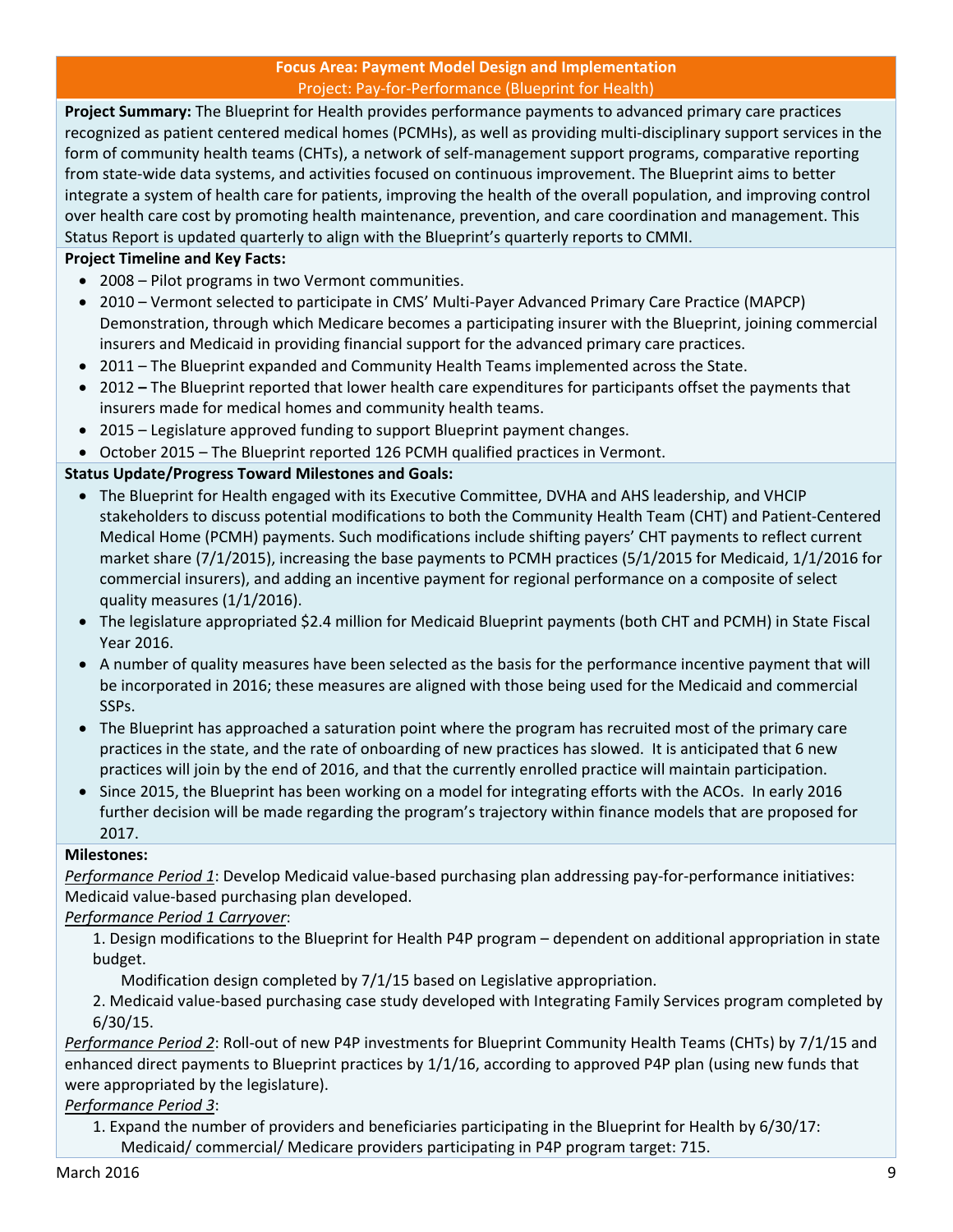## Focus Area: Payment Model Design and Implementation

### Project: Pay-for-Performance (Blueprint for Health)

**Project Summary:** The Blueprint for Health provides performance payments to advanced primary care practices recognized as patient centered medical homes (PCMHs), as well as providing multi-disciplinary support services in the form of community health teams (CHTs), a network of self-management support programs, comparative reporting from state-wide data systems, and activities focused on continuous improvement. The Blueprint aims to better integrate a system of health care for patients, improving the health of the overall population, and improving control over health care cost by promoting health maintenance, prevention, and care coordination and management. This Status Report is updated quarterly to align with the Blueprint's quarterly reports to CMMI.

**Project Timeline and Key Facts:**

- 2008 – Pilot programs in two Vermont communities.
- 2010 – Vermont selected to participate in CMS' Multi-Payer Advanced Primary Care Practice (MAPCP) Demonstration, through which Medicare becomes a participating insurer with the Blueprint, joining commercial insurers and Medicaid in providing financial support for the advanced primary care practices.
- 2011 – The Blueprint expanded and Community Health Teams implemented across the State.
- 2012 **–** The Blueprint reported that lower health care expenditures for participants offset the payments that insurers made for medical homes and community health teams.
- 2015 – Legislature approved funding to support Blueprint payment changes.
- October 2015 – The Blueprint reported 126 PCMH qualified practices in Vermont.

**Status Update/Progress Toward Milestones and Goals:**

- The Blueprint for Health engaged with its Executive Committee, DVHA and AHS leadership, and VHCIP stakeholders to discuss potential modifications to both the Community Health Team (CHT) and Patient-Centered Medical Home (PCMH) payments. Such modifications include shifting payers' CHT payments to reflect current market share (7/1/2015), increasing the base payments to PCMH practices (5/1/2015 for Medicaid, 1/1/2016 for commercial insurers), and adding an incentive payment for regional performance on a composite of select quality measures (1/1/2016).
- The legislature appropriated $2.4 million for Medicaid Blueprint payments (both CHT and PCMH) in State Fiscal Year 2016.
- A number of quality measures have been selected as the basis for the performance incentive payment that will be incorporated in 2016; these measures are aligned with those being used for the Medicaid and commercial SSPs.
- The Blueprint has approached a saturation point where the program has recruited most of the primary care practices in the state, and the rate of onboarding of new practices has slowed. It is anticipated that 6 new practices will join by the end of 2016, and that the currently enrolled practice will maintain participation.
- Since 2015, the Blueprint has been working on a model for integrating efforts with the ACOs. In early 2016 further decision will be made regarding the program's trajectory within finance models that are proposed for 2017.

**Milestones:**

*Performance Period 1*: Develop Medicaid value-based purchasing plan addressing pay-for-performance initiatives: Medicaid value-based purchasing plan developed.

*Performance Period 1 Carryover*:

1. Design modifications to the Blueprint for Health P4P program – dependent on additional appropriation in state budget.
   
   Modification design completed by 7/1/15 based on Legislative appropriation.
2. Medicaid value-based purchasing case study developed with Integrating Family Services program completed by 6/30/15.

*Performance Period 2*: Roll-out of new P4P investments for Blueprint Community Health Teams (CHTs) by 7/1/15 and enhanced direct payments to Blueprint practices by 1/1/16, according to approved P4P plan (using new funds that were appropriated by the legislature).

*Performance Period 3*:

1. Expand the number of providers and beneficiaries participating in the Blueprint for Health by 6/30/17:
   
   Medicaid/ commercial/ Medicare providers participating in P4P program target: 715.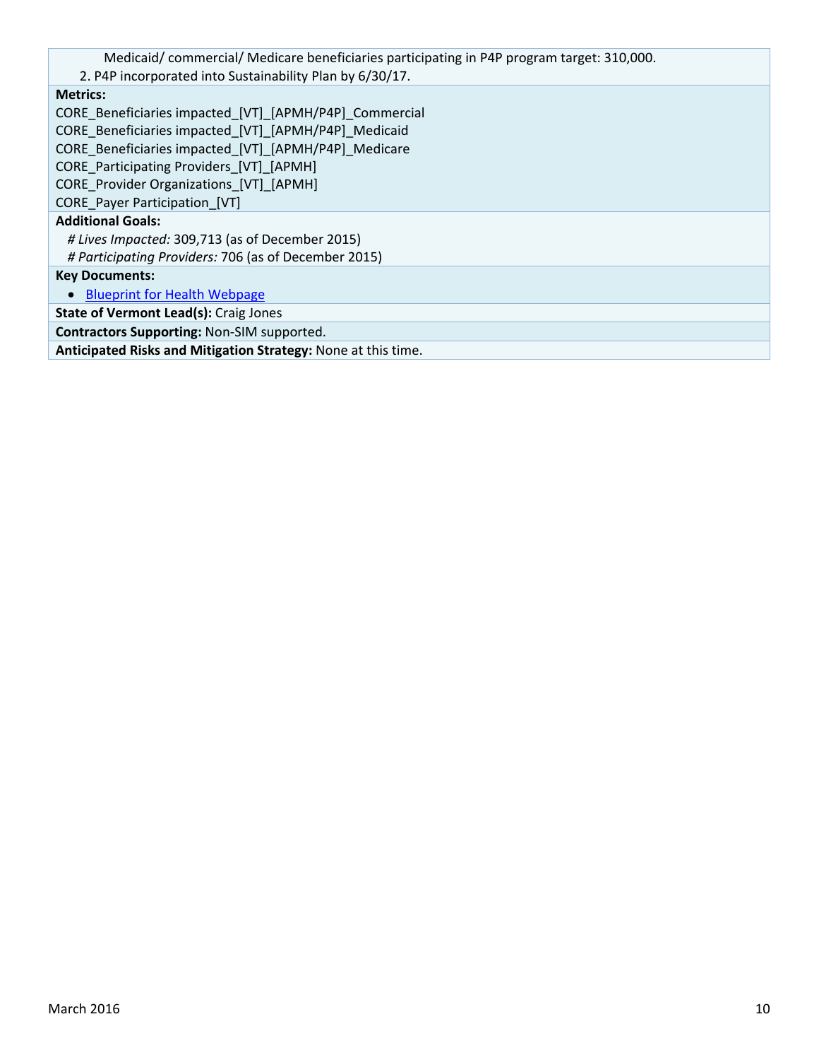Medicaid/ commercial/ Medicare beneficiaries participating in P4P program target: 310,000.

2. P4P incorporated into Sustainability Plan by 6/30/17.

**Metrics:**

CORE_Beneficiaries impacted_[VT]_[APMH/P4P]_Commercial
CORE_Beneficiaries impacted_[VT]_[APMH/P4P]_Medicaid
CORE_Beneficiaries impacted_[VT]_[APMH/P4P]_Medicare
CORE_Participating Providers_[VT]_[APMH]
CORE_Provider Organizations_[VT]_[APMH]
CORE_Payer Participation_[VT]

**Additional Goals:**

*# Lives Impacted:* 309,713 (as of December 2015)
*# Participating Providers:* 706 (as of December 2015)

**Key Documents:**

- Blueprint for Health Webpage

**State of Vermont Lead(s):** Craig Jones

**Contractors Supporting:** Non-SIM supported.

**Anticipated Risks and Mitigation Strategy:** None at this time.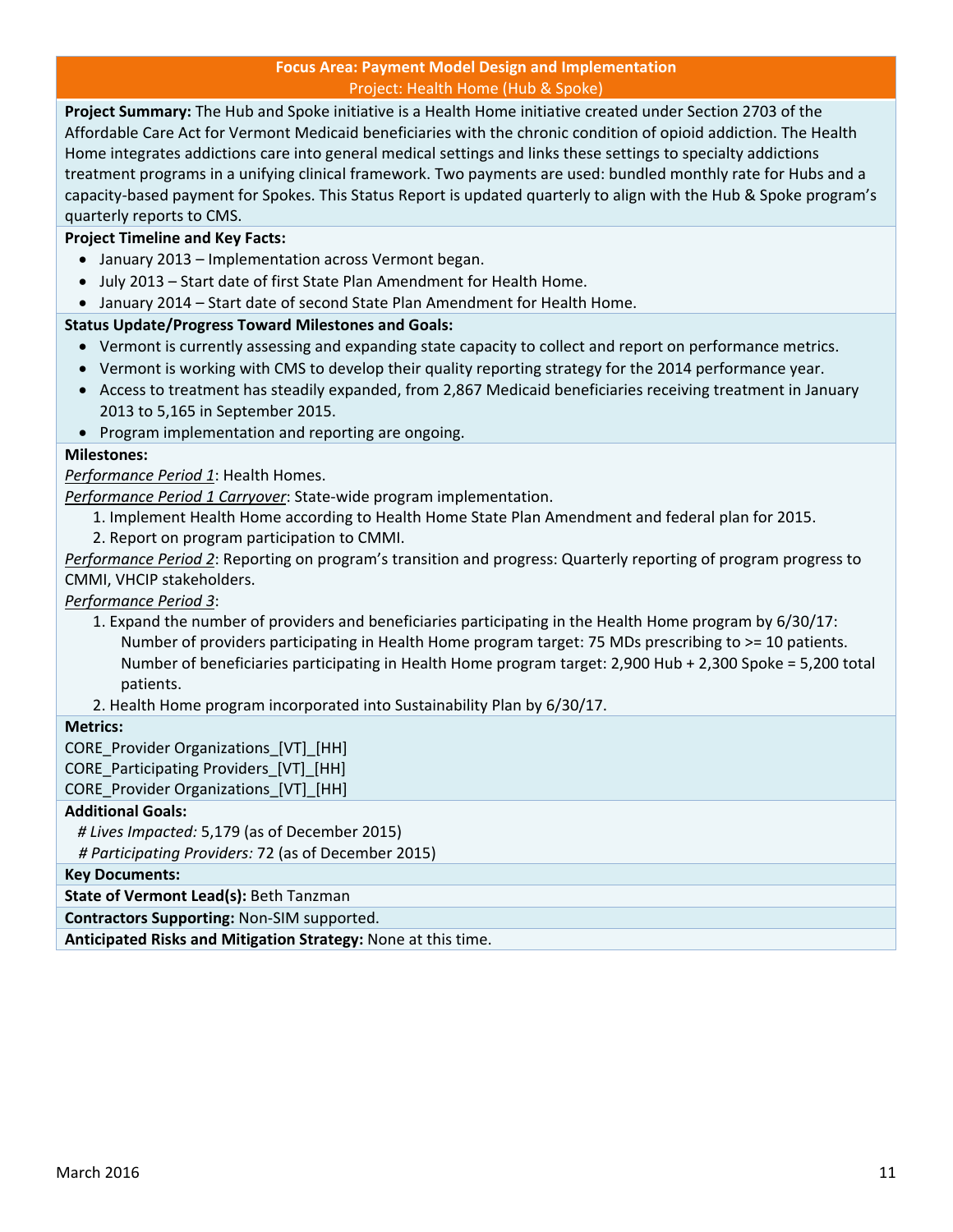## Focus Area: Payment Model Design and Implementation

### Project: Health Home (Hub & Spoke)

**Project Summary:** The Hub and Spoke initiative is a Health Home initiative created under Section 2703 of the Affordable Care Act for Vermont Medicaid beneficiaries with the chronic condition of opioid addiction. The Health Home integrates addictions care into general medical settings and links these settings to specialty addictions treatment programs in a unifying clinical framework. Two payments are used: bundled monthly rate for Hubs and a capacity-based payment for Spokes. This Status Report is updated quarterly to align with the Hub & Spoke program's quarterly reports to CMS.

**Project Timeline and Key Facts:**

- January 2013 – Implementation across Vermont began.
- July 2013 – Start date of first State Plan Amendment for Health Home.
- January 2014 – Start date of second State Plan Amendment for Health Home.

**Status Update/Progress Toward Milestones and Goals:**

- Vermont is currently assessing and expanding state capacity to collect and report on performance metrics.
- Vermont is working with CMS to develop their quality reporting strategy for the 2014 performance year.
- Access to treatment has steadily expanded, from 2,867 Medicaid beneficiaries receiving treatment in January 2013 to 5,165 in September 2015.
- Program implementation and reporting are ongoing.

**Milestones:**

*Performance Period 1*: Health Homes.

*Performance Period 1 Carryover*: State-wide program implementation.

1. Implement Health Home according to Health Home State Plan Amendment and federal plan for 2015.
2. Report on program participation to CMMI.

*Performance Period 2*: Reporting on program's transition and progress: Quarterly reporting of program progress to CMMI, VHCIP stakeholders.

*Performance Period 3*:

1. Expand the number of providers and beneficiaries participating in the Health Home program by 6/30/17:
   Number of providers participating in Health Home program target: 75 MDs prescribing to >= 10 patients.
   Number of beneficiaries participating in Health Home program target: 2,900 Hub + 2,300 Spoke = 5,200 total patients.
2. Health Home program incorporated into Sustainability Plan by 6/30/17.

**Metrics:**

CORE_Provider Organizations_[VT]_[HH]
CORE_Participating Providers_[VT]_[HH]
CORE_Provider Organizations_[VT]_[HH]

**Additional Goals:**

*# Lives Impacted:* 5,179 (as of December 2015)
*# Participating Providers:* 72 (as of December 2015)

**Key Documents:**

**State of Vermont Lead(s):** Beth Tanzman

**Contractors Supporting:** Non-SIM supported.

**Anticipated Risks and Mitigation Strategy:** None at this time.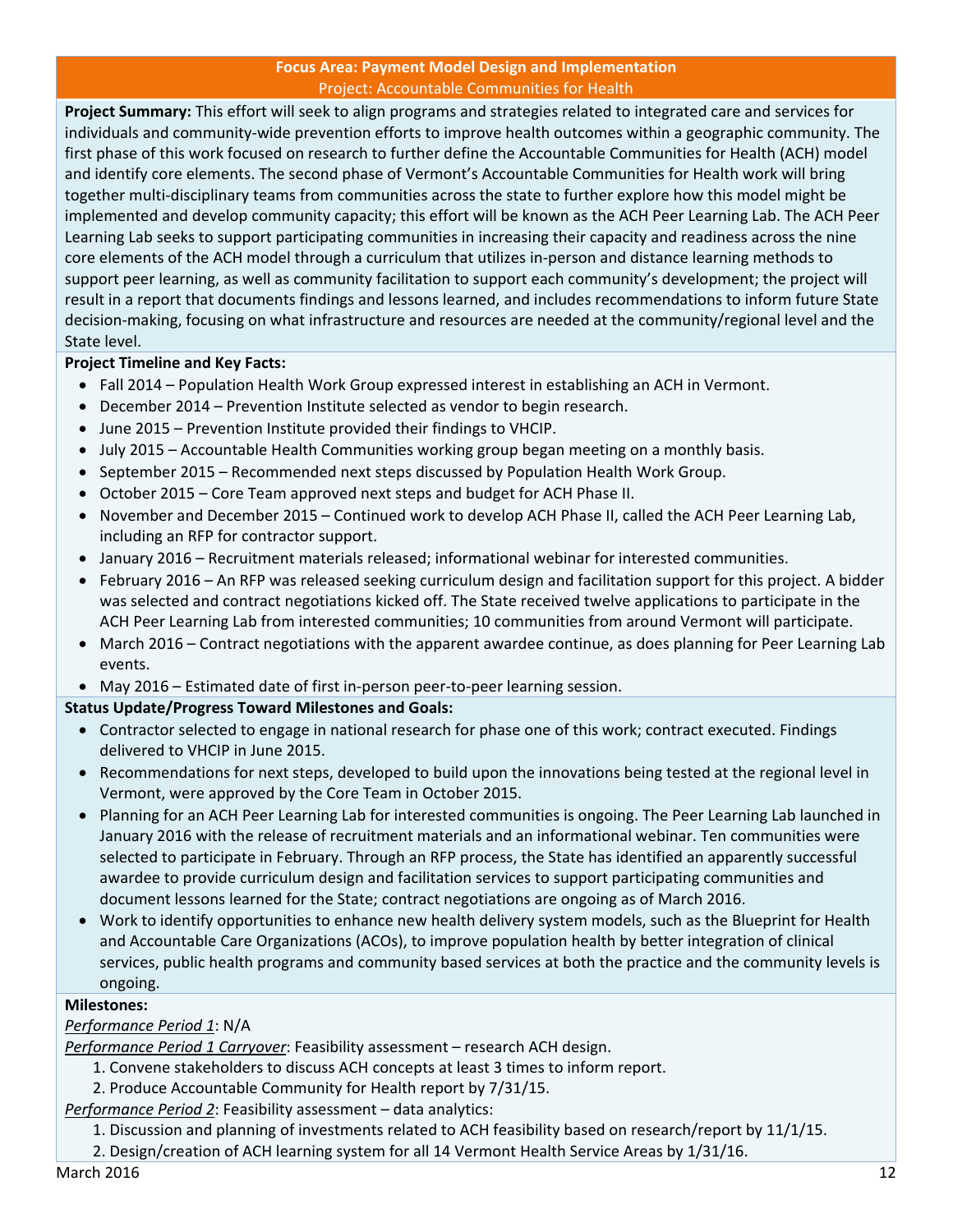## Focus Area: Payment Model Design and Implementation

### Project: Accountable Communities for Health

**Project Summary:** This effort will seek to align programs and strategies related to integrated care and services for individuals and community-wide prevention efforts to improve health outcomes within a geographic community. The first phase of this work focused on research to further define the Accountable Communities for Health (ACH) model and identify core elements. The second phase of Vermont's Accountable Communities for Health work will bring together multi-disciplinary teams from communities across the state to further explore how this model might be implemented and develop community capacity; this effort will be known as the ACH Peer Learning Lab. The ACH Peer Learning Lab seeks to support participating communities in increasing their capacity and readiness across the nine core elements of the ACH model through a curriculum that utilizes in-person and distance learning methods to support peer learning, as well as community facilitation to support each community's development; the project will result in a report that documents findings and lessons learned, and includes recommendations to inform future State decision-making, focusing on what infrastructure and resources are needed at the community/regional level and the State level.

**Project Timeline and Key Facts:**

- Fall 2014 – Population Health Work Group expressed interest in establishing an ACH in Vermont.
- December 2014 – Prevention Institute selected as vendor to begin research.
- June 2015 – Prevention Institute provided their findings to VHCIP.
- July 2015 – Accountable Health Communities working group began meeting on a monthly basis.
- September 2015 – Recommended next steps discussed by Population Health Work Group.
- October 2015 – Core Team approved next steps and budget for ACH Phase II.
- November and December 2015 – Continued work to develop ACH Phase II, called the ACH Peer Learning Lab, including an RFP for contractor support.
- January 2016 – Recruitment materials released; informational webinar for interested communities.
- February 2016 – An RFP was released seeking curriculum design and facilitation support for this project. A bidder was selected and contract negotiations kicked off. The State received twelve applications to participate in the ACH Peer Learning Lab from interested communities; 10 communities from around Vermont will participate.
- March 2016 – Contract negotiations with the apparent awardee continue, as does planning for Peer Learning Lab events.
- May 2016 – Estimated date of first in-person peer-to-peer learning session.

**Status Update/Progress Toward Milestones and Goals:**

- Contractor selected to engage in national research for phase one of this work; contract executed. Findings delivered to VHCIP in June 2015.
- Recommendations for next steps, developed to build upon the innovations being tested at the regional level in Vermont, were approved by the Core Team in October 2015.
- Planning for an ACH Peer Learning Lab for interested communities is ongoing. The Peer Learning Lab launched in January 2016 with the release of recruitment materials and an informational webinar. Ten communities were selected to participate in February. Through an RFP process, the State has identified an apparently successful awardee to provide curriculum design and facilitation services to support participating communities and document lessons learned for the State; contract negotiations are ongoing as of March 2016.
- Work to identify opportunities to enhance new health delivery system models, such as the Blueprint for Health and Accountable Care Organizations (ACOs), to improve population health by better integration of clinical services, public health programs and community based services at both the practice and the community levels is ongoing.

**Milestones:**

*Performance Period 1*: N/A

*Performance Period 1 Carryover*: Feasibility assessment – research ACH design.

1. Convene stakeholders to discuss ACH concepts at least 3 times to inform report.
2. Produce Accountable Community for Health report by 7/31/15.

*Performance Period 2*: Feasibility assessment – data analytics:

1. Discussion and planning of investments related to ACH feasibility based on research/report by 11/1/15.
2. Design/creation of ACH learning system for all 14 Vermont Health Service Areas by 1/31/16.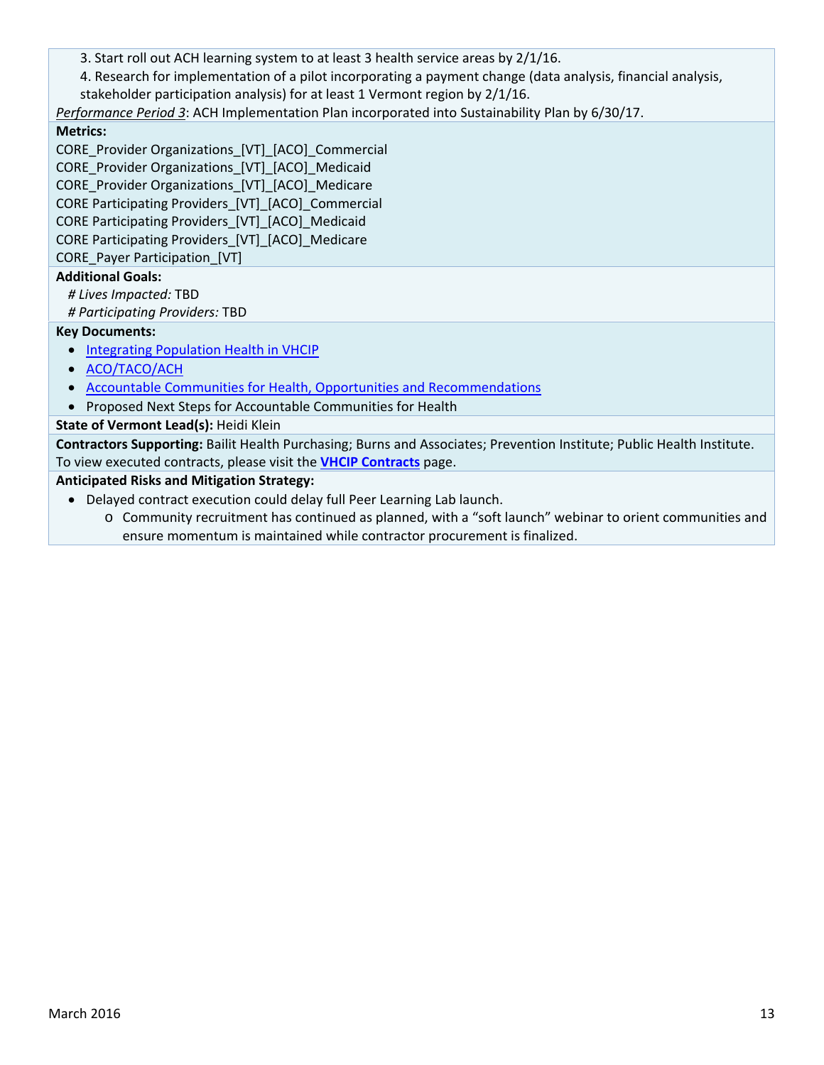3. Start roll out ACH learning system to at least 3 health service areas by 2/1/16.

4. Research for implementation of a pilot incorporating a payment change (data analysis, financial analysis, stakeholder participation analysis) for at least 1 Vermont region by 2/1/16.

*Performance Period 3*: ACH Implementation Plan incorporated into Sustainability Plan by 6/30/17.

**Metrics:**

CORE_Provider Organizations_[VT]_[ACO]_Commercial
CORE_Provider Organizations_[VT]_[ACO]_Medicaid
CORE_Provider Organizations_[VT]_[ACO]_Medicare
CORE Participating Providers_[VT]_[ACO]_Commercial
CORE Participating Providers_[VT]_[ACO]_Medicaid
CORE Participating Providers_[VT]_[ACO]_Medicare
CORE_Payer Participation_[VT]

**Additional Goals:**

*# Lives Impacted:* TBD
*# Participating Providers:* TBD

**Key Documents:**

- Integrating Population Health in VHCIP
- ACO/TACO/ACH
- Accountable Communities for Health, Opportunities and Recommendations
- Proposed Next Steps for Accountable Communities for Health

**State of Vermont Lead(s):** Heidi Klein

**Contractors Supporting:** Bailit Health Purchasing; Burns and Associates; Prevention Institute; Public Health Institute. To view executed contracts, please visit the **VHCIP Contracts** page.

**Anticipated Risks and Mitigation Strategy:**

- Delayed contract execution could delay full Peer Learning Lab launch.
  - Community recruitment has continued as planned, with a "soft launch" webinar to orient communities and ensure momentum is maintained while contractor procurement is finalized.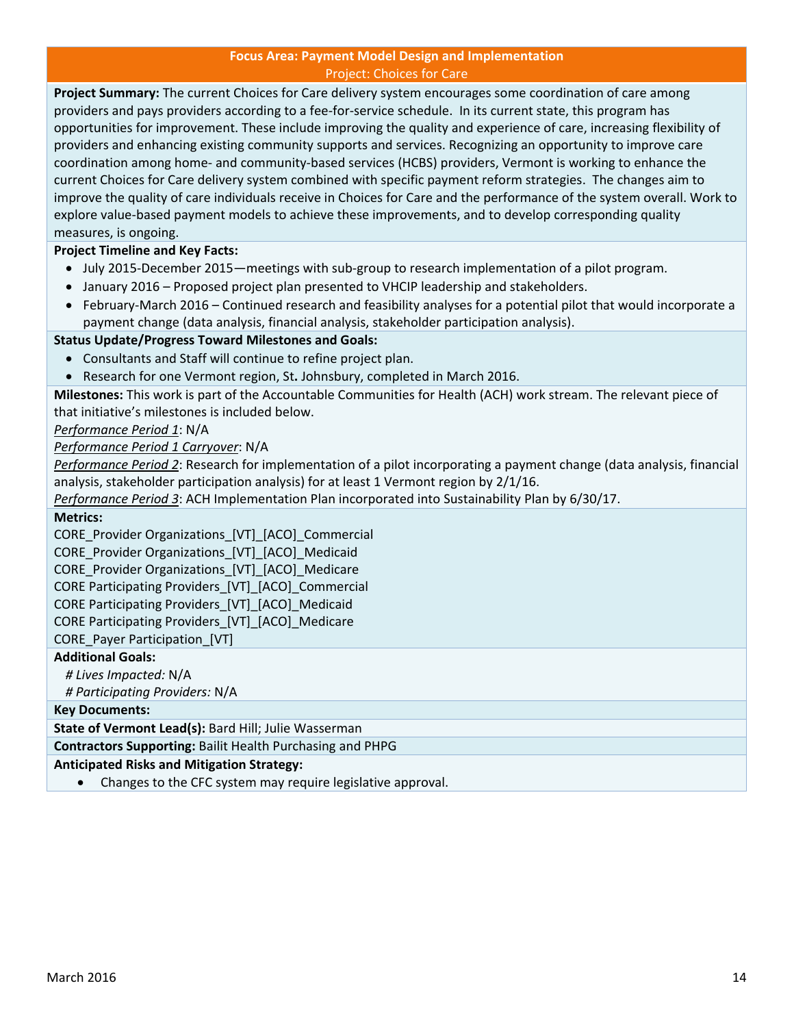**Focus Area: Payment Model Design and Implementation**

Project: Choices for Care

**Project Summary:** The current Choices for Care delivery system encourages some coordination of care among providers and pays providers according to a fee-for-service schedule. In its current state, this program has opportunities for improvement. These include improving the quality and experience of care, increasing flexibility of providers and enhancing existing community supports and services. Recognizing an opportunity to improve care coordination among home- and community-based services (HCBS) providers, Vermont is working to enhance the current Choices for Care delivery system combined with specific payment reform strategies. The changes aim to improve the quality of care individuals receive in Choices for Care and the performance of the system overall. Work to explore value-based payment models to achieve these improvements, and to develop corresponding quality measures, is ongoing.

**Project Timeline and Key Facts:**

- July 2015-December 2015—meetings with sub-group to research implementation of a pilot program.
- January 2016 – Proposed project plan presented to VHCIP leadership and stakeholders.
- February-March 2016 – Continued research and feasibility analyses for a potential pilot that would incorporate a payment change (data analysis, financial analysis, stakeholder participation analysis).

**Status Update/Progress Toward Milestones and Goals:**

- Consultants and Staff will continue to refine project plan.
- Research for one Vermont region, St**.** Johnsbury, completed in March 2016.

**Milestones:** This work is part of the Accountable Communities for Health (ACH) work stream. The relevant piece of that initiative's milestones is included below.

*Performance Period 1*: N/A

*Performance Period 1 Carryover*: N/A

*Performance Period 2*: Research for implementation of a pilot incorporating a payment change (data analysis, financial analysis, stakeholder participation analysis) for at least 1 Vermont region by 2/1/16.

*Performance Period 3*: ACH Implementation Plan incorporated into Sustainability Plan by 6/30/17.

**Metrics:**

CORE_Provider Organizations_[VT]_[ACO]_Commercial
CORE_Provider Organizations_[VT]_[ACO]_Medicaid
CORE_Provider Organizations_[VT]_[ACO]_Medicare
CORE Participating Providers_[VT]_[ACO]_Commercial
CORE Participating Providers_[VT]_[ACO]_Medicaid
CORE Participating Providers_[VT]_[ACO]_Medicare
CORE_Payer Participation_[VT]

**Additional Goals:**

*# Lives Impacted:* N/A
*# Participating Providers:* N/A

**Key Documents:**

**State of Vermont Lead(s):** Bard Hill; Julie Wasserman

**Contractors Supporting:** Bailit Health Purchasing and PHPG

**Anticipated Risks and Mitigation Strategy:**

- Changes to the CFC system may require legislative approval.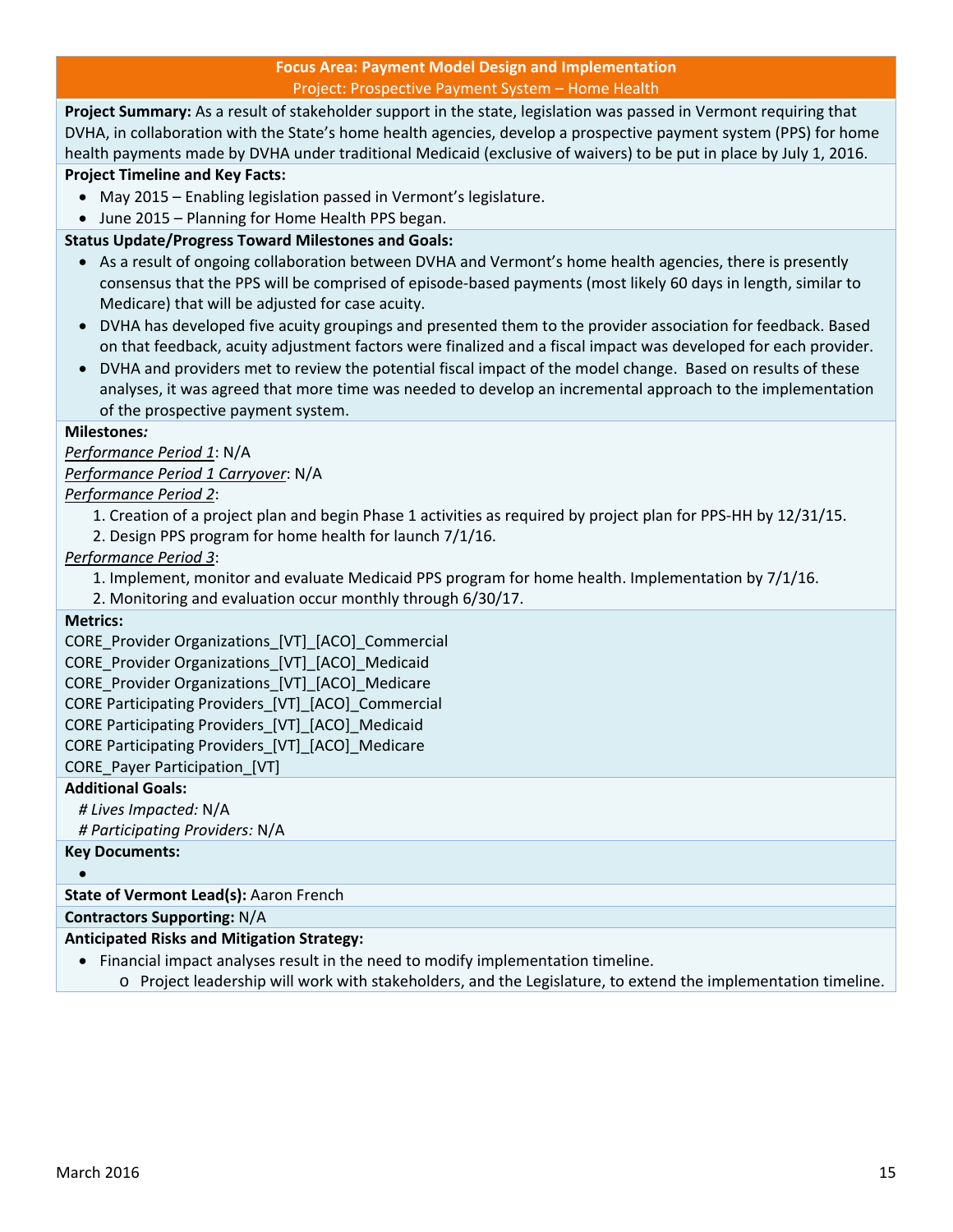## Focus Area: Payment Model Design and Implementation

### Project: Prospective Payment System – Home Health

**Project Summary:** As a result of stakeholder support in the state, legislation was passed in Vermont requiring that DVHA, in collaboration with the State's home health agencies, develop a prospective payment system (PPS) for home health payments made by DVHA under traditional Medicaid (exclusive of waivers) to be put in place by July 1, 2016.

**Project Timeline and Key Facts:**

- May 2015 – Enabling legislation passed in Vermont's legislature.
- June 2015 – Planning for Home Health PPS began.

**Status Update/Progress Toward Milestones and Goals:**

- As a result of ongoing collaboration between DVHA and Vermont's home health agencies, there is presently consensus that the PPS will be comprised of episode-based payments (most likely 60 days in length, similar to Medicare) that will be adjusted for case acuity.
- DVHA has developed five acuity groupings and presented them to the provider association for feedback. Based on that feedback, acuity adjustment factors were finalized and a fiscal impact was developed for each provider.
- DVHA and providers met to review the potential fiscal impact of the model change. Based on results of these analyses, it was agreed that more time was needed to develop an incremental approach to the implementation of the prospective payment system.

**Milestones*:***

*Performance Period 1*: N/A

*Performance Period 1 Carryover*: N/A

*Performance Period 2*:

1. Creation of a project plan and begin Phase 1 activities as required by project plan for PPS-HH by 12/31/15.
2. Design PPS program for home health for launch 7/1/16.

*Performance Period 3*:

1. Implement, monitor and evaluate Medicaid PPS program for home health. Implementation by 7/1/16.
2. Monitoring and evaluation occur monthly through 6/30/17.

**Metrics:**

CORE_Provider Organizations_[VT]_[ACO]_Commercial
CORE_Provider Organizations_[VT]_[ACO]_Medicaid
CORE_Provider Organizations_[VT]_[ACO]_Medicare
CORE Participating Providers_[VT]_[ACO]_Commercial
CORE Participating Providers_[VT]_[ACO]_Medicaid
CORE Participating Providers_[VT]_[ACO]_Medicare
CORE_Payer Participation_[VT]

**Additional Goals:**

*# Lives Impacted:* N/A
*# Participating Providers:* N/A

**Key Documents:**

- 

**State of Vermont Lead(s):** Aaron French

**Contractors Supporting:** N/A

**Anticipated Risks and Mitigation Strategy:**

- Financial impact analyses result in the need to modify implementation timeline.
  - Project leadership will work with stakeholders, and the Legislature, to extend the implementation timeline.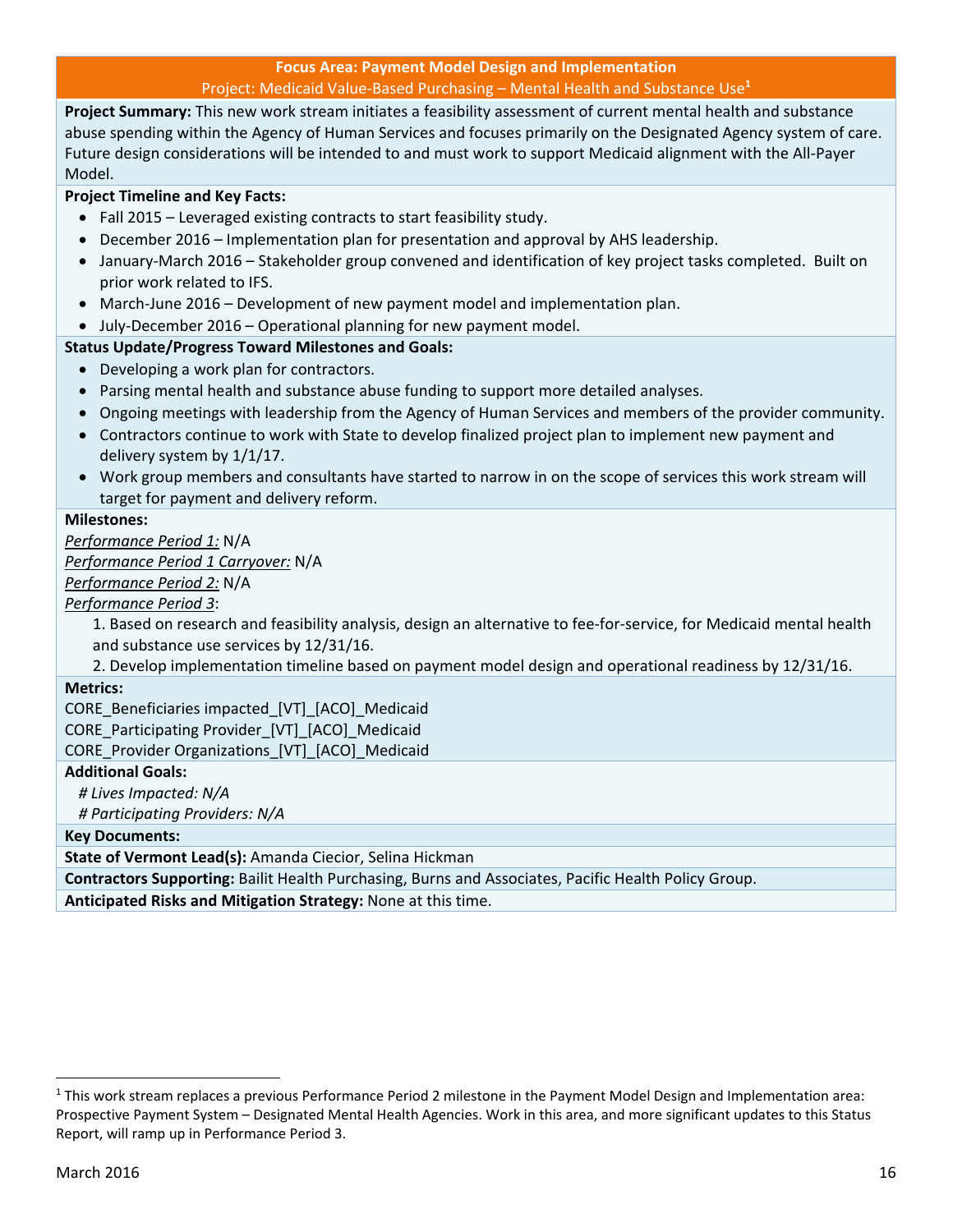**Focus Area: Payment Model Design and Implementation**

Project: Medicaid Value-Based Purchasing – Mental Health and Substance Use[1]

**Project Summary:** This new work stream initiates a feasibility assessment of current mental health and substance abuse spending within the Agency of Human Services and focuses primarily on the Designated Agency system of care. Future design considerations will be intended to and must work to support Medicaid alignment with the All-Payer Model.

**Project Timeline and Key Facts:**

- Fall 2015 – Leveraged existing contracts to start feasibility study.
- December 2016 – Implementation plan for presentation and approval by AHS leadership.
- January-March 2016 – Stakeholder group convened and identification of key project tasks completed. Built on prior work related to IFS.
- March-June 2016 – Development of new payment model and implementation plan.
- July-December 2016 – Operational planning for new payment model.

**Status Update/Progress Toward Milestones and Goals:**

- Developing a work plan for contractors.
- Parsing mental health and substance abuse funding to support more detailed analyses.
- Ongoing meetings with leadership from the Agency of Human Services and members of the provider community.
- Contractors continue to work with State to develop finalized project plan to implement new payment and delivery system by 1/1/17.
- Work group members and consultants have started to narrow in on the scope of services this work stream will target for payment and delivery reform.

**Milestones:**

*Performance Period 1:* N/A

*Performance Period 1 Carryover:* N/A

*Performance Period 2:* N/A

*Performance Period 3*:

1. Based on research and feasibility analysis, design an alternative to fee-for-service, for Medicaid mental health and substance use services by 12/31/16.
2. Develop implementation timeline based on payment model design and operational readiness by 12/31/16.

**Metrics:**

CORE_Beneficiaries impacted_[VT]_[ACO]_Medicaid

CORE_Participating Provider_[VT]_[ACO]_Medicaid

CORE_Provider Organizations_[VT]_[ACO]_Medicaid

**Additional Goals:**

*# Lives Impacted: N/A*

*# Participating Providers: N/A*

**Key Documents:**

**State of Vermont Lead(s):** Amanda Ciecior, Selina Hickman

**Contractors Supporting:** Bailit Health Purchasing, Burns and Associates, Pacific Health Policy Group.

**Anticipated Risks and Mitigation Strategy:** None at this time.

[1] This work stream replaces a previous Performance Period 2 milestone in the Payment Model Design and Implementation area: Prospective Payment System – Designated Mental Health Agencies. Work in this area, and more significant updates to this Status Report, will ramp up in Performance Period 3.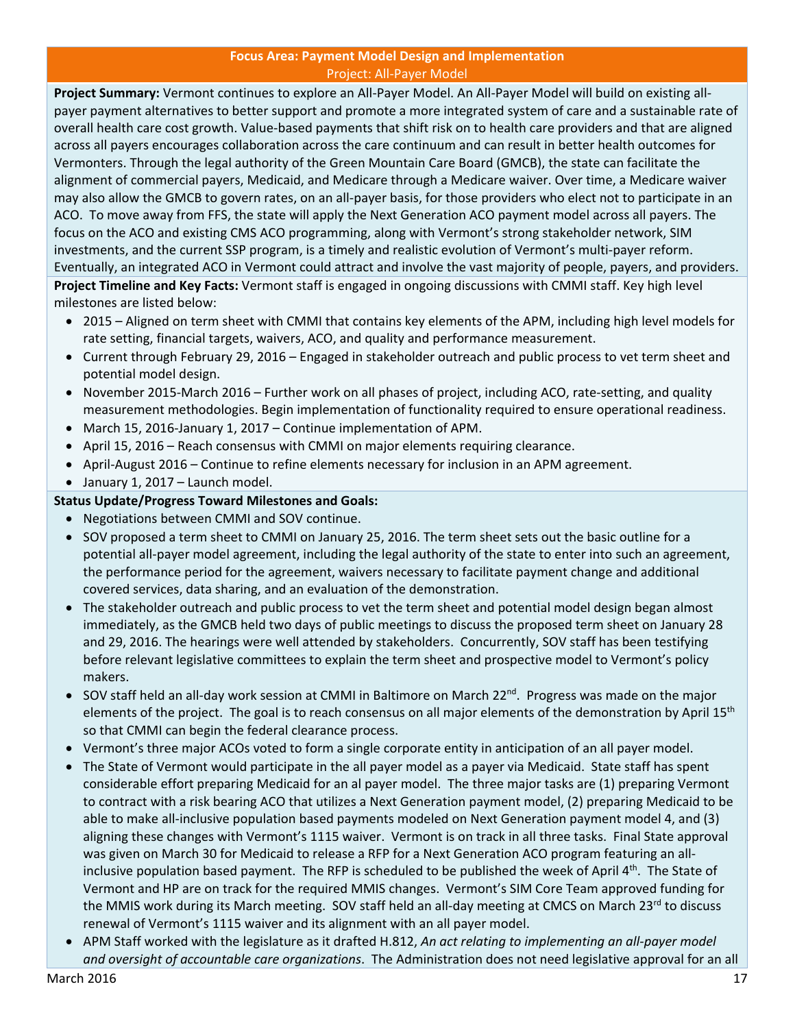## Focus Area: Payment Model Design and Implementation

### Project: All-Payer Model

**Project Summary:** Vermont continues to explore an All-Payer Model. An All-Payer Model will build on existing all-payer payment alternatives to better support and promote a more integrated system of care and a sustainable rate of overall health care cost growth. Value-based payments that shift risk on to health care providers and that are aligned across all payers encourages collaboration across the care continuum and can result in better health outcomes for Vermonters. Through the legal authority of the Green Mountain Care Board (GMCB), the state can facilitate the alignment of commercial payers, Medicaid, and Medicare through a Medicare waiver. Over time, a Medicare waiver may also allow the GMCB to govern rates, on an all-payer basis, for those providers who elect not to participate in an ACO. To move away from FFS, the state will apply the Next Generation ACO payment model across all payers. The focus on the ACO and existing CMS ACO programming, along with Vermont's strong stakeholder network, SIM investments, and the current SSP program, is a timely and realistic evolution of Vermont's multi-payer reform. Eventually, an integrated ACO in Vermont could attract and involve the vast majority of people, payers, and providers.

**Project Timeline and Key Facts:** Vermont staff is engaged in ongoing discussions with CMMI staff. Key high level milestones are listed below:

- 2015 – Aligned on term sheet with CMMI that contains key elements of the APM, including high level models for rate setting, financial targets, waivers, ACO, and quality and performance measurement.
- Current through February 29, 2016 – Engaged in stakeholder outreach and public process to vet term sheet and potential model design.
- November 2015-March 2016 – Further work on all phases of project, including ACO, rate-setting, and quality measurement methodologies. Begin implementation of functionality required to ensure operational readiness.
- March 15, 2016-January 1, 2017 – Continue implementation of APM.
- April 15, 2016 – Reach consensus with CMMI on major elements requiring clearance.
- April-August 2016 – Continue to refine elements necessary for inclusion in an APM agreement.
- January 1, 2017 – Launch model.

**Status Update/Progress Toward Milestones and Goals:**

- Negotiations between CMMI and SOV continue.
- SOV proposed a term sheet to CMMI on January 25, 2016. The term sheet sets out the basic outline for a potential all-payer model agreement, including the legal authority of the state to enter into such an agreement, the performance period for the agreement, waivers necessary to facilitate payment change and additional covered services, data sharing, and an evaluation of the demonstration.
- The stakeholder outreach and public process to vet the term sheet and potential model design began almost immediately, as the GMCB held two days of public meetings to discuss the proposed term sheet on January 28 and 29, 2016. The hearings were well attended by stakeholders. Concurrently, SOV staff has been testifying before relevant legislative committees to explain the term sheet and prospective model to Vermont's policy makers.
- SOV staff held an all-day work session at CMMI in Baltimore on March 22nd. Progress was made on the major elements of the project. The goal is to reach consensus on all major elements of the demonstration by April 15th so that CMMI can begin the federal clearance process.
- Vermont's three major ACOs voted to form a single corporate entity in anticipation of an all payer model.
- The State of Vermont would participate in the all payer model as a payer via Medicaid. State staff has spent considerable effort preparing Medicaid for an al payer model. The three major tasks are (1) preparing Vermont to contract with a risk bearing ACO that utilizes a Next Generation payment model, (2) preparing Medicaid to be able to make all-inclusive population based payments modeled on Next Generation payment model 4, and (3) aligning these changes with Vermont's 1115 waiver. Vermont is on track in all three tasks. Final State approval was given on March 30 for Medicaid to release a RFP for a Next Generation ACO program featuring an all-inclusive population based payment. The RFP is scheduled to be published the week of April 4th. The State of Vermont and HP are on track for the required MMIS changes. Vermont's SIM Core Team approved funding for the MMIS work during its March meeting. SOV staff held an all-day meeting at CMCS on March 23rd to discuss renewal of Vermont's 1115 waiver and its alignment with an all payer model.
- APM Staff worked with the legislature as it drafted H.812, *An act relating to implementing an all-payer model and oversight of accountable care organizations*. The Administration does not need legislative approval for an all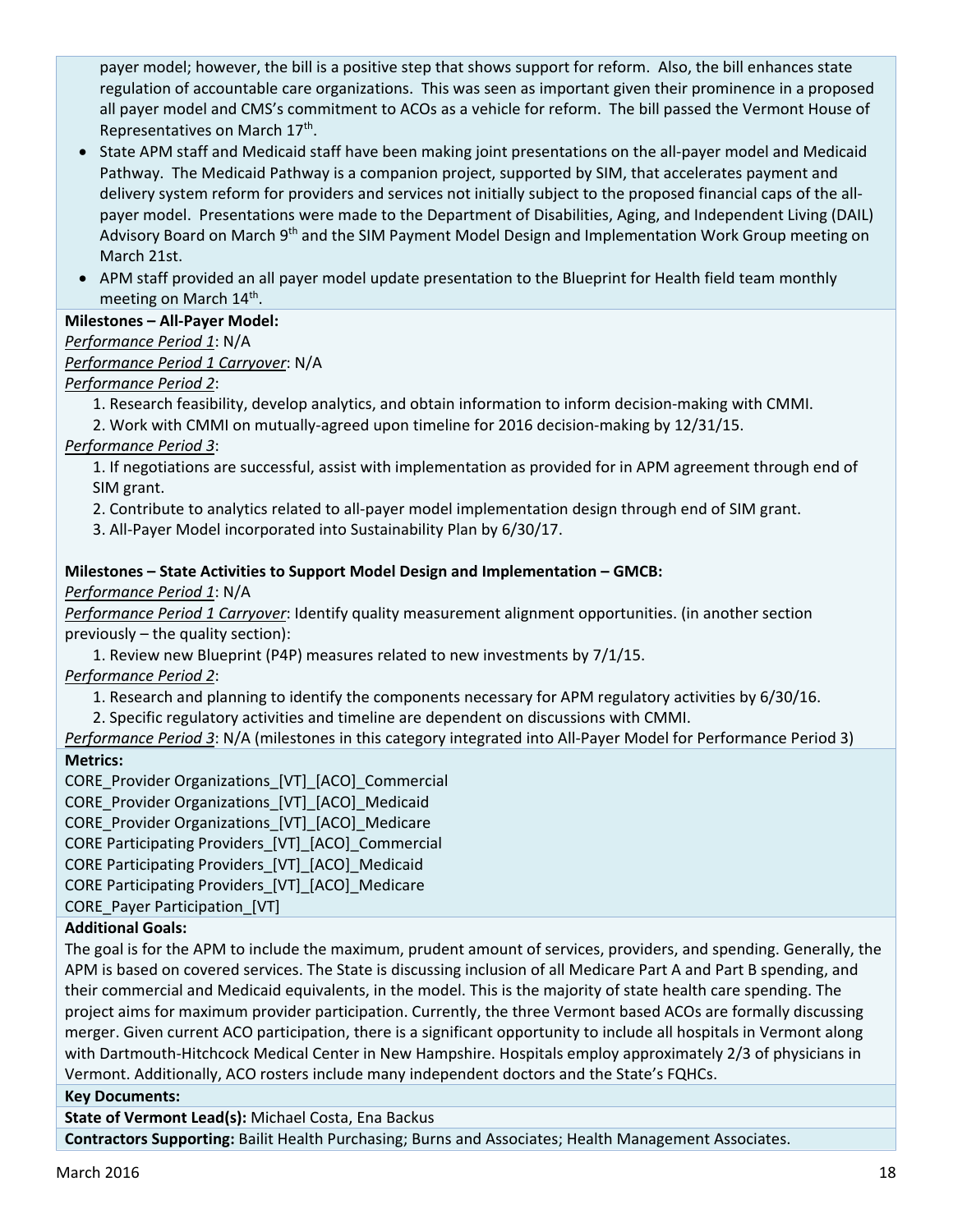payer model; however, the bill is a positive step that shows support for reform. Also, the bill enhances state regulation of accountable care organizations. This was seen as important given their prominence in a proposed all payer model and CMS's commitment to ACOs as a vehicle for reform. The bill passed the Vermont House of Representatives on March 17th.

- State APM staff and Medicaid staff have been making joint presentations on the all-payer model and Medicaid Pathway. The Medicaid Pathway is a companion project, supported by SIM, that accelerates payment and delivery system reform for providers and services not initially subject to the proposed financial caps of the all-payer model. Presentations were made to the Department of Disabilities, Aging, and Independent Living (DAIL) Advisory Board on March 9th and the SIM Payment Model Design and Implementation Work Group meeting on March 21st.
- APM staff provided an all payer model update presentation to the Blueprint for Health field team monthly meeting on March 14th.

**Milestones – All-Payer Model:**

*Performance Period 1*: N/A

*Performance Period 1 Carryover*: N/A

*Performance Period 2*:

1. Research feasibility, develop analytics, and obtain information to inform decision-making with CMMI.
2. Work with CMMI on mutually-agreed upon timeline for 2016 decision-making by 12/31/15.

*Performance Period 3*:

1. If negotiations are successful, assist with implementation as provided for in APM agreement through end of SIM grant.
2. Contribute to analytics related to all-payer model implementation design through end of SIM grant.
3. All-Payer Model incorporated into Sustainability Plan by 6/30/17.

**Milestones – State Activities to Support Model Design and Implementation – GMCB:**

*Performance Period 1*: N/A

*Performance Period 1 Carryover*: Identify quality measurement alignment opportunities. (in another section previously – the quality section):

1. Review new Blueprint (P4P) measures related to new investments by 7/1/15.

*Performance Period 2*:

1. Research and planning to identify the components necessary for APM regulatory activities by 6/30/16.
2. Specific regulatory activities and timeline are dependent on discussions with CMMI.

*Performance Period 3*: N/A (milestones in this category integrated into All-Payer Model for Performance Period 3)

**Metrics:**

CORE_Provider Organizations_[VT]_[ACO]_Commercial
CORE_Provider Organizations_[VT]_[ACO]_Medicaid
CORE_Provider Organizations_[VT]_[ACO]_Medicare
CORE Participating Providers_[VT]_[ACO]_Commercial
CORE Participating Providers_[VT]_[ACO]_Medicaid
CORE Participating Providers_[VT]_[ACO]_Medicare
CORE_Payer Participation_[VT]

**Additional Goals:**

The goal is for the APM to include the maximum, prudent amount of services, providers, and spending. Generally, the APM is based on covered services. The State is discussing inclusion of all Medicare Part A and Part B spending, and their commercial and Medicaid equivalents, in the model. This is the majority of state health care spending. The project aims for maximum provider participation. Currently, the three Vermont based ACOs are formally discussing merger. Given current ACO participation, there is a significant opportunity to include all hospitals in Vermont along with Dartmouth-Hitchcock Medical Center in New Hampshire. Hospitals employ approximately 2/3 of physicians in Vermont. Additionally, ACO rosters include many independent doctors and the State's FQHCs.

**Key Documents:**

**State of Vermont Lead(s):** Michael Costa, Ena Backus

**Contractors Supporting:** Bailit Health Purchasing; Burns and Associates; Health Management Associates.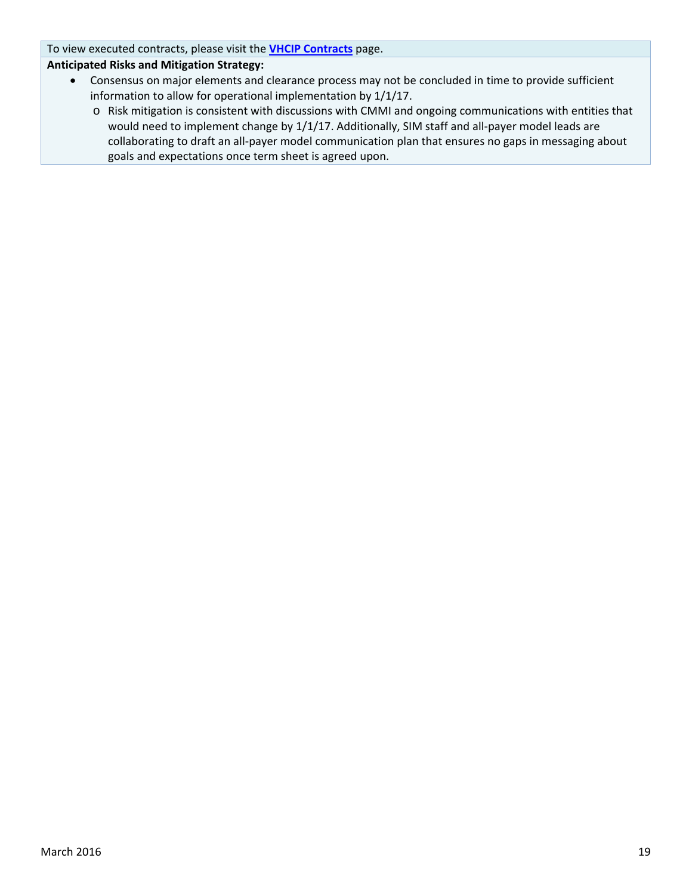To view executed contracts, please visit the **VHCIP Contracts** page.

**Anticipated Risks and Mitigation Strategy:**

- Consensus on major elements and clearance process may not be concluded in time to provide sufficient information to allow for operational implementation by 1/1/17.
  - Risk mitigation is consistent with discussions with CMMI and ongoing communications with entities that would need to implement change by 1/1/17. Additionally, SIM staff and all-payer model leads are collaborating to draft an all-payer model communication plan that ensures no gaps in messaging about goals and expectations once term sheet is agreed upon.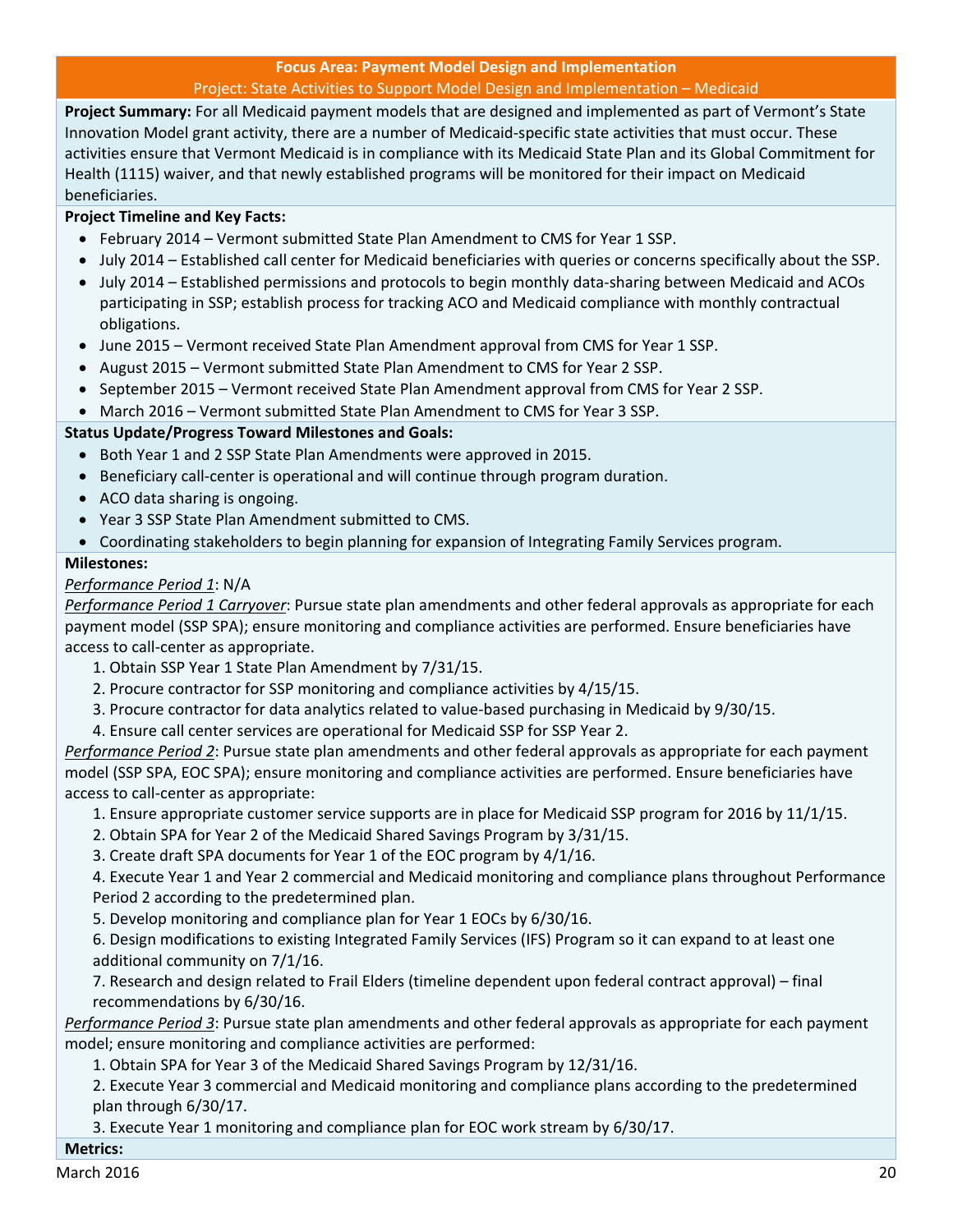## Focus Area: Payment Model Design and Implementation

### Project: State Activities to Support Model Design and Implementation – Medicaid

**Project Summary:** For all Medicaid payment models that are designed and implemented as part of Vermont's State Innovation Model grant activity, there are a number of Medicaid-specific state activities that must occur. These activities ensure that Vermont Medicaid is in compliance with its Medicaid State Plan and its Global Commitment for Health (1115) waiver, and that newly established programs will be monitored for their impact on Medicaid beneficiaries.

**Project Timeline and Key Facts:**

- February 2014 – Vermont submitted State Plan Amendment to CMS for Year 1 SSP.
- July 2014 – Established call center for Medicaid beneficiaries with queries or concerns specifically about the SSP.
- July 2014 – Established permissions and protocols to begin monthly data-sharing between Medicaid and ACOs participating in SSP; establish process for tracking ACO and Medicaid compliance with monthly contractual obligations.
- June 2015 – Vermont received State Plan Amendment approval from CMS for Year 1 SSP.
- August 2015 – Vermont submitted State Plan Amendment to CMS for Year 2 SSP.
- September 2015 – Vermont received State Plan Amendment approval from CMS for Year 2 SSP.
- March 2016 – Vermont submitted State Plan Amendment to CMS for Year 3 SSP.

**Status Update/Progress Toward Milestones and Goals:**

- Both Year 1 and 2 SSP State Plan Amendments were approved in 2015.
- Beneficiary call-center is operational and will continue through program duration.
- ACO data sharing is ongoing.
- Year 3 SSP State Plan Amendment submitted to CMS.
- Coordinating stakeholders to begin planning for expansion of Integrating Family Services program.

**Milestones:**

*Performance Period 1*: N/A

*Performance Period 1 Carryover*: Pursue state plan amendments and other federal approvals as appropriate for each payment model (SSP SPA); ensure monitoring and compliance activities are performed. Ensure beneficiaries have access to call-center as appropriate.

1. Obtain SSP Year 1 State Plan Amendment by 7/31/15.
2. Procure contractor for SSP monitoring and compliance activities by 4/15/15.
3. Procure contractor for data analytics related to value-based purchasing in Medicaid by 9/30/15.
4. Ensure call center services are operational for Medicaid SSP for SSP Year 2.

*Performance Period 2*: Pursue state plan amendments and other federal approvals as appropriate for each payment model (SSP SPA, EOC SPA); ensure monitoring and compliance activities are performed. Ensure beneficiaries have access to call-center as appropriate:

1. Ensure appropriate customer service supports are in place for Medicaid SSP program for 2016 by 11/1/15.
2. Obtain SPA for Year 2 of the Medicaid Shared Savings Program by 3/31/15.
3. Create draft SPA documents for Year 1 of the EOC program by 4/1/16.
4. Execute Year 1 and Year 2 commercial and Medicaid monitoring and compliance plans throughout Performance Period 2 according to the predetermined plan.
5. Develop monitoring and compliance plan for Year 1 EOCs by 6/30/16.
6. Design modifications to existing Integrated Family Services (IFS) Program so it can expand to at least one additional community on 7/1/16.
7. Research and design related to Frail Elders (timeline dependent upon federal contract approval) – final recommendations by 6/30/16.

*Performance Period 3*: Pursue state plan amendments and other federal approvals as appropriate for each payment model; ensure monitoring and compliance activities are performed:

1. Obtain SPA for Year 3 of the Medicaid Shared Savings Program by 12/31/16.
2. Execute Year 3 commercial and Medicaid monitoring and compliance plans according to the predetermined plan through 6/30/17.
3. Execute Year 1 monitoring and compliance plan for EOC work stream by 6/30/17.

**Metrics:**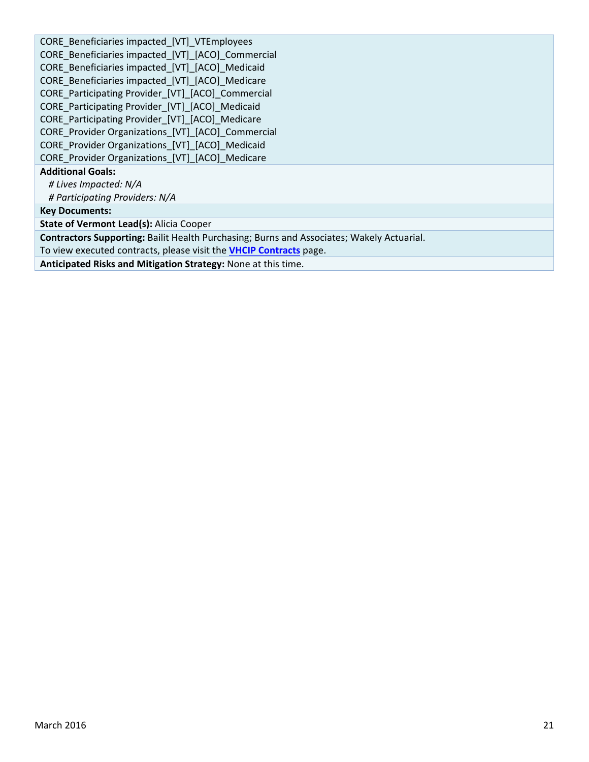CORE_Beneficiaries impacted_[VT]_VTEmployees
CORE_Beneficiaries impacted_[VT]_[ACO]_Commercial
CORE_Beneficiaries impacted_[VT]_[ACO]_Medicaid
CORE_Beneficiaries impacted_[VT]_[ACO]_Medicare
CORE_Participating Provider_[VT]_[ACO]_Commercial
CORE_Participating Provider_[VT]_[ACO]_Medicaid
CORE_Participating Provider_[VT]_[ACO]_Medicare
CORE_Provider Organizations_[VT]_[ACO]_Commercial
CORE_Provider Organizations_[VT]_[ACO]_Medicaid
CORE_Provider Organizations_[VT]_[ACO]_Medicare

**Additional Goals:**

*# Lives Impacted: N/A*

*# Participating Providers: N/A*

**Key Documents:**

**State of Vermont Lead(s):** Alicia Cooper

**Contractors Supporting:** Bailit Health Purchasing; Burns and Associates; Wakely Actuarial.
To view executed contracts, please visit the **VHCIP Contracts** page.

**Anticipated Risks and Mitigation Strategy:** None at this time.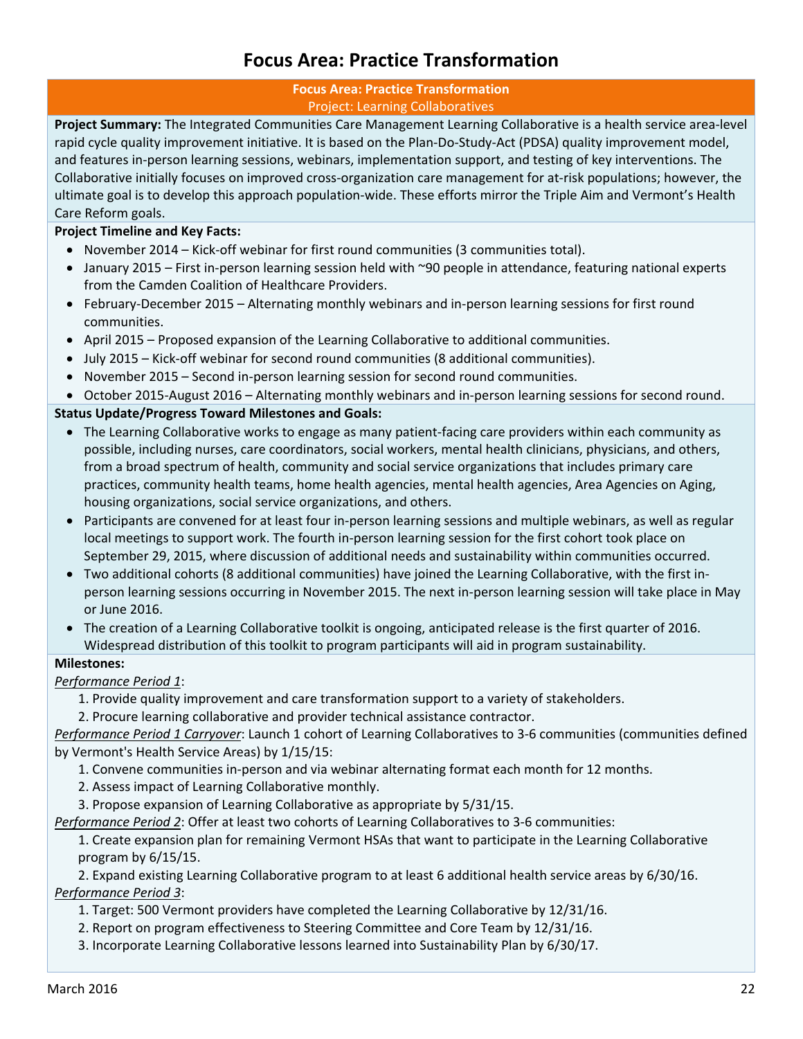# Focus Area: Practice Transformation

**Focus Area: Practice Transformation**
Project: Learning Collaboratives

**Project Summary:** The Integrated Communities Care Management Learning Collaborative is a health service area-level rapid cycle quality improvement initiative. It is based on the Plan-Do-Study-Act (PDSA) quality improvement model, and features in-person learning sessions, webinars, implementation support, and testing of key interventions. The Collaborative initially focuses on improved cross-organization care management for at-risk populations; however, the ultimate goal is to develop this approach population-wide. These efforts mirror the Triple Aim and Vermont's Health Care Reform goals.

**Project Timeline and Key Facts:**

- November 2014 – Kick-off webinar for first round communities (3 communities total).
- January 2015 – First in-person learning session held with ~90 people in attendance, featuring national experts from the Camden Coalition of Healthcare Providers.
- February-December 2015 – Alternating monthly webinars and in-person learning sessions for first round communities.
- April 2015 – Proposed expansion of the Learning Collaborative to additional communities.
- July 2015 – Kick-off webinar for second round communities (8 additional communities).
- November 2015 – Second in-person learning session for second round communities.
- October 2015-August 2016 – Alternating monthly webinars and in-person learning sessions for second round.

**Status Update/Progress Toward Milestones and Goals:**

- The Learning Collaborative works to engage as many patient-facing care providers within each community as possible, including nurses, care coordinators, social workers, mental health clinicians, physicians, and others, from a broad spectrum of health, community and social service organizations that includes primary care practices, community health teams, home health agencies, mental health agencies, Area Agencies on Aging, housing organizations, social service organizations, and others.
- Participants are convened for at least four in-person learning sessions and multiple webinars, as well as regular local meetings to support work. The fourth in-person learning session for the first cohort took place on September 29, 2015, where discussion of additional needs and sustainability within communities occurred.
- Two additional cohorts (8 additional communities) have joined the Learning Collaborative, with the first in-person learning sessions occurring in November 2015. The next in-person learning session will take place in May or June 2016.
- The creation of a Learning Collaborative toolkit is ongoing, anticipated release is the first quarter of 2016. Widespread distribution of this toolkit to program participants will aid in program sustainability.

**Milestones:**

*Performance Period 1*:

1. Provide quality improvement and care transformation support to a variety of stakeholders.
2. Procure learning collaborative and provider technical assistance contractor.

*Performance Period 1 Carryover*: Launch 1 cohort of Learning Collaboratives to 3-6 communities (communities defined by Vermont's Health Service Areas) by 1/15/15:

1. Convene communities in-person and via webinar alternating format each month for 12 months.
2. Assess impact of Learning Collaborative monthly.
3. Propose expansion of Learning Collaborative as appropriate by 5/31/15.

*Performance Period 2*: Offer at least two cohorts of Learning Collaboratives to 3-6 communities:

1. Create expansion plan for remaining Vermont HSAs that want to participate in the Learning Collaborative program by 6/15/15.
2. Expand existing Learning Collaborative program to at least 6 additional health service areas by 6/30/16.

*Performance Period 3*:

1. Target: 500 Vermont providers have completed the Learning Collaborative by 12/31/16.
2. Report on program effectiveness to Steering Committee and Core Team by 12/31/16.
3. Incorporate Learning Collaborative lessons learned into Sustainability Plan by 6/30/17.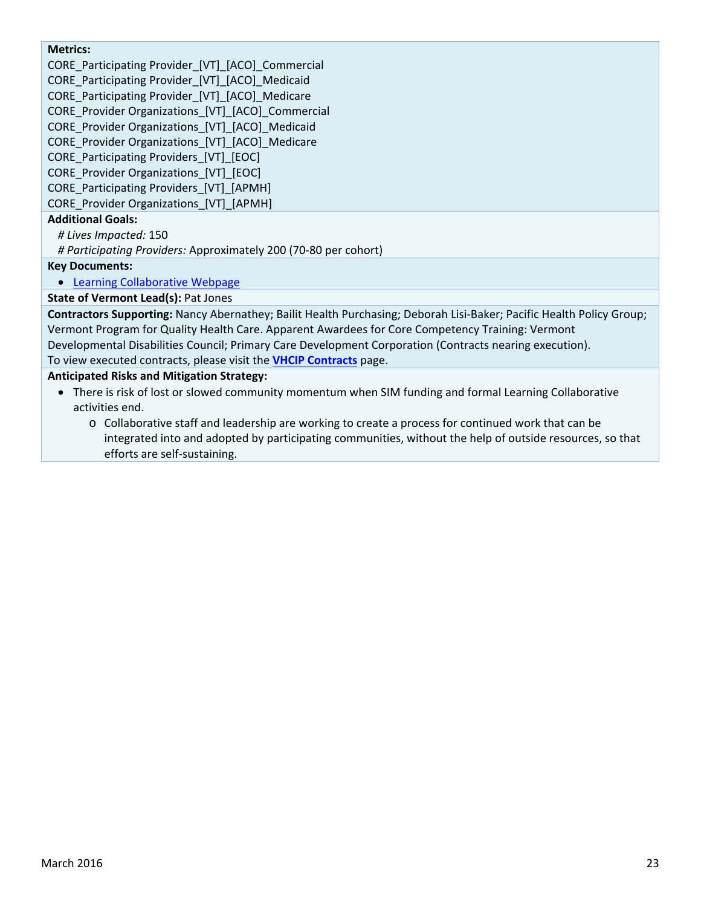**Metrics:**

CORE_Participating Provider_[VT]_[ACO]_Commercial
CORE_Participating Provider_[VT]_[ACO]_Medicaid
CORE_Participating Provider_[VT]_[ACO]_Medicare
CORE_Provider Organizations_[VT]_[ACO]_Commercial
CORE_Provider Organizations_[VT]_[ACO]_Medicaid
CORE_Provider Organizations_[VT]_[ACO]_Medicare
CORE_Participating Providers_[VT]_[EOC]
CORE_Provider Organizations_[VT]_[EOC]
CORE_Participating Providers_[VT]_[APMH]
CORE_Provider Organizations_[VT]_[APMH]

**Additional Goals:**

*# Lives Impacted:* 150
*# Participating Providers:* Approximately 200 (70-80 per cohort)

**Key Documents:**

- Learning Collaborative Webpage

**State of Vermont Lead(s):** Pat Jones

**Contractors Supporting:** Nancy Abernathey; Bailit Health Purchasing; Deborah Lisi-Baker; Pacific Health Policy Group; Vermont Program for Quality Health Care. Apparent Awardees for Core Competency Training: Vermont Developmental Disabilities Council; Primary Care Development Corporation (Contracts nearing execution).
To view executed contracts, please visit the **VHCIP Contracts** page.

**Anticipated Risks and Mitigation Strategy:**

- There is risk of lost or slowed community momentum when SIM funding and formal Learning Collaborative activities end.
  - Collaborative staff and leadership are working to create a process for continued work that can be integrated into and adopted by participating communities, without the help of outside resources, so that efforts are self-sustaining.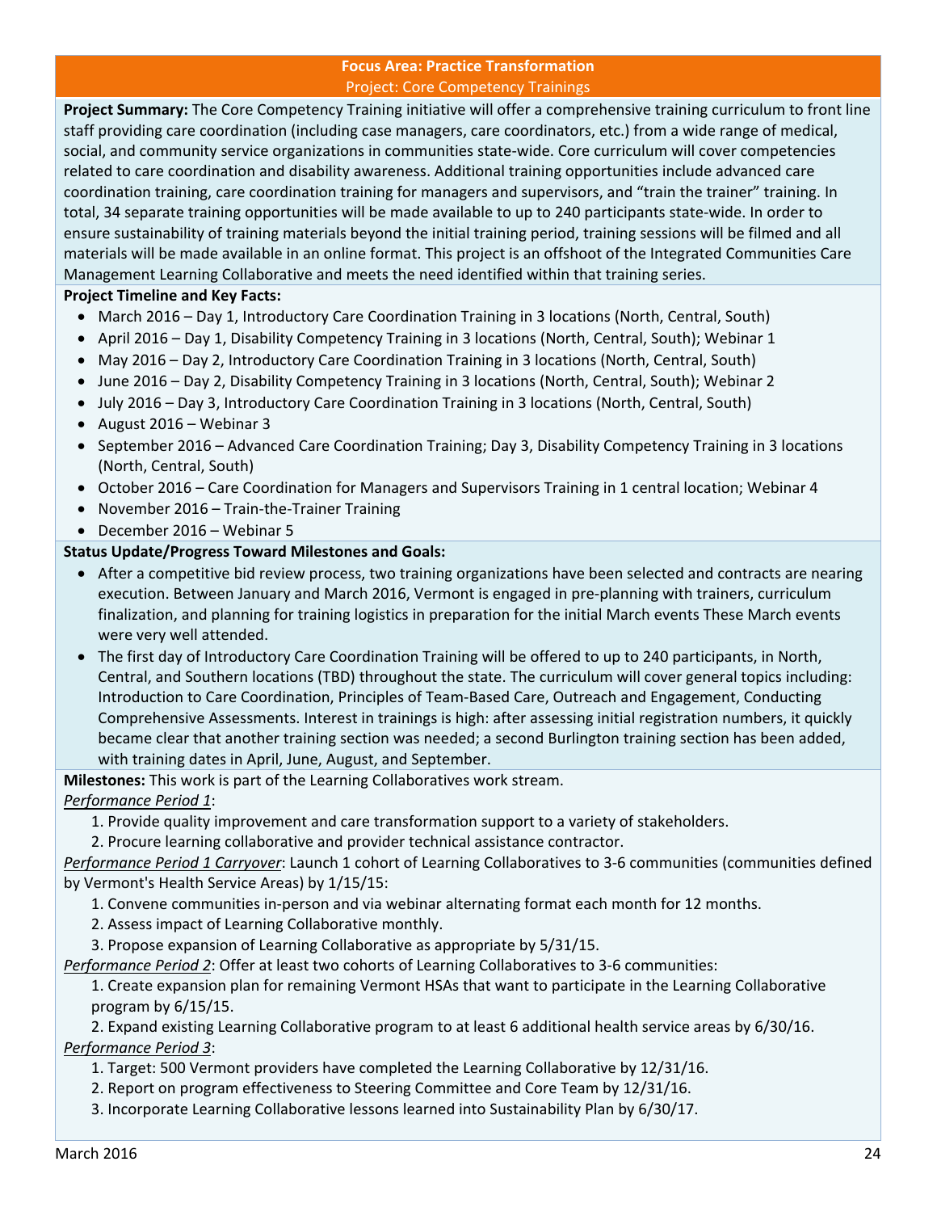## Focus Area: Practice Transformation

### Project: Core Competency Trainings

**Project Summary:** The Core Competency Training initiative will offer a comprehensive training curriculum to front line staff providing care coordination (including case managers, care coordinators, etc.) from a wide range of medical, social, and community service organizations in communities state-wide. Core curriculum will cover competencies related to care coordination and disability awareness. Additional training opportunities include advanced care coordination training, care coordination training for managers and supervisors, and "train the trainer" training. In total, 34 separate training opportunities will be made available to up to 240 participants state-wide. In order to ensure sustainability of training materials beyond the initial training period, training sessions will be filmed and all materials will be made available in an online format. This project is an offshoot of the Integrated Communities Care Management Learning Collaborative and meets the need identified within that training series.

**Project Timeline and Key Facts:**

- March 2016 – Day 1, Introductory Care Coordination Training in 3 locations (North, Central, South)
- April 2016 – Day 1, Disability Competency Training in 3 locations (North, Central, South); Webinar 1
- May 2016 – Day 2, Introductory Care Coordination Training in 3 locations (North, Central, South)
- June 2016 – Day 2, Disability Competency Training in 3 locations (North, Central, South); Webinar 2
- July 2016 – Day 3, Introductory Care Coordination Training in 3 locations (North, Central, South)
- August 2016 – Webinar 3
- September 2016 – Advanced Care Coordination Training; Day 3, Disability Competency Training in 3 locations (North, Central, South)
- October 2016 – Care Coordination for Managers and Supervisors Training in 1 central location; Webinar 4
- November 2016 – Train-the-Trainer Training
- December 2016 – Webinar 5

**Status Update/Progress Toward Milestones and Goals:**

- After a competitive bid review process, two training organizations have been selected and contracts are nearing execution. Between January and March 2016, Vermont is engaged in pre-planning with trainers, curriculum finalization, and planning for training logistics in preparation for the initial March events These March events were very well attended.
- The first day of Introductory Care Coordination Training will be offered to up to 240 participants, in North, Central, and Southern locations (TBD) throughout the state. The curriculum will cover general topics including: Introduction to Care Coordination, Principles of Team-Based Care, Outreach and Engagement, Conducting Comprehensive Assessments. Interest in trainings is high: after assessing initial registration numbers, it quickly became clear that another training section was needed; a second Burlington training section has been added, with training dates in April, June, August, and September.

**Milestones:** This work is part of the Learning Collaboratives work stream.

*Performance Period 1*:

1. Provide quality improvement and care transformation support to a variety of stakeholders.
2. Procure learning collaborative and provider technical assistance contractor.

*Performance Period 1 Carryover*: Launch 1 cohort of Learning Collaboratives to 3-6 communities (communities defined by Vermont's Health Service Areas) by 1/15/15:

1. Convene communities in-person and via webinar alternating format each month for 12 months.
2. Assess impact of Learning Collaborative monthly.
3. Propose expansion of Learning Collaborative as appropriate by 5/31/15.

*Performance Period 2*: Offer at least two cohorts of Learning Collaboratives to 3-6 communities:

1. Create expansion plan for remaining Vermont HSAs that want to participate in the Learning Collaborative program by 6/15/15.
2. Expand existing Learning Collaborative program to at least 6 additional health service areas by 6/30/16.

*Performance Period 3*:

1. Target: 500 Vermont providers have completed the Learning Collaborative by 12/31/16.
2. Report on program effectiveness to Steering Committee and Core Team by 12/31/16.
3. Incorporate Learning Collaborative lessons learned into Sustainability Plan by 6/30/17.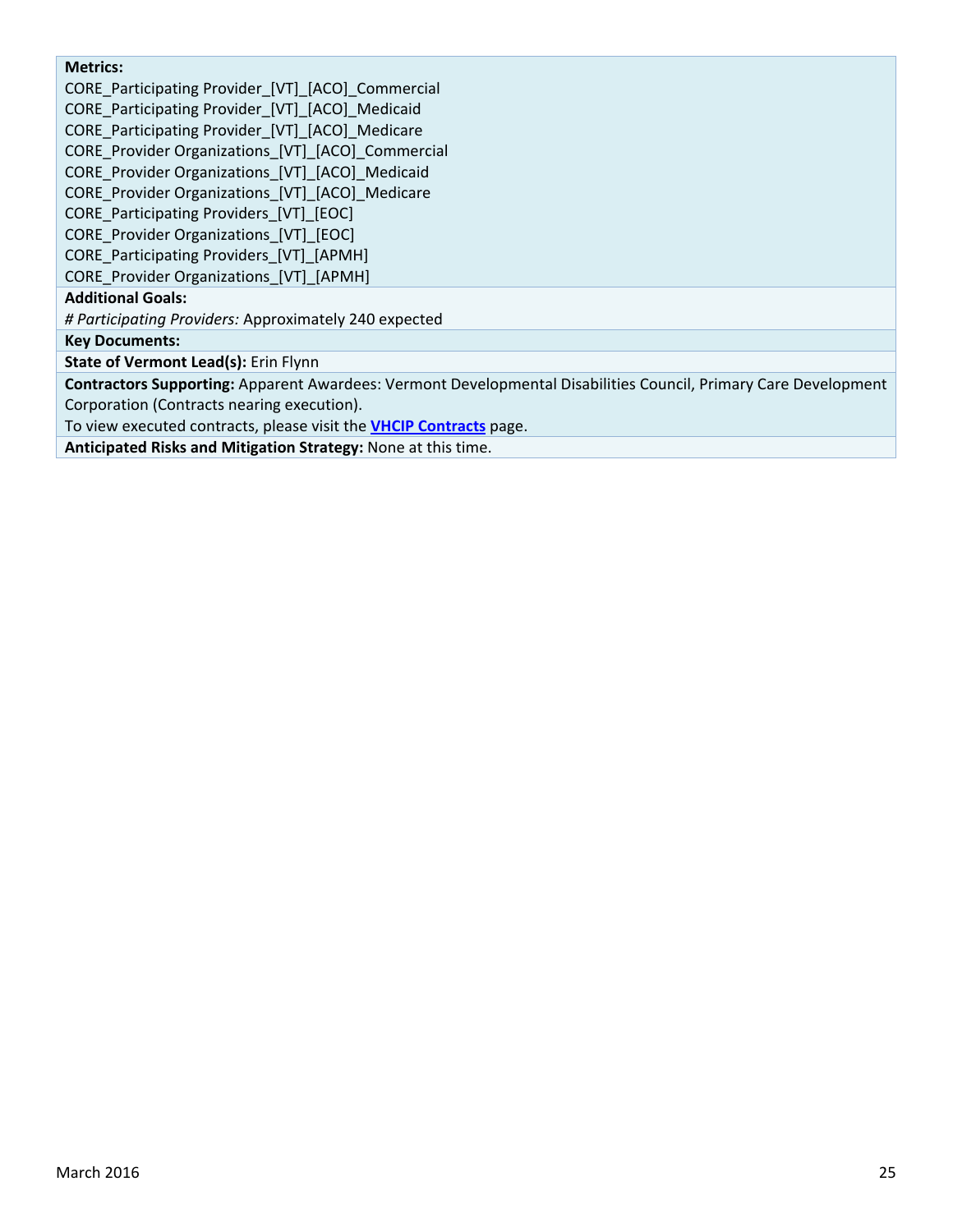**Metrics:**

CORE_Participating Provider_[VT]_[ACO]_Commercial
CORE_Participating Provider_[VT]_[ACO]_Medicaid
CORE_Participating Provider_[VT]_[ACO]_Medicare
CORE_Provider Organizations_[VT]_[ACO]_Commercial
CORE_Provider Organizations_[VT]_[ACO]_Medicaid
CORE_Provider Organizations_[VT]_[ACO]_Medicare
CORE_Participating Providers_[VT]_[EOC]
CORE_Provider Organizations_[VT]_[EOC]
CORE_Participating Providers_[VT]_[APMH]
CORE_Provider Organizations_[VT]_[APMH]

**Additional Goals:**

*# Participating Providers:* Approximately 240 expected

**Key Documents:**

**State of Vermont Lead(s):** Erin Flynn

**Contractors Supporting:** Apparent Awardees: Vermont Developmental Disabilities Council, Primary Care Development Corporation (Contracts nearing execution).
To view executed contracts, please visit the **VHCIP Contracts** page.

**Anticipated Risks and Mitigation Strategy:** None at this time.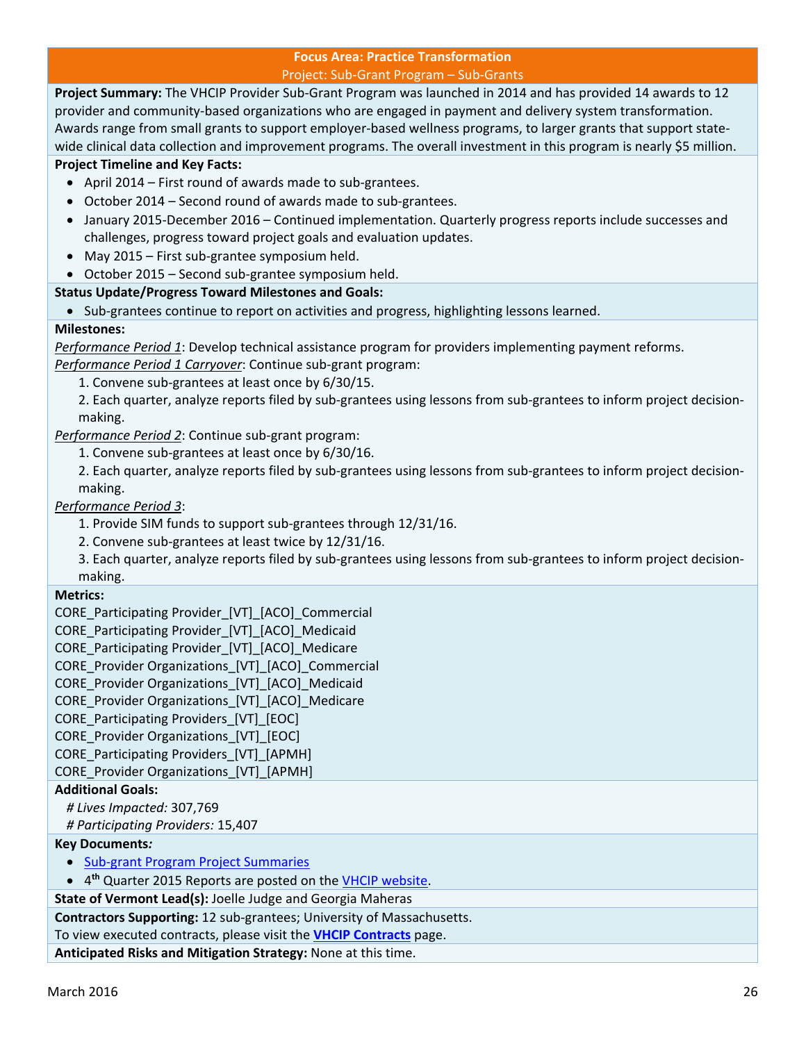## Focus Area: Practice Transformation

### Project: Sub-Grant Program – Sub-Grants

**Project Summary:** The VHCIP Provider Sub-Grant Program was launched in 2014 and has provided 14 awards to 12 provider and community-based organizations who are engaged in payment and delivery system transformation. Awards range from small grants to support employer-based wellness programs, to larger grants that support state-wide clinical data collection and improvement programs. The overall investment in this program is nearly $5 million.

**Project Timeline and Key Facts:**

- April 2014 – First round of awards made to sub-grantees.
- October 2014 – Second round of awards made to sub-grantees.
- January 2015-December 2016 – Continued implementation. Quarterly progress reports include successes and challenges, progress toward project goals and evaluation updates.
- May 2015 – First sub-grantee symposium held.
- October 2015 – Second sub-grantee symposium held.

**Status Update/Progress Toward Milestones and Goals:**

- Sub-grantees continue to report on activities and progress, highlighting lessons learned.

**Milestones:**

*Performance Period 1*: Develop technical assistance program for providers implementing payment reforms.

*Performance Period 1 Carryover*: Continue sub-grant program:

1. Convene sub-grantees at least once by 6/30/15.
2. Each quarter, analyze reports filed by sub-grantees using lessons from sub-grantees to inform project decision-making.

*Performance Period 2*: Continue sub-grant program:

1. Convene sub-grantees at least once by 6/30/16.
2. Each quarter, analyze reports filed by sub-grantees using lessons from sub-grantees to inform project decision-making.

*Performance Period 3*:

1. Provide SIM funds to support sub-grantees through 12/31/16.
2. Convene sub-grantees at least twice by 12/31/16.
3. Each quarter, analyze reports filed by sub-grantees using lessons from sub-grantees to inform project decision-making.

**Metrics:**

CORE_Participating Provider_[VT]_[ACO]_Commercial
CORE_Participating Provider_[VT]_[ACO]_Medicaid
CORE_Participating Provider_[VT]_[ACO]_Medicare
CORE_Provider Organizations_[VT]_[ACO]_Commercial
CORE_Provider Organizations_[VT]_[ACO]_Medicaid
CORE_Provider Organizations_[VT]_[ACO]_Medicare
CORE_Participating Providers_[VT]_[EOC]
CORE_Provider Organizations_[VT]_[EOC]
CORE_Participating Providers_[VT]_[APMH]
CORE_Provider Organizations_[VT]_[APMH]

**Additional Goals:**

*# Lives Impacted:* 307,769
*# Participating Providers:* 15,407

**Key Documents:**

- Sub-grant Program Project Summaries
- 4th Quarter 2015 Reports are posted on the VHCIP website.

**State of Vermont Lead(s):** Joelle Judge and Georgia Maheras

**Contractors Supporting:** 12 sub-grantees; University of Massachusetts.
To view executed contracts, please visit the **VHCIP Contracts** page.

**Anticipated Risks and Mitigation Strategy:** None at this time.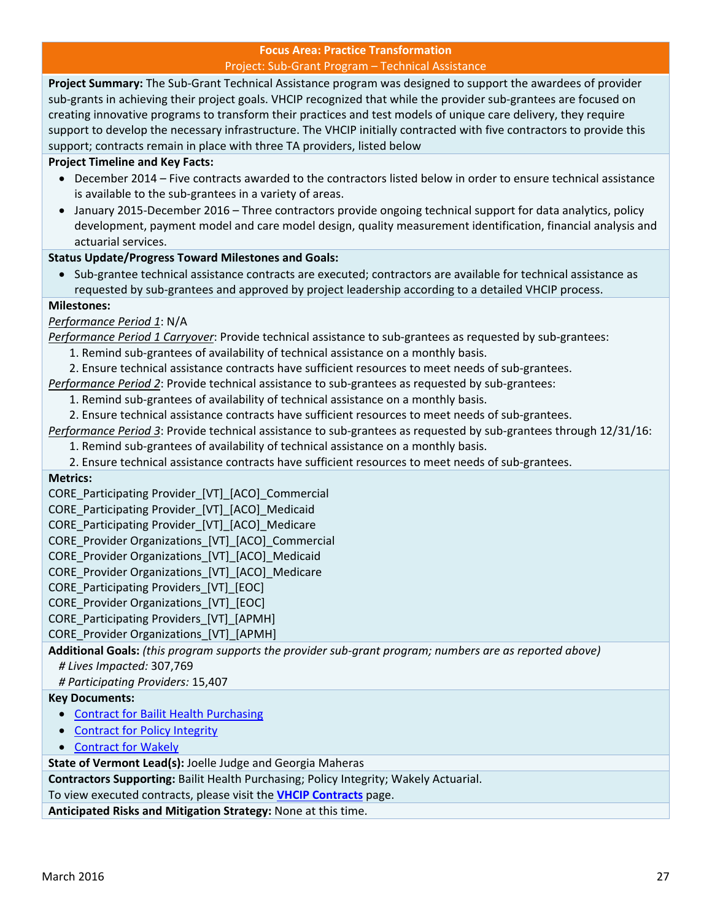## Focus Area: Practice Transformation

### Project: Sub-Grant Program – Technical Assistance

**Project Summary:** The Sub-Grant Technical Assistance program was designed to support the awardees of provider sub-grants in achieving their project goals. VHCIP recognized that while the provider sub-grantees are focused on creating innovative programs to transform their practices and test models of unique care delivery, they require support to develop the necessary infrastructure. The VHCIP initially contracted with five contractors to provide this support; contracts remain in place with three TA providers, listed below

**Project Timeline and Key Facts:**

- December 2014 – Five contracts awarded to the contractors listed below in order to ensure technical assistance is available to the sub-grantees in a variety of areas.
- January 2015-December 2016 – Three contractors provide ongoing technical support for data analytics, policy development, payment model and care model design, quality measurement identification, financial analysis and actuarial services.

**Status Update/Progress Toward Milestones and Goals:**

- Sub-grantee technical assistance contracts are executed; contractors are available for technical assistance as requested by sub-grantees and approved by project leadership according to a detailed VHCIP process.

**Milestones:**

*Performance Period 1*: N/A

*Performance Period 1 Carryover*: Provide technical assistance to sub-grantees as requested by sub-grantees:

1. Remind sub-grantees of availability of technical assistance on a monthly basis.
2. Ensure technical assistance contracts have sufficient resources to meet needs of sub-grantees.

*Performance Period 2*: Provide technical assistance to sub-grantees as requested by sub-grantees:

1. Remind sub-grantees of availability of technical assistance on a monthly basis.
2. Ensure technical assistance contracts have sufficient resources to meet needs of sub-grantees.

*Performance Period 3*: Provide technical assistance to sub-grantees as requested by sub-grantees through 12/31/16:

1. Remind sub-grantees of availability of technical assistance on a monthly basis.
2. Ensure technical assistance contracts have sufficient resources to meet needs of sub-grantees.

**Metrics:**

CORE_Participating Provider_[VT]_[ACO]_Commercial
CORE_Participating Provider_[VT]_[ACO]_Medicaid
CORE_Participating Provider_[VT]_[ACO]_Medicare
CORE_Provider Organizations_[VT]_[ACO]_Commercial
CORE_Provider Organizations_[VT]_[ACO]_Medicaid
CORE_Provider Organizations_[VT]_[ACO]_Medicare
CORE_Participating Providers_[VT]_[EOC]
CORE_Provider Organizations_[VT]_[EOC]
CORE_Participating Providers_[VT]_[APMH]
CORE_Provider Organizations_[VT]_[APMH]

**Additional Goals:** *(this program supports the provider sub-grant program; numbers are as reported above)*

*# Lives Impacted:* 307,769
*# Participating Providers:* 15,407

**Key Documents:**

- Contract for Bailit Health Purchasing
- Contract for Policy Integrity
- Contract for Wakely

**State of Vermont Lead(s):** Joelle Judge and Georgia Maheras

**Contractors Supporting:** Bailit Health Purchasing; Policy Integrity; Wakely Actuarial.
To view executed contracts, please visit the **VHCIP Contracts** page.

**Anticipated Risks and Mitigation Strategy:** None at this time.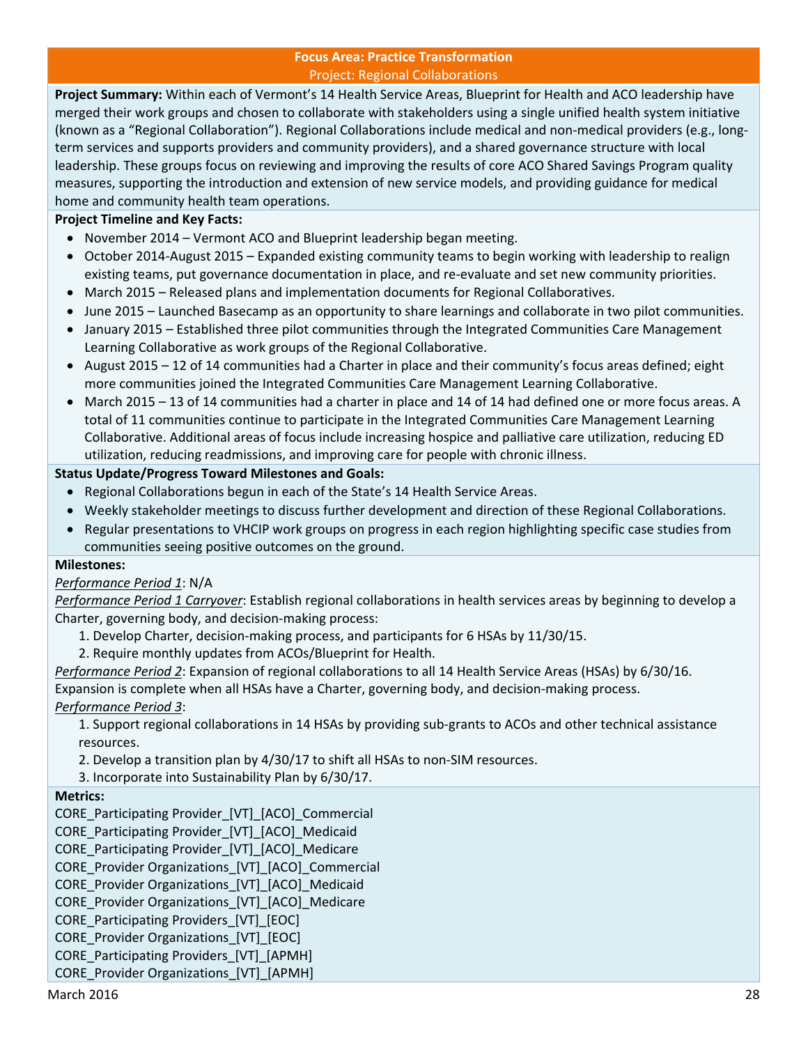## Focus Area: Practice Transformation

### Project: Regional Collaborations

**Project Summary:** Within each of Vermont's 14 Health Service Areas, Blueprint for Health and ACO leadership have merged their work groups and chosen to collaborate with stakeholders using a single unified health system initiative (known as a "Regional Collaboration"). Regional Collaborations include medical and non-medical providers (e.g., long-term services and supports providers and community providers), and a shared governance structure with local leadership. These groups focus on reviewing and improving the results of core ACO Shared Savings Program quality measures, supporting the introduction and extension of new service models, and providing guidance for medical home and community health team operations.

**Project Timeline and Key Facts:**

- November 2014 – Vermont ACO and Blueprint leadership began meeting.
- October 2014-August 2015 – Expanded existing community teams to begin working with leadership to realign existing teams, put governance documentation in place, and re-evaluate and set new community priorities.
- March 2015 – Released plans and implementation documents for Regional Collaboratives.
- June 2015 – Launched Basecamp as an opportunity to share learnings and collaborate in two pilot communities.
- January 2015 – Established three pilot communities through the Integrated Communities Care Management Learning Collaborative as work groups of the Regional Collaborative.
- August 2015 – 12 of 14 communities had a Charter in place and their community's focus areas defined; eight more communities joined the Integrated Communities Care Management Learning Collaborative.
- March 2015 – 13 of 14 communities had a charter in place and 14 of 14 had defined one or more focus areas. A total of 11 communities continue to participate in the Integrated Communities Care Management Learning Collaborative. Additional areas of focus include increasing hospice and palliative care utilization, reducing ED utilization, reducing readmissions, and improving care for people with chronic illness.

**Status Update/Progress Toward Milestones and Goals:**

- Regional Collaborations begun in each of the State's 14 Health Service Areas.
- Weekly stakeholder meetings to discuss further development and direction of these Regional Collaborations.
- Regular presentations to VHCIP work groups on progress in each region highlighting specific case studies from communities seeing positive outcomes on the ground.

**Milestones:**

*Performance Period 1*: N/A

*Performance Period 1 Carryover*: Establish regional collaborations in health services areas by beginning to develop a Charter, governing body, and decision-making process:

1. Develop Charter, decision-making process, and participants for 6 HSAs by 11/30/15.
2. Require monthly updates from ACOs/Blueprint for Health.

*Performance Period 2*: Expansion of regional collaborations to all 14 Health Service Areas (HSAs) by 6/30/16. Expansion is complete when all HSAs have a Charter, governing body, and decision-making process.

*Performance Period 3*:

1. Support regional collaborations in 14 HSAs by providing sub-grants to ACOs and other technical assistance resources.
2. Develop a transition plan by 4/30/17 to shift all HSAs to non-SIM resources.
3. Incorporate into Sustainability Plan by 6/30/17.

**Metrics:**

CORE_Participating Provider_[VT]_[ACO]_Commercial
CORE_Participating Provider_[VT]_[ACO]_Medicaid
CORE_Participating Provider_[VT]_[ACO]_Medicare
CORE_Provider Organizations_[VT]_[ACO]_Commercial
CORE_Provider Organizations_[VT]_[ACO]_Medicaid
CORE_Provider Organizations_[VT]_[ACO]_Medicare
CORE_Participating Providers_[VT]_[EOC]
CORE_Provider Organizations_[VT]_[EOC]
CORE_Participating Providers_[VT]_[APMH]
CORE_Provider Organizations_[VT]_[APMH]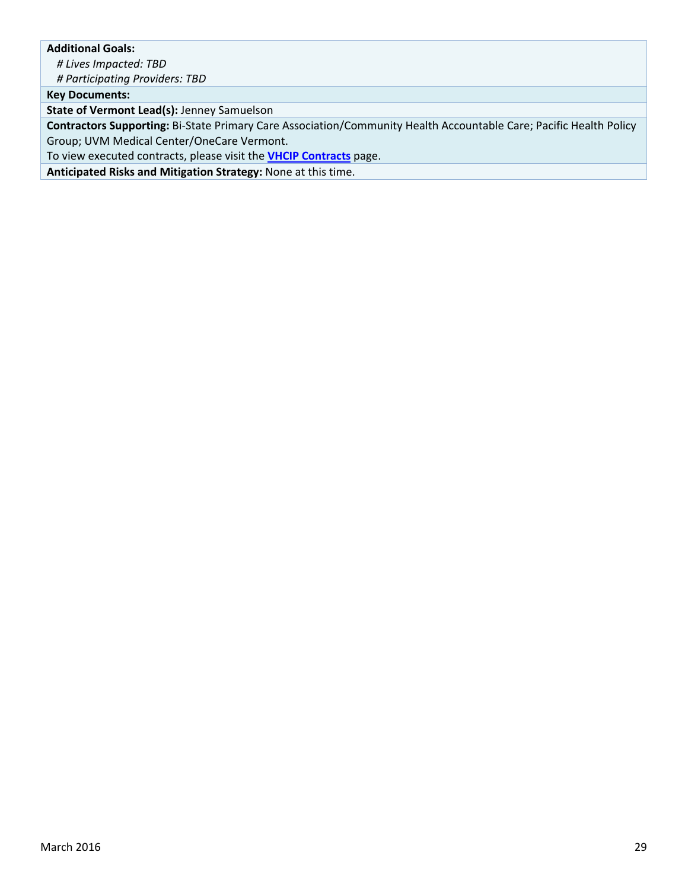**Additional Goals:**

*# Lives Impacted: TBD*

*# Participating Providers: TBD*

**Key Documents:**

**State of Vermont Lead(s):** Jenney Samuelson

**Contractors Supporting:** Bi-State Primary Care Association/Community Health Accountable Care; Pacific Health Policy Group; UVM Medical Center/OneCare Vermont.

To view executed contracts, please visit the **VHCIP Contracts** page.

**Anticipated Risks and Mitigation Strategy:** None at this time.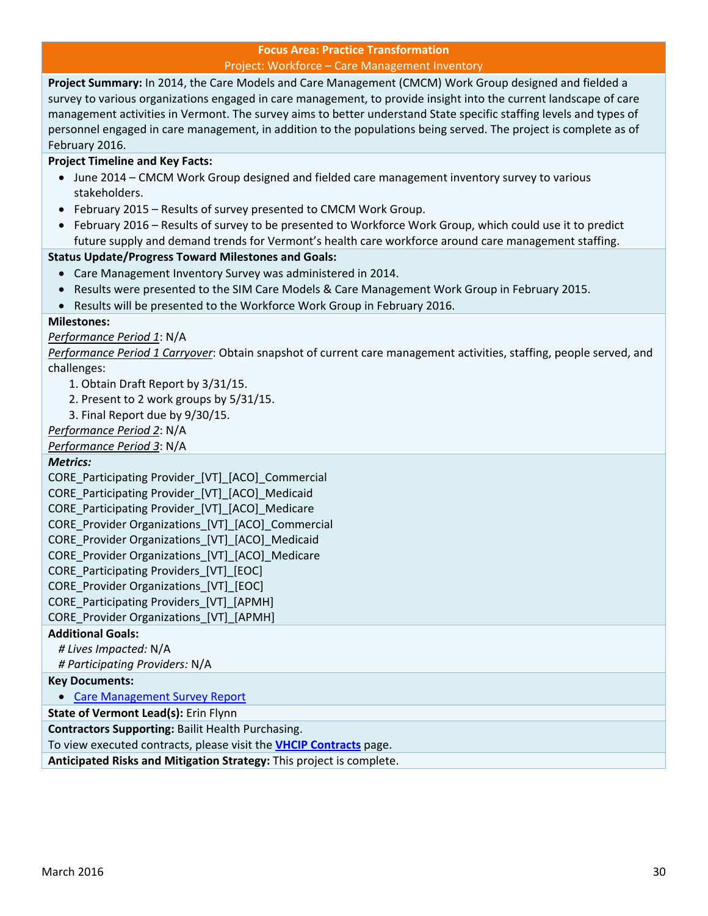## Focus Area: Practice Transformation

Project: Workforce – Care Management Inventory

**Project Summary:** In 2014, the Care Models and Care Management (CMCM) Work Group designed and fielded a survey to various organizations engaged in care management, to provide insight into the current landscape of care management activities in Vermont. The survey aims to better understand State specific staffing levels and types of personnel engaged in care management, in addition to the populations being served. The project is complete as of February 2016.

**Project Timeline and Key Facts:**

- June 2014 – CMCM Work Group designed and fielded care management inventory survey to various stakeholders.
- February 2015 – Results of survey presented to CMCM Work Group.
- February 2016 – Results of survey to be presented to Workforce Work Group, which could use it to predict future supply and demand trends for Vermont's health care workforce around care management staffing.

**Status Update/Progress Toward Milestones and Goals:**

- Care Management Inventory Survey was administered in 2014.
- Results were presented to the SIM Care Models & Care Management Work Group in February 2015.
- Results will be presented to the Workforce Work Group in February 2016.

**Milestones:**

*Performance Period 1*: N/A

*Performance Period 1 Carryover*: Obtain snapshot of current care management activities, staffing, people served, and challenges:

1. Obtain Draft Report by 3/31/15.
2. Present to 2 work groups by 5/31/15.
3. Final Report due by 9/30/15.

*Performance Period 2*: N/A

*Performance Period 3*: N/A

***Metrics:***

CORE_Participating Provider_[VT]_[ACO]_Commercial
CORE_Participating Provider_[VT]_[ACO]_Medicaid
CORE_Participating Provider_[VT]_[ACO]_Medicare
CORE_Provider Organizations_[VT]_[ACO]_Commercial
CORE_Provider Organizations_[VT]_[ACO]_Medicaid
CORE_Provider Organizations_[VT]_[ACO]_Medicare
CORE_Participating Providers_[VT]_[EOC]
CORE_Provider Organizations_[VT]_[EOC]
CORE_Participating Providers_[VT]_[APMH]
CORE_Provider Organizations_[VT]_[APMH]

**Additional Goals:**

*# Lives Impacted:* N/A
*# Participating Providers:* N/A

**Key Documents:**

- Care Management Survey Report

**State of Vermont Lead(s):** Erin Flynn

**Contractors Supporting:** Bailit Health Purchasing.
To view executed contracts, please visit the **VHCIP Contracts** page.

**Anticipated Risks and Mitigation Strategy:** This project is complete.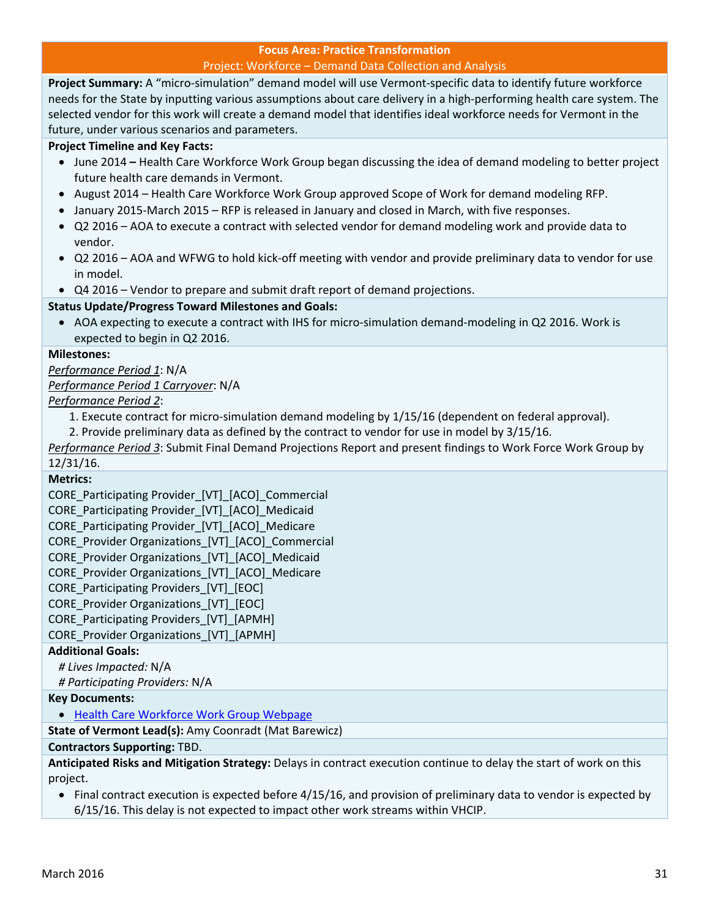## Focus Area: Practice Transformation

### Project: Workforce – Demand Data Collection and Analysis

**Project Summary:** A "micro-simulation" demand model will use Vermont-specific data to identify future workforce needs for the State by inputting various assumptions about care delivery in a high-performing health care system. The selected vendor for this work will create a demand model that identifies ideal workforce needs for Vermont in the future, under various scenarios and parameters.

**Project Timeline and Key Facts:**

- June 2014 **–** Health Care Workforce Work Group began discussing the idea of demand modeling to better project future health care demands in Vermont.
- August 2014 – Health Care Workforce Work Group approved Scope of Work for demand modeling RFP.
- January 2015-March 2015 – RFP is released in January and closed in March, with five responses.
- Q2 2016 – AOA to execute a contract with selected vendor for demand modeling work and provide data to vendor.
- Q2 2016 – AOA and WFWG to hold kick-off meeting with vendor and provide preliminary data to vendor for use in model.
- Q4 2016 – Vendor to prepare and submit draft report of demand projections.

**Status Update/Progress Toward Milestones and Goals:**

- AOA expecting to execute a contract with IHS for micro-simulation demand-modeling in Q2 2016. Work is expected to begin in Q2 2016.

**Milestones:**

*Performance Period 1*: N/A

*Performance Period 1 Carryover*: N/A

*Performance Period 2*:

1. Execute contract for micro-simulation demand modeling by 1/15/16 (dependent on federal approval).
2. Provide preliminary data as defined by the contract to vendor for use in model by 3/15/16.

*Performance Period 3*: Submit Final Demand Projections Report and present findings to Work Force Work Group by 12/31/16.

**Metrics:**

CORE_Participating Provider_[VT]_[ACO]_Commercial
CORE_Participating Provider_[VT]_[ACO]_Medicaid
CORE_Participating Provider_[VT]_[ACO]_Medicare
CORE_Provider Organizations_[VT]_[ACO]_Commercial
CORE_Provider Organizations_[VT]_[ACO]_Medicaid
CORE_Provider Organizations_[VT]_[ACO]_Medicare
CORE_Participating Providers_[VT]_[EOC]
CORE_Provider Organizations_[VT]_[EOC]
CORE_Participating Providers_[VT]_[APMH]
CORE_Provider Organizations_[VT]_[APMH]

**Additional Goals:**

*# Lives Impacted:* N/A
*# Participating Providers:* N/A

**Key Documents:**

- Health Care Workforce Work Group Webpage

**State of Vermont Lead(s):** Amy Coonradt (Mat Barewicz)

**Contractors Supporting:** TBD.

**Anticipated Risks and Mitigation Strategy:** Delays in contract execution continue to delay the start of work on this project.

- Final contract execution is expected before 4/15/16, and provision of preliminary data to vendor is expected by 6/15/16. This delay is not expected to impact other work streams within VHCIP.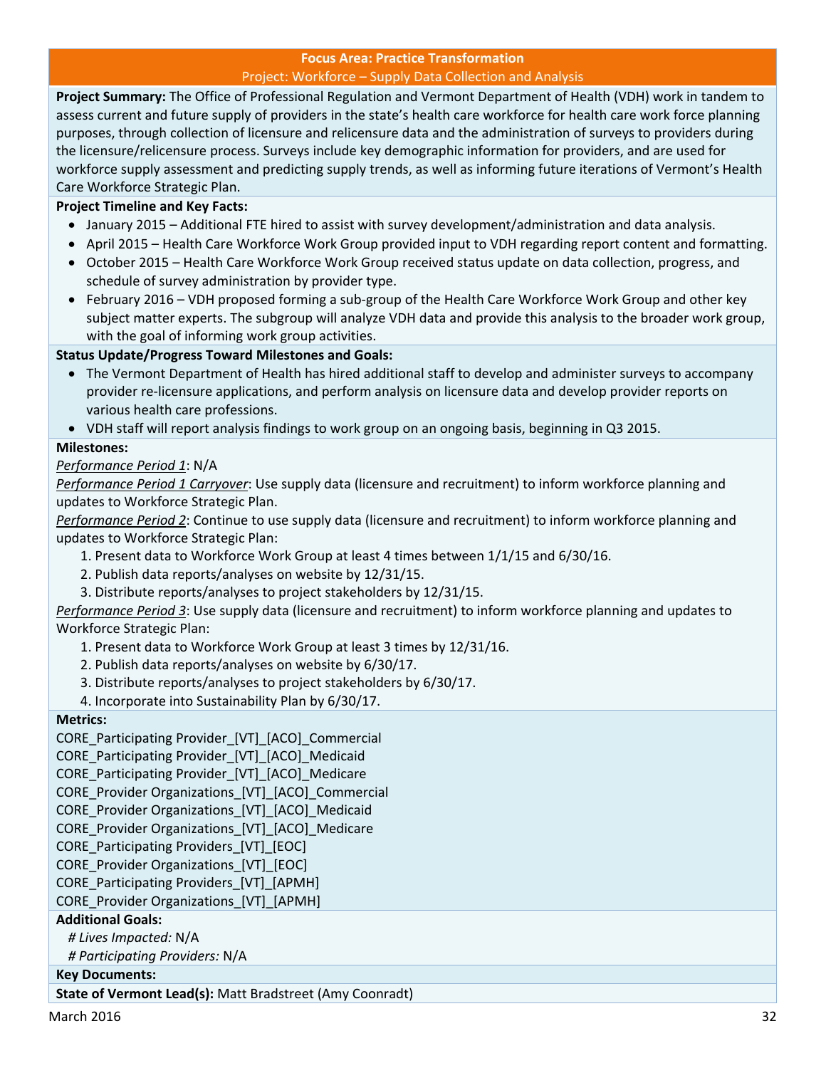## Focus Area: Practice Transformation

### Project: Workforce – Supply Data Collection and Analysis

**Project Summary:** The Office of Professional Regulation and Vermont Department of Health (VDH) work in tandem to assess current and future supply of providers in the state's health care workforce for health care work force planning purposes, through collection of licensure and relicensure data and the administration of surveys to providers during the licensure/relicensure process. Surveys include key demographic information for providers, and are used for workforce supply assessment and predicting supply trends, as well as informing future iterations of Vermont's Health Care Workforce Strategic Plan.

**Project Timeline and Key Facts:**

- January 2015 – Additional FTE hired to assist with survey development/administration and data analysis.
- April 2015 – Health Care Workforce Work Group provided input to VDH regarding report content and formatting.
- October 2015 – Health Care Workforce Work Group received status update on data collection, progress, and schedule of survey administration by provider type.
- February 2016 – VDH proposed forming a sub-group of the Health Care Workforce Work Group and other key subject matter experts. The subgroup will analyze VDH data and provide this analysis to the broader work group, with the goal of informing work group activities.

**Status Update/Progress Toward Milestones and Goals:**

- The Vermont Department of Health has hired additional staff to develop and administer surveys to accompany provider re-licensure applications, and perform analysis on licensure data and develop provider reports on various health care professions.
- VDH staff will report analysis findings to work group on an ongoing basis, beginning in Q3 2015.

**Milestones:**

*Performance Period 1*: N/A

*Performance Period 1 Carryover*: Use supply data (licensure and recruitment) to inform workforce planning and updates to Workforce Strategic Plan.

*Performance Period 2*: Continue to use supply data (licensure and recruitment) to inform workforce planning and updates to Workforce Strategic Plan:

1. Present data to Workforce Work Group at least 4 times between 1/1/15 and 6/30/16.
2. Publish data reports/analyses on website by 12/31/15.
3. Distribute reports/analyses to project stakeholders by 12/31/15.

*Performance Period 3*: Use supply data (licensure and recruitment) to inform workforce planning and updates to Workforce Strategic Plan:

1. Present data to Workforce Work Group at least 3 times by 12/31/16.
2. Publish data reports/analyses on website by 6/30/17.
3. Distribute reports/analyses to project stakeholders by 6/30/17.
4. Incorporate into Sustainability Plan by 6/30/17.

**Metrics:**

CORE_Participating Provider_[VT]_[ACO]_Commercial
CORE_Participating Provider_[VT]_[ACO]_Medicaid
CORE_Participating Provider_[VT]_[ACO]_Medicare
CORE_Provider Organizations_[VT]_[ACO]_Commercial
CORE_Provider Organizations_[VT]_[ACO]_Medicaid
CORE_Provider Organizations_[VT]_[ACO]_Medicare
CORE_Participating Providers_[VT]_[EOC]
CORE_Provider Organizations_[VT]_[EOC]
CORE_Participating Providers_[VT]_[APMH]
CORE_Provider Organizations_[VT]_[APMH]

**Additional Goals:**

*# Lives Impacted:* N/A
*# Participating Providers:* N/A

**Key Documents:**

**State of Vermont Lead(s):** Matt Bradstreet (Amy Coonradt)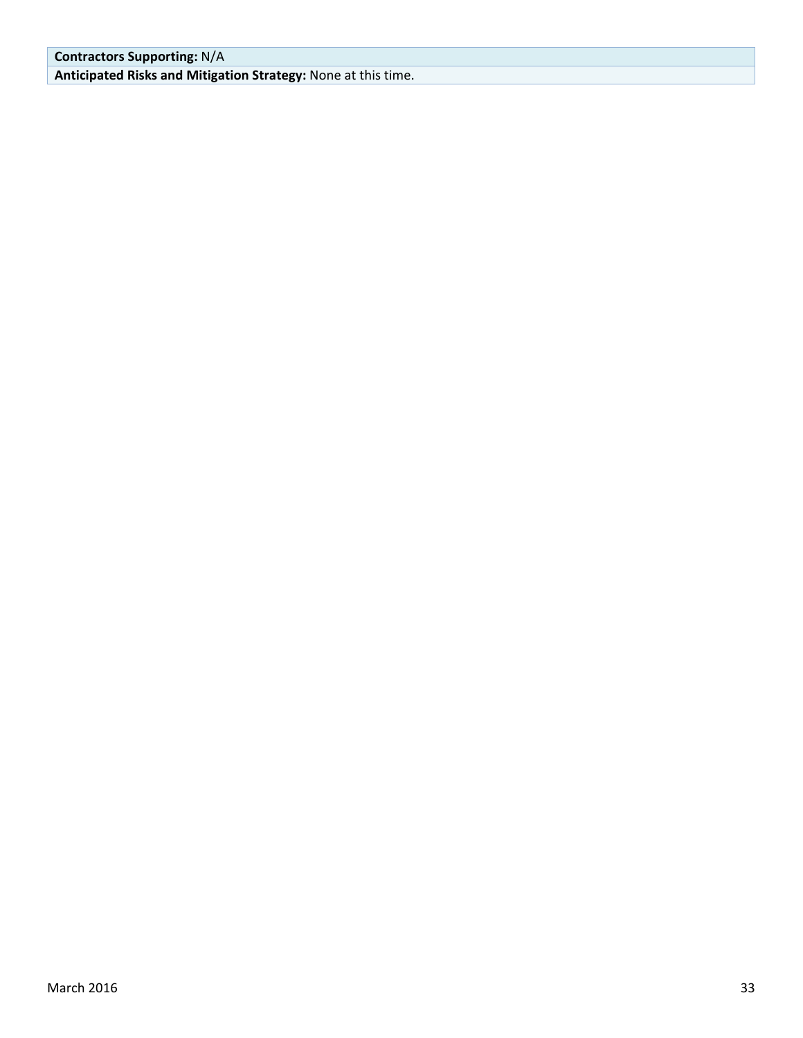| |
|---|
| **Contractors Supporting:** N/A |
| **Anticipated Risks and Mitigation Strategy:** None at this time. |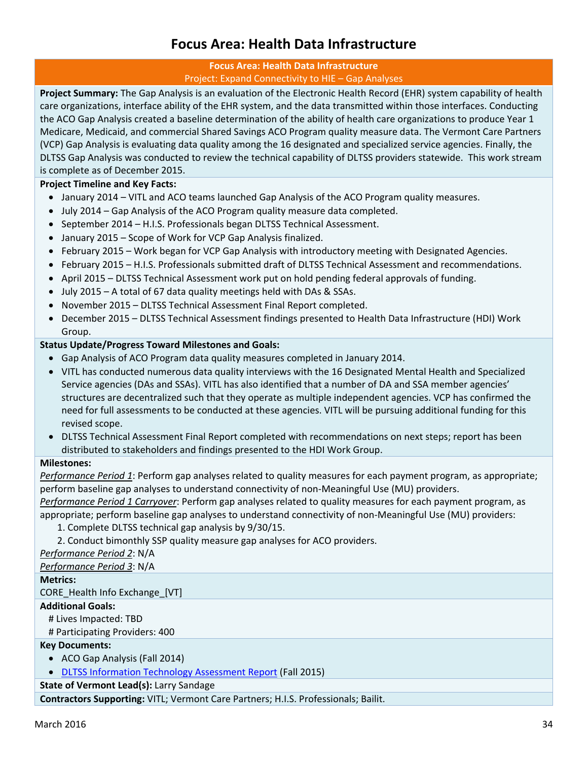# Focus Area: Health Data Infrastructure

**Focus Area: Health Data Infrastructure**

Project: Expand Connectivity to HIE – Gap Analyses

**Project Summary:** The Gap Analysis is an evaluation of the Electronic Health Record (EHR) system capability of health care organizations, interface ability of the EHR system, and the data transmitted within those interfaces. Conducting the ACO Gap Analysis created a baseline determination of the ability of health care organizations to produce Year 1 Medicare, Medicaid, and commercial Shared Savings ACO Program quality measure data. The Vermont Care Partners (VCP) Gap Analysis is evaluating data quality among the 16 designated and specialized service agencies. Finally, the DLTSS Gap Analysis was conducted to review the technical capability of DLTSS providers statewide. This work stream is complete as of December 2015.

**Project Timeline and Key Facts:**

- January 2014 – VITL and ACO teams launched Gap Analysis of the ACO Program quality measures.
- July 2014 – Gap Analysis of the ACO Program quality measure data completed.
- September 2014 – H.I.S. Professionals began DLTSS Technical Assessment.
- January 2015 – Scope of Work for VCP Gap Analysis finalized.
- February 2015 – Work began for VCP Gap Analysis with introductory meeting with Designated Agencies.
- February 2015 – H.I.S. Professionals submitted draft of DLTSS Technical Assessment and recommendations.
- April 2015 – DLTSS Technical Assessment work put on hold pending federal approvals of funding.
- July 2015 – A total of 67 data quality meetings held with DAs & SSAs.
- November 2015 – DLTSS Technical Assessment Final Report completed.
- December 2015 – DLTSS Technical Assessment findings presented to Health Data Infrastructure (HDI) Work Group.

**Status Update/Progress Toward Milestones and Goals:**

- Gap Analysis of ACO Program data quality measures completed in January 2014.
- VITL has conducted numerous data quality interviews with the 16 Designated Mental Health and Specialized Service agencies (DAs and SSAs). VITL has also identified that a number of DA and SSA member agencies' structures are decentralized such that they operate as multiple independent agencies. VCP has confirmed the need for full assessments to be conducted at these agencies. VITL will be pursuing additional funding for this revised scope.
- DLTSS Technical Assessment Final Report completed with recommendations on next steps; report has been distributed to stakeholders and findings presented to the HDI Work Group.

**Milestones:**

*Performance Period 1*: Perform gap analyses related to quality measures for each payment program, as appropriate; perform baseline gap analyses to understand connectivity of non-Meaningful Use (MU) providers.

*Performance Period 1 Carryover*: Perform gap analyses related to quality measures for each payment program, as appropriate; perform baseline gap analyses to understand connectivity of non-Meaningful Use (MU) providers:

1. Complete DLTSS technical gap analysis by 9/30/15.
2. Conduct bimonthly SSP quality measure gap analyses for ACO providers.

*Performance Period 2*: N/A

*Performance Period 3*: N/A

**Metrics:**

CORE_Health Info Exchange_[VT]

**Additional Goals:**

# Lives Impacted: TBD

# Participating Providers: 400

**Key Documents:**

- ACO Gap Analysis (Fall 2014)
- DLTSS Information Technology Assessment Report (Fall 2015)

**State of Vermont Lead(s):** Larry Sandage

**Contractors Supporting:** VITL; Vermont Care Partners; H.I.S. Professionals; Bailit.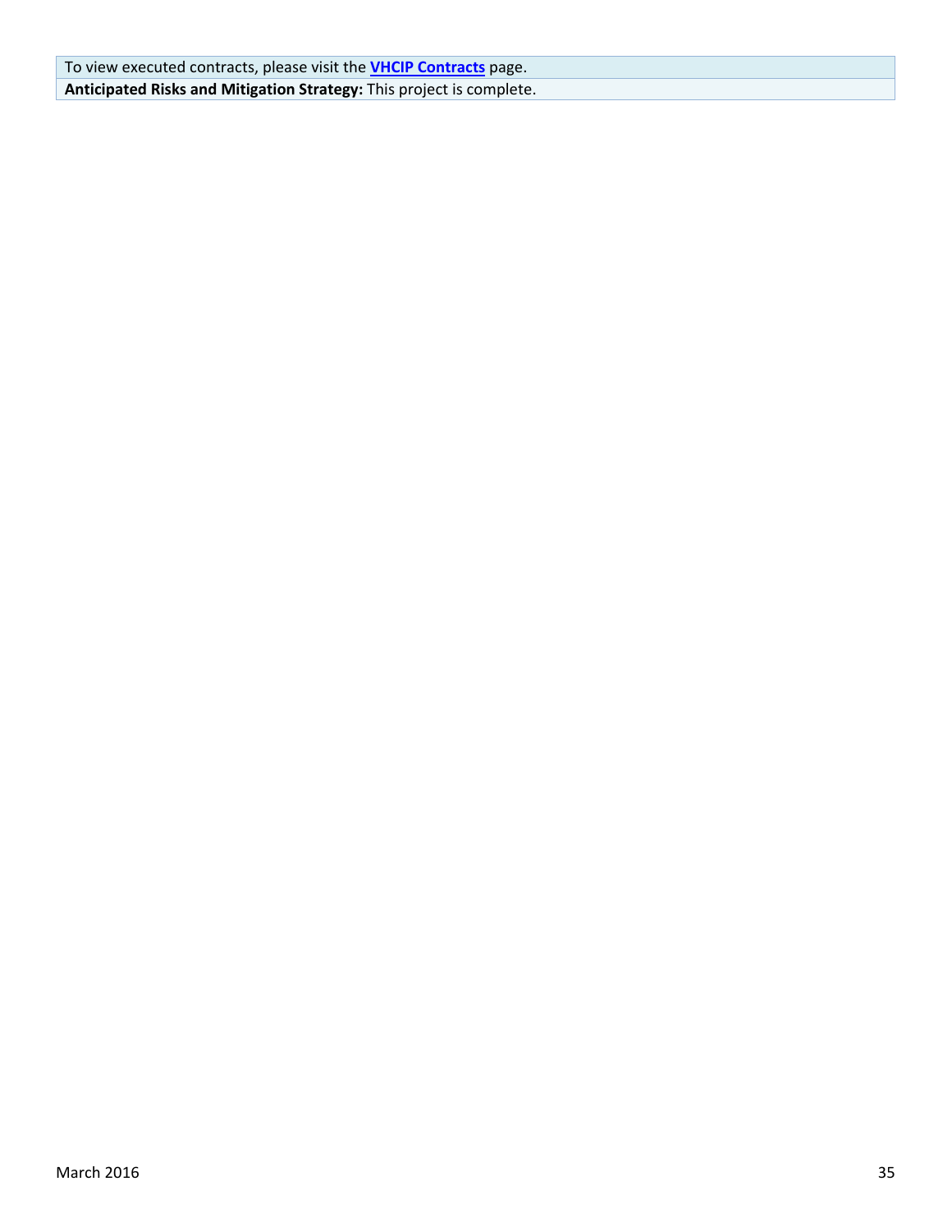| To view executed contracts, please visit the **VHCIP Contracts** page. |
| --- |
| **Anticipated Risks and Mitigation Strategy:** This project is complete. |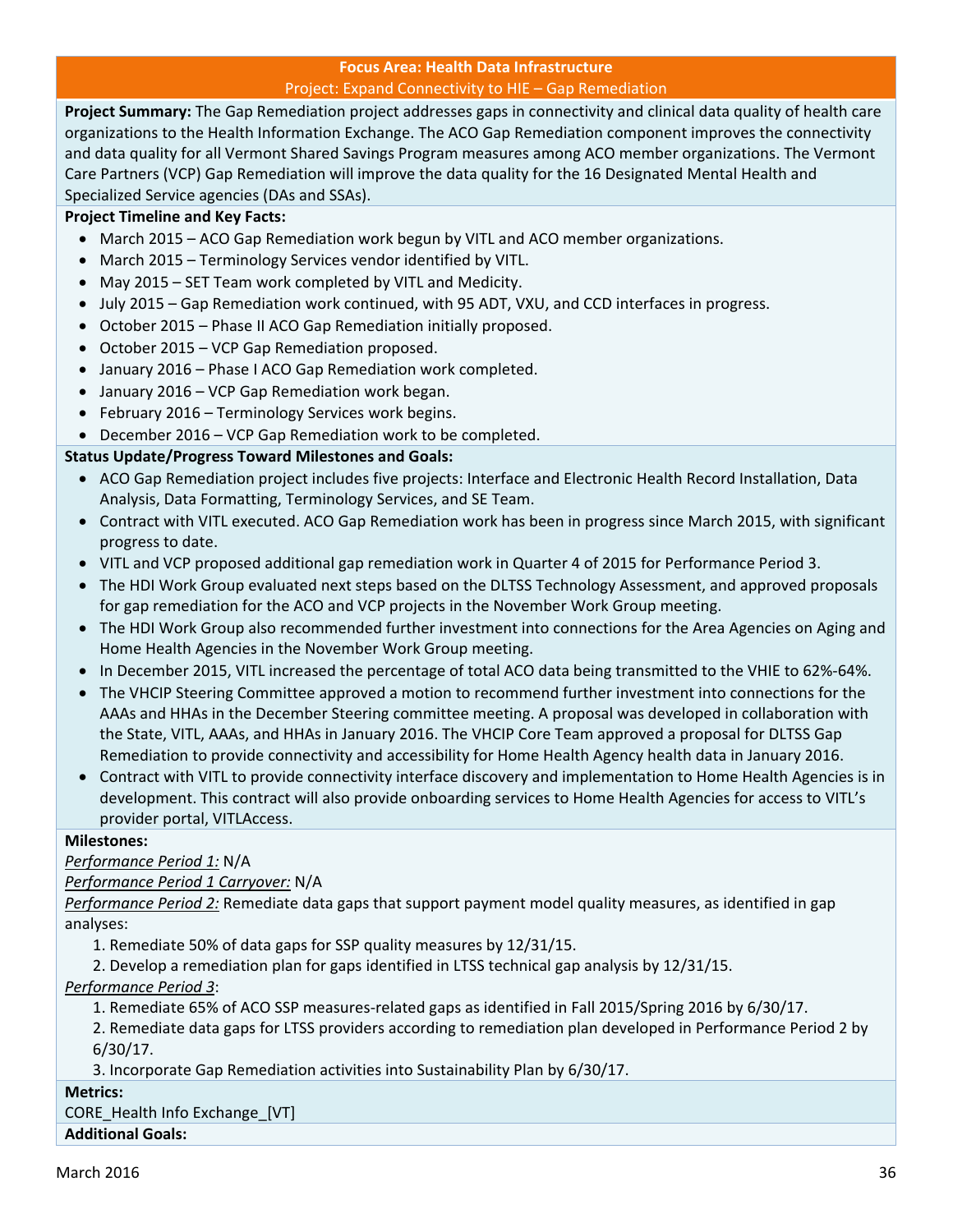## Focus Area: Health Data Infrastructure

### Project: Expand Connectivity to HIE – Gap Remediation

**Project Summary:** The Gap Remediation project addresses gaps in connectivity and clinical data quality of health care organizations to the Health Information Exchange. The ACO Gap Remediation component improves the connectivity and data quality for all Vermont Shared Savings Program measures among ACO member organizations. The Vermont Care Partners (VCP) Gap Remediation will improve the data quality for the 16 Designated Mental Health and Specialized Service agencies (DAs and SSAs).

**Project Timeline and Key Facts:**

- March 2015 – ACO Gap Remediation work begun by VITL and ACO member organizations.
- March 2015 – Terminology Services vendor identified by VITL.
- May 2015 – SET Team work completed by VITL and Medicity.
- July 2015 – Gap Remediation work continued, with 95 ADT, VXU, and CCD interfaces in progress.
- October 2015 – Phase II ACO Gap Remediation initially proposed.
- October 2015 – VCP Gap Remediation proposed.
- January 2016 – Phase I ACO Gap Remediation work completed.
- January 2016 – VCP Gap Remediation work began.
- February 2016 – Terminology Services work begins.
- December 2016 – VCP Gap Remediation work to be completed.

**Status Update/Progress Toward Milestones and Goals:**

- ACO Gap Remediation project includes five projects: Interface and Electronic Health Record Installation, Data Analysis, Data Formatting, Terminology Services, and SE Team.
- Contract with VITL executed. ACO Gap Remediation work has been in progress since March 2015, with significant progress to date.
- VITL and VCP proposed additional gap remediation work in Quarter 4 of 2015 for Performance Period 3.
- The HDI Work Group evaluated next steps based on the DLTSS Technology Assessment, and approved proposals for gap remediation for the ACO and VCP projects in the November Work Group meeting.
- The HDI Work Group also recommended further investment into connections for the Area Agencies on Aging and Home Health Agencies in the November Work Group meeting.
- In December 2015, VITL increased the percentage of total ACO data being transmitted to the VHIE to 62%-64%.
- The VHCIP Steering Committee approved a motion to recommend further investment into connections for the AAAs and HHAs in the December Steering committee meeting. A proposal was developed in collaboration with the State, VITL, AAAs, and HHAs in January 2016. The VHCIP Core Team approved a proposal for DLTSS Gap Remediation to provide connectivity and accessibility for Home Health Agency health data in January 2016.
- Contract with VITL to provide connectivity interface discovery and implementation to Home Health Agencies is in development. This contract will also provide onboarding services to Home Health Agencies for access to VITL's provider portal, VITLAccess.

**Milestones:**

*Performance Period 1:* N/A

*Performance Period 1 Carryover:* N/A

*Performance Period 2:* Remediate data gaps that support payment model quality measures, as identified in gap analyses:

1. Remediate 50% of data gaps for SSP quality measures by 12/31/15.
2. Develop a remediation plan for gaps identified in LTSS technical gap analysis by 12/31/15.

*Performance Period 3*:

1. Remediate 65% of ACO SSP measures-related gaps as identified in Fall 2015/Spring 2016 by 6/30/17.
2. Remediate data gaps for LTSS providers according to remediation plan developed in Performance Period 2 by 6/30/17.
3. Incorporate Gap Remediation activities into Sustainability Plan by 6/30/17.

**Metrics:**

CORE_Health Info Exchange_[VT]

**Additional Goals:**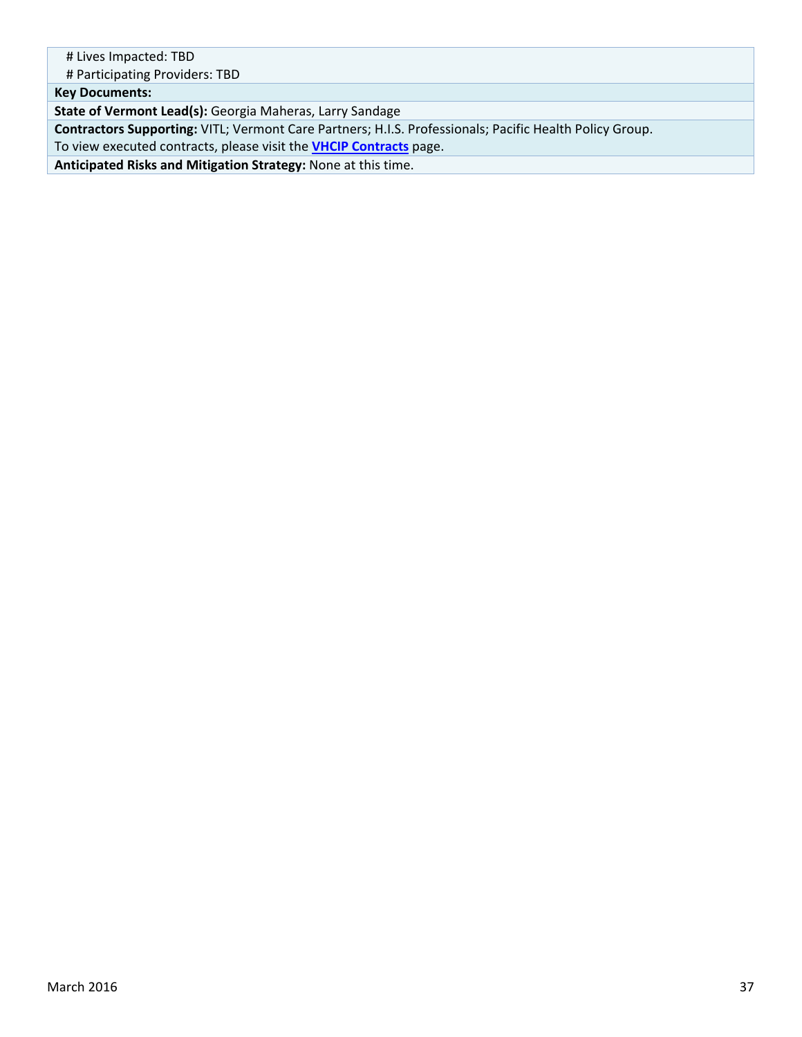# Lives Impacted: TBD

# Participating Providers: TBD

**Key Documents:**

**State of Vermont Lead(s):** Georgia Maheras, Larry Sandage

**Contractors Supporting:** VITL; Vermont Care Partners; H.I.S. Professionals; Pacific Health Policy Group.
To view executed contracts, please visit the **VHCIP Contracts** page.

**Anticipated Risks and Mitigation Strategy:** None at this time.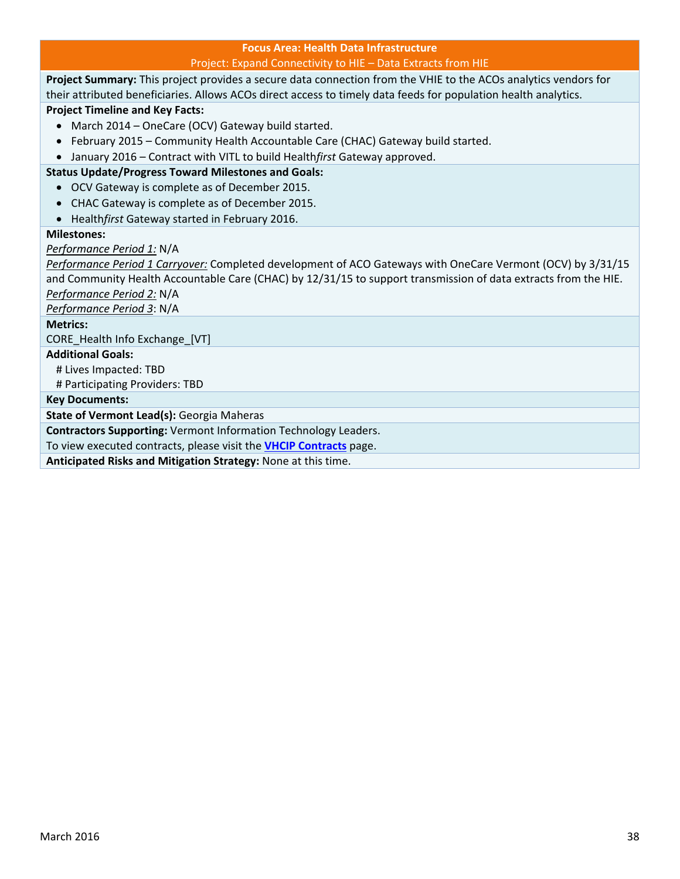## Focus Area: Health Data Infrastructure

### Project: Expand Connectivity to HIE – Data Extracts from HIE

**Project Summary:** This project provides a secure data connection from the VHIE to the ACOs analytics vendors for their attributed beneficiaries. Allows ACOs direct access to timely data feeds for population health analytics.

**Project Timeline and Key Facts:**

- March 2014 – OneCare (OCV) Gateway build started.
- February 2015 – Community Health Accountable Care (CHAC) Gateway build started.
- January 2016 – Contract with VITL to build Health*first* Gateway approved.

**Status Update/Progress Toward Milestones and Goals:**

- OCV Gateway is complete as of December 2015.
- CHAC Gateway is complete as of December 2015.
- Health*first* Gateway started in February 2016.

**Milestones:**

*Performance Period 1:* N/A

*Performance Period 1 Carryover:* Completed development of ACO Gateways with OneCare Vermont (OCV) by 3/31/15 and Community Health Accountable Care (CHAC) by 12/31/15 to support transmission of data extracts from the HIE.

*Performance Period 2:* N/A

*Performance Period 3*: N/A

**Metrics:**

CORE_Health Info Exchange_[VT]

**Additional Goals:**

# Lives Impacted: TBD

# Participating Providers: TBD

**Key Documents:**

**State of Vermont Lead(s):** Georgia Maheras

**Contractors Supporting:** Vermont Information Technology Leaders.

To view executed contracts, please visit the **VHCIP Contracts** page.

**Anticipated Risks and Mitigation Strategy:** None at this time.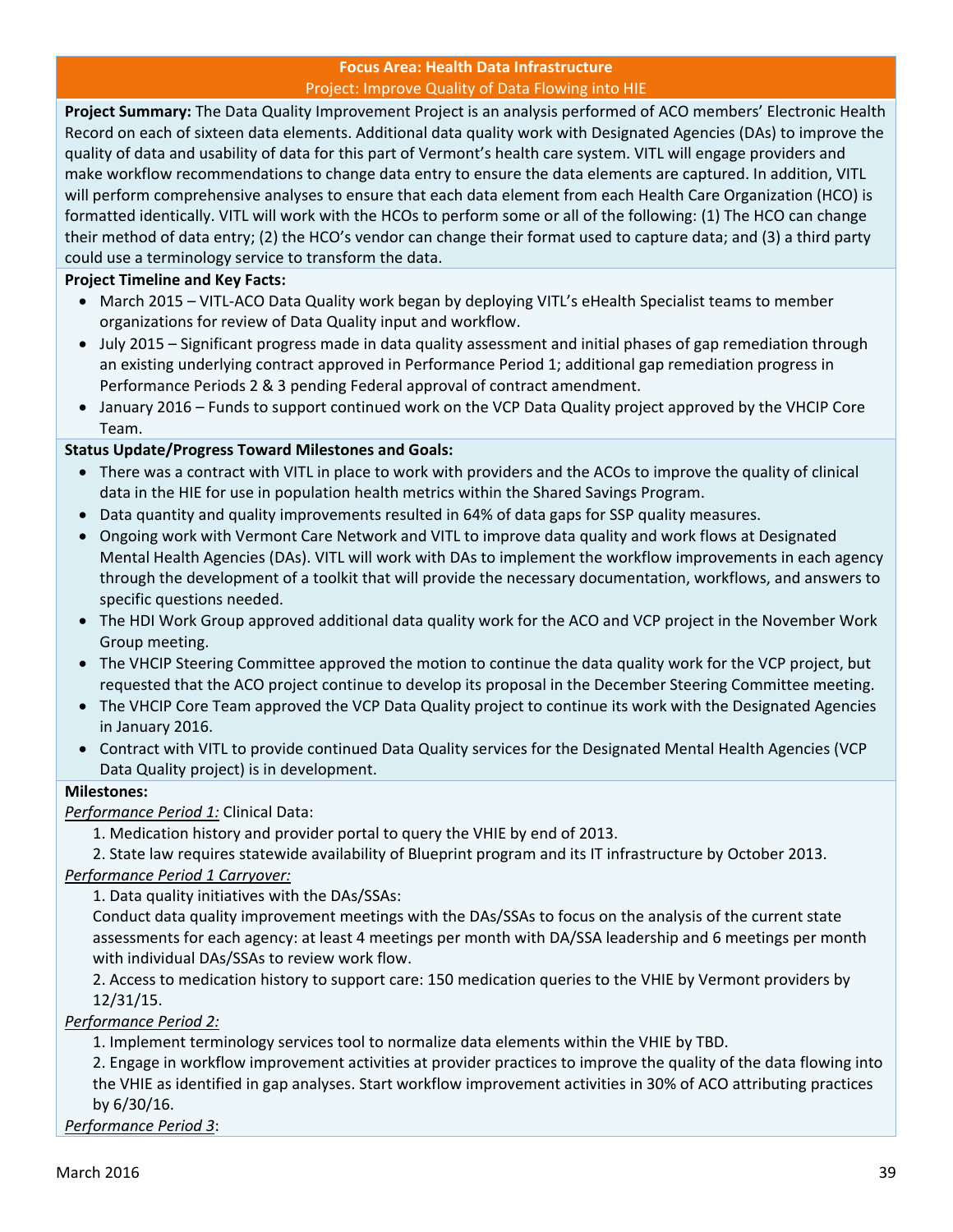**Focus Area: Health Data Infrastructure**

Project: Improve Quality of Data Flowing into HIE

**Project Summary:** The Data Quality Improvement Project is an analysis performed of ACO members' Electronic Health Record on each of sixteen data elements. Additional data quality work with Designated Agencies (DAs) to improve the quality of data and usability of data for this part of Vermont's health care system. VITL will engage providers and make workflow recommendations to change data entry to ensure the data elements are captured. In addition, VITL will perform comprehensive analyses to ensure that each data element from each Health Care Organization (HCO) is formatted identically. VITL will work with the HCOs to perform some or all of the following: (1) The HCO can change their method of data entry; (2) the HCO's vendor can change their format used to capture data; and (3) a third party could use a terminology service to transform the data.

**Project Timeline and Key Facts:**

- March 2015 – VITL-ACO Data Quality work began by deploying VITL's eHealth Specialist teams to member organizations for review of Data Quality input and workflow.
- July 2015 – Significant progress made in data quality assessment and initial phases of gap remediation through an existing underlying contract approved in Performance Period 1; additional gap remediation progress in Performance Periods 2 & 3 pending Federal approval of contract amendment.
- January 2016 – Funds to support continued work on the VCP Data Quality project approved by the VHCIP Core Team.

**Status Update/Progress Toward Milestones and Goals:**

- There was a contract with VITL in place to work with providers and the ACOs to improve the quality of clinical data in the HIE for use in population health metrics within the Shared Savings Program.
- Data quantity and quality improvements resulted in 64% of data gaps for SSP quality measures.
- Ongoing work with Vermont Care Network and VITL to improve data quality and work flows at Designated Mental Health Agencies (DAs). VITL will work with DAs to implement the workflow improvements in each agency through the development of a toolkit that will provide the necessary documentation, workflows, and answers to specific questions needed.
- The HDI Work Group approved additional data quality work for the ACO and VCP project in the November Work Group meeting.
- The VHCIP Steering Committee approved the motion to continue the data quality work for the VCP project, but requested that the ACO project continue to develop its proposal in the December Steering Committee meeting.
- The VHCIP Core Team approved the VCP Data Quality project to continue its work with the Designated Agencies in January 2016.
- Contract with VITL to provide continued Data Quality services for the Designated Mental Health Agencies (VCP Data Quality project) is in development.

**Milestones:**

*Performance Period 1:* Clinical Data:

1. Medication history and provider portal to query the VHIE by end of 2013.
2. State law requires statewide availability of Blueprint program and its IT infrastructure by October 2013.

*Performance Period 1 Carryover:*

1. Data quality initiatives with the DAs/SSAs:
   Conduct data quality improvement meetings with the DAs/SSAs to focus on the analysis of the current state assessments for each agency: at least 4 meetings per month with DA/SSA leadership and 6 meetings per month with individual DAs/SSAs to review work flow.
2. Access to medication history to support care: 150 medication queries to the VHIE by Vermont providers by 12/31/15.

*Performance Period 2:*

1. Implement terminology services tool to normalize data elements within the VHIE by TBD.
2. Engage in workflow improvement activities at provider practices to improve the quality of the data flowing into the VHIE as identified in gap analyses. Start workflow improvement activities in 30% of ACO attributing practices by 6/30/16.

*Performance Period 3*: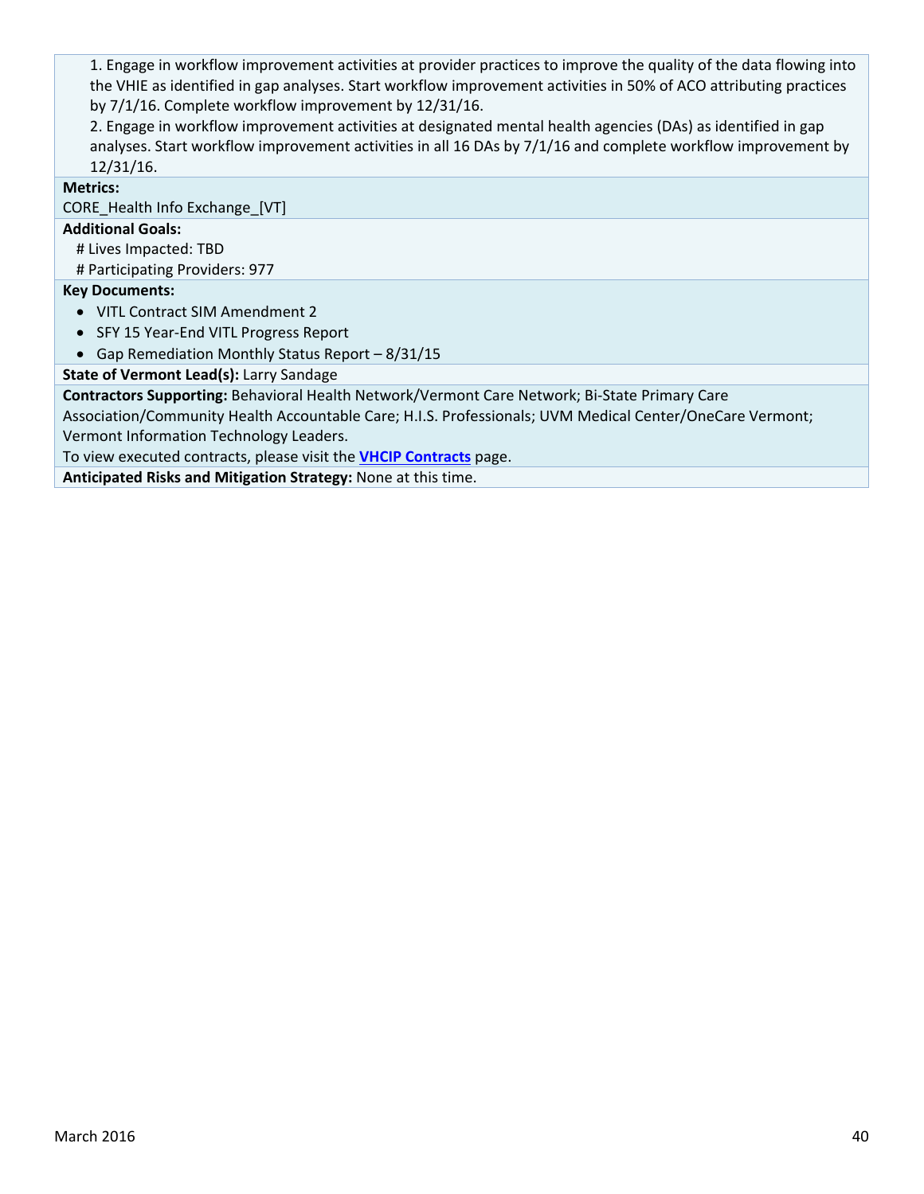1. Engage in workflow improvement activities at provider practices to improve the quality of the data flowing into the VHIE as identified in gap analyses. Start workflow improvement activities in 50% of ACO attributing practices by 7/1/16. Complete workflow improvement by 12/31/16.
2. Engage in workflow improvement activities at designated mental health agencies (DAs) as identified in gap analyses. Start workflow improvement activities in all 16 DAs by 7/1/16 and complete workflow improvement by 12/31/16.

**Metrics:**

CORE_Health Info Exchange_[VT]

**Additional Goals:**

# Lives Impacted: TBD

# Participating Providers: 977

**Key Documents:**

- VITL Contract SIM Amendment 2
- SFY 15 Year-End VITL Progress Report
- Gap Remediation Monthly Status Report – 8/31/15

**State of Vermont Lead(s):** Larry Sandage

**Contractors Supporting:** Behavioral Health Network/Vermont Care Network; Bi-State Primary Care Association/Community Health Accountable Care; H.I.S. Professionals; UVM Medical Center/OneCare Vermont; Vermont Information Technology Leaders.

To view executed contracts, please visit the **VHCIP Contracts** page.

**Anticipated Risks and Mitigation Strategy:** None at this time.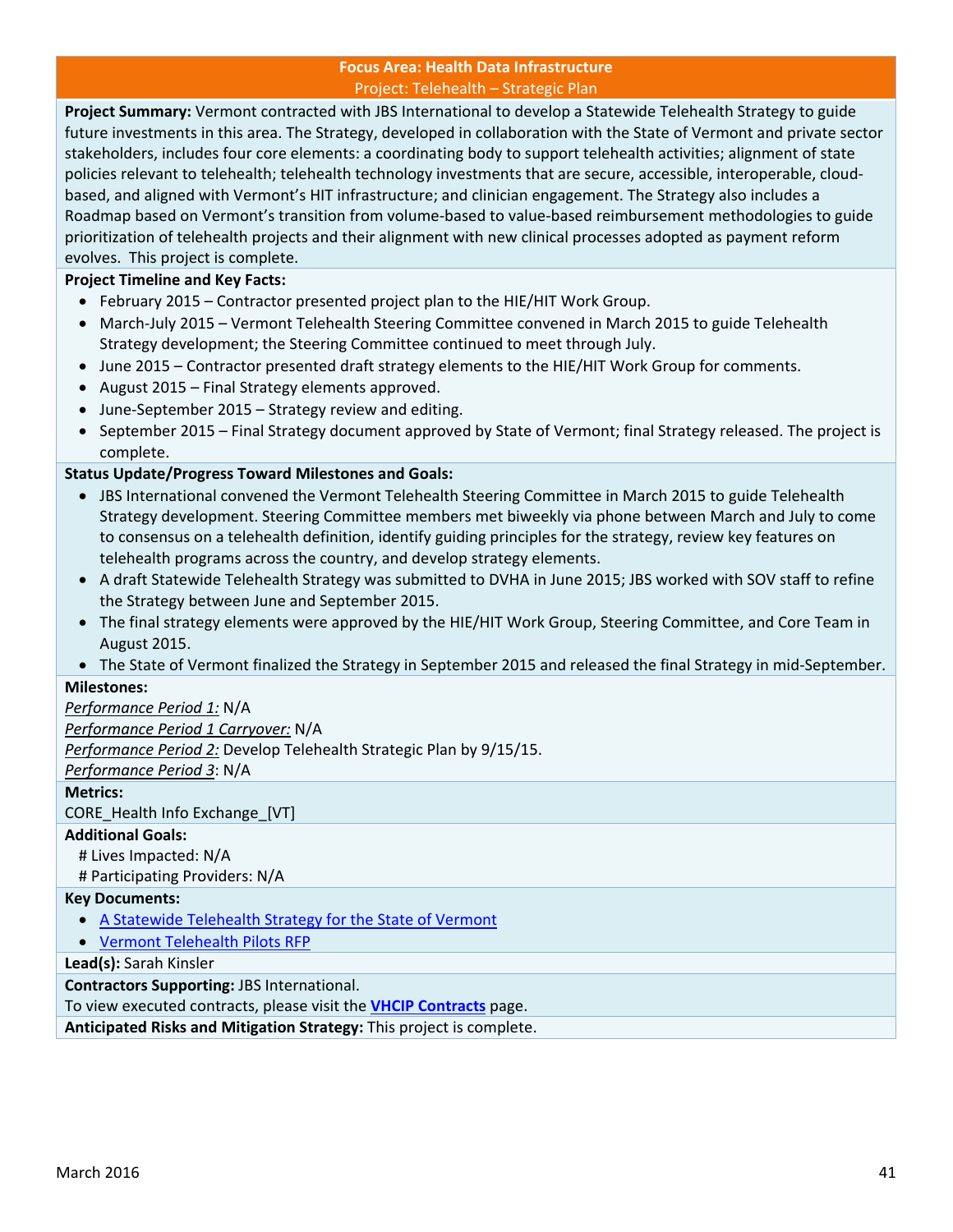## Focus Area: Health Data Infrastructure

### Project: Telehealth – Strategic Plan

**Project Summary:** Vermont contracted with JBS International to develop a Statewide Telehealth Strategy to guide future investments in this area. The Strategy, developed in collaboration with the State of Vermont and private sector stakeholders, includes four core elements: a coordinating body to support telehealth activities; alignment of state policies relevant to telehealth; telehealth technology investments that are secure, accessible, interoperable, cloud-based, and aligned with Vermont's HIT infrastructure; and clinician engagement. The Strategy also includes a Roadmap based on Vermont's transition from volume-based to value-based reimbursement methodologies to guide prioritization of telehealth projects and their alignment with new clinical processes adopted as payment reform evolves. This project is complete.

**Project Timeline and Key Facts:**

- February 2015 – Contractor presented project plan to the HIE/HIT Work Group.
- March-July 2015 – Vermont Telehealth Steering Committee convened in March 2015 to guide Telehealth Strategy development; the Steering Committee continued to meet through July.
- June 2015 – Contractor presented draft strategy elements to the HIE/HIT Work Group for comments.
- August 2015 – Final Strategy elements approved.
- June-September 2015 – Strategy review and editing.
- September 2015 – Final Strategy document approved by State of Vermont; final Strategy released. The project is complete.

**Status Update/Progress Toward Milestones and Goals:**

- JBS International convened the Vermont Telehealth Steering Committee in March 2015 to guide Telehealth Strategy development. Steering Committee members met biweekly via phone between March and July to come to consensus on a telehealth definition, identify guiding principles for the strategy, review key features on telehealth programs across the country, and develop strategy elements.
- A draft Statewide Telehealth Strategy was submitted to DVHA in June 2015; JBS worked with SOV staff to refine the Strategy between June and September 2015.
- The final strategy elements were approved by the HIE/HIT Work Group, Steering Committee, and Core Team in August 2015.
- The State of Vermont finalized the Strategy in September 2015 and released the final Strategy in mid-September.

**Milestones:**

*Performance Period 1:* N/A
*Performance Period 1 Carryover:* N/A
*Performance Period 2:* Develop Telehealth Strategic Plan by 9/15/15.
*Performance Period 3*: N/A

**Metrics:**

CORE_Health Info Exchange_[VT]

**Additional Goals:**

# Lives Impacted: N/A
# Participating Providers: N/A

**Key Documents:**

- A Statewide Telehealth Strategy for the State of Vermont
- Vermont Telehealth Pilots RFP

**Lead(s):** Sarah Kinsler

**Contractors Supporting:** JBS International.
To view executed contracts, please visit the **VHCIP Contracts** page.

**Anticipated Risks and Mitigation Strategy:** This project is complete.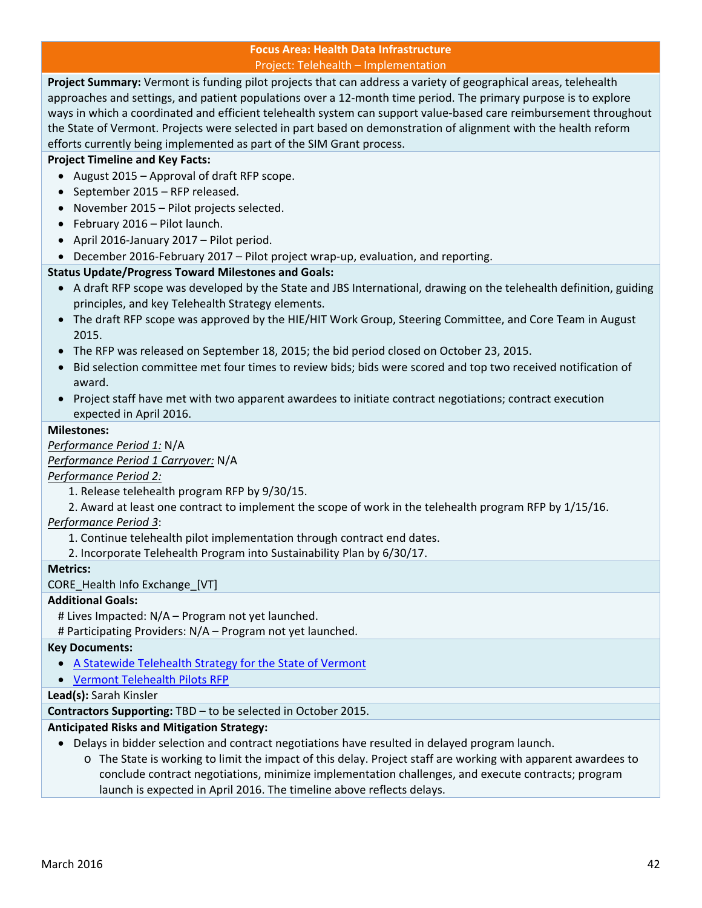## Focus Area: Health Data Infrastructure

### Project: Telehealth – Implementation

**Project Summary:** Vermont is funding pilot projects that can address a variety of geographical areas, telehealth approaches and settings, and patient populations over a 12-month time period. The primary purpose is to explore ways in which a coordinated and efficient telehealth system can support value-based care reimbursement throughout the State of Vermont. Projects were selected in part based on demonstration of alignment with the health reform efforts currently being implemented as part of the SIM Grant process.

**Project Timeline and Key Facts:**

- August 2015 – Approval of draft RFP scope.
- September 2015 – RFP released.
- November 2015 – Pilot projects selected.
- February 2016 – Pilot launch.
- April 2016-January 2017 – Pilot period.
- December 2016-February 2017 – Pilot project wrap-up, evaluation, and reporting.

**Status Update/Progress Toward Milestones and Goals:**

- A draft RFP scope was developed by the State and JBS International, drawing on the telehealth definition, guiding principles, and key Telehealth Strategy elements.
- The draft RFP scope was approved by the HIE/HIT Work Group, Steering Committee, and Core Team in August 2015.
- The RFP was released on September 18, 2015; the bid period closed on October 23, 2015.
- Bid selection committee met four times to review bids; bids were scored and top two received notification of award.
- Project staff have met with two apparent awardees to initiate contract negotiations; contract execution expected in April 2016.

**Milestones:**

*Performance Period 1:* N/A

*Performance Period 1 Carryover:* N/A

*Performance Period 2:*

1. Release telehealth program RFP by 9/30/15.
2. Award at least one contract to implement the scope of work in the telehealth program RFP by 1/15/16.

*Performance Period 3*:

1. Continue telehealth pilot implementation through contract end dates.
2. Incorporate Telehealth Program into Sustainability Plan by 6/30/17.

**Metrics:**

CORE_Health Info Exchange_[VT]

**Additional Goals:**

# Lives Impacted: N/A – Program not yet launched.

# Participating Providers: N/A – Program not yet launched.

**Key Documents:**

- A Statewide Telehealth Strategy for the State of Vermont
- Vermont Telehealth Pilots RFP

**Lead(s):** Sarah Kinsler

**Contractors Supporting:** TBD – to be selected in October 2015.

**Anticipated Risks and Mitigation Strategy:**

- Delays in bidder selection and contract negotiations have resulted in delayed program launch.
  - The State is working to limit the impact of this delay. Project staff are working with apparent awardees to conclude contract negotiations, minimize implementation challenges, and execute contracts; program launch is expected in April 2016. The timeline above reflects delays.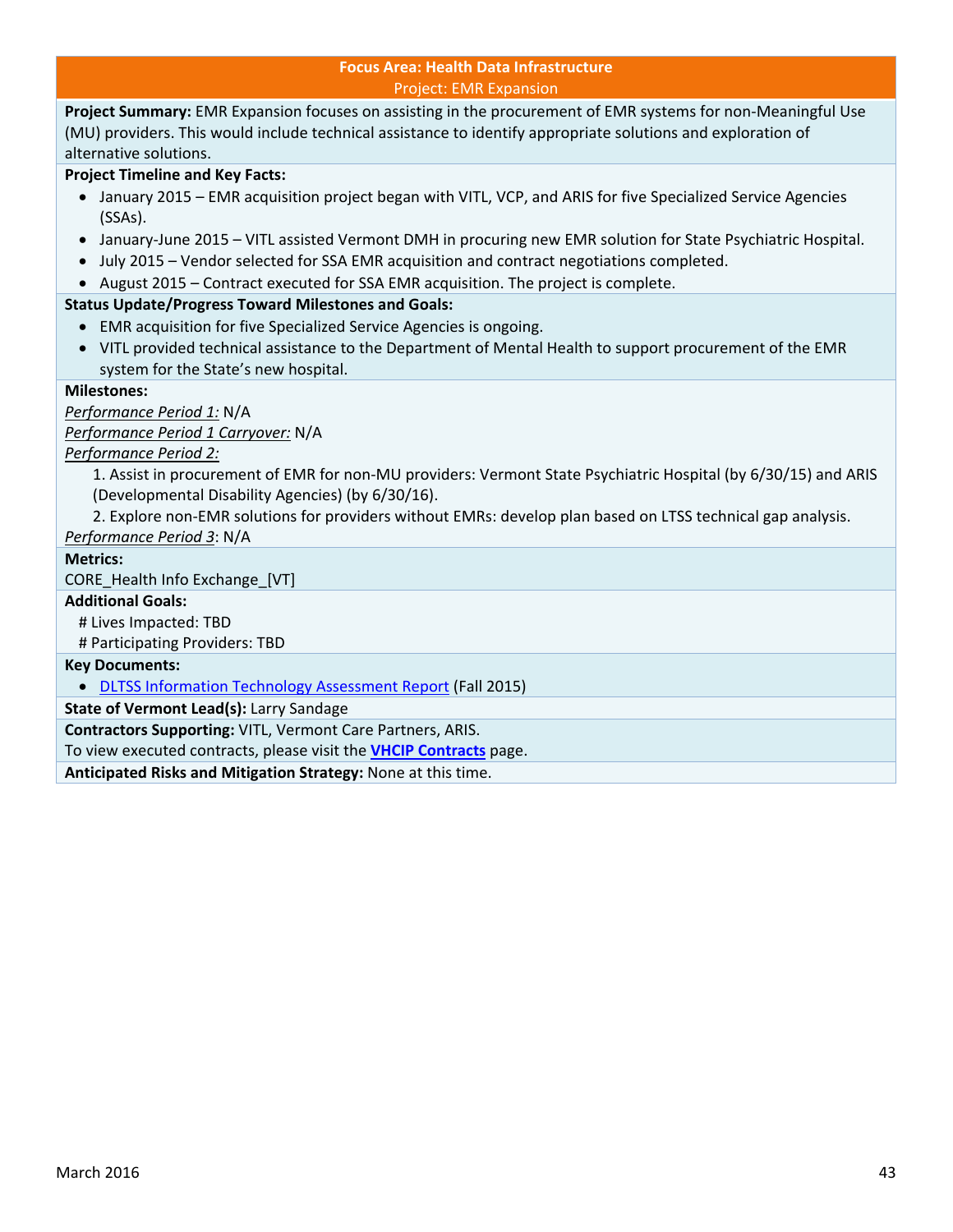## Focus Area: Health Data Infrastructure

### Project: EMR Expansion

**Project Summary:** EMR Expansion focuses on assisting in the procurement of EMR systems for non-Meaningful Use (MU) providers. This would include technical assistance to identify appropriate solutions and exploration of alternative solutions.

**Project Timeline and Key Facts:**

- January 2015 – EMR acquisition project began with VITL, VCP, and ARIS for five Specialized Service Agencies (SSAs).
- January-June 2015 – VITL assisted Vermont DMH in procuring new EMR solution for State Psychiatric Hospital.
- July 2015 – Vendor selected for SSA EMR acquisition and contract negotiations completed.
- August 2015 – Contract executed for SSA EMR acquisition. The project is complete.

**Status Update/Progress Toward Milestones and Goals:**

- EMR acquisition for five Specialized Service Agencies is ongoing.
- VITL provided technical assistance to the Department of Mental Health to support procurement of the EMR system for the State's new hospital.

**Milestones:**

*Performance Period 1:* N/A

*Performance Period 1 Carryover:* N/A

*Performance Period 2:*

1. Assist in procurement of EMR for non-MU providers: Vermont State Psychiatric Hospital (by 6/30/15) and ARIS (Developmental Disability Agencies) (by 6/30/16).
2. Explore non-EMR solutions for providers without EMRs: develop plan based on LTSS technical gap analysis.

*Performance Period 3*: N/A

**Metrics:**

CORE_Health Info Exchange_[VT]

**Additional Goals:**

\# Lives Impacted: TBD

\# Participating Providers: TBD

**Key Documents:**

- DLTSS Information Technology Assessment Report (Fall 2015)

**State of Vermont Lead(s):** Larry Sandage

**Contractors Supporting:** VITL, Vermont Care Partners, ARIS.

To view executed contracts, please visit the **VHCIP Contracts** page.

**Anticipated Risks and Mitigation Strategy:** None at this time.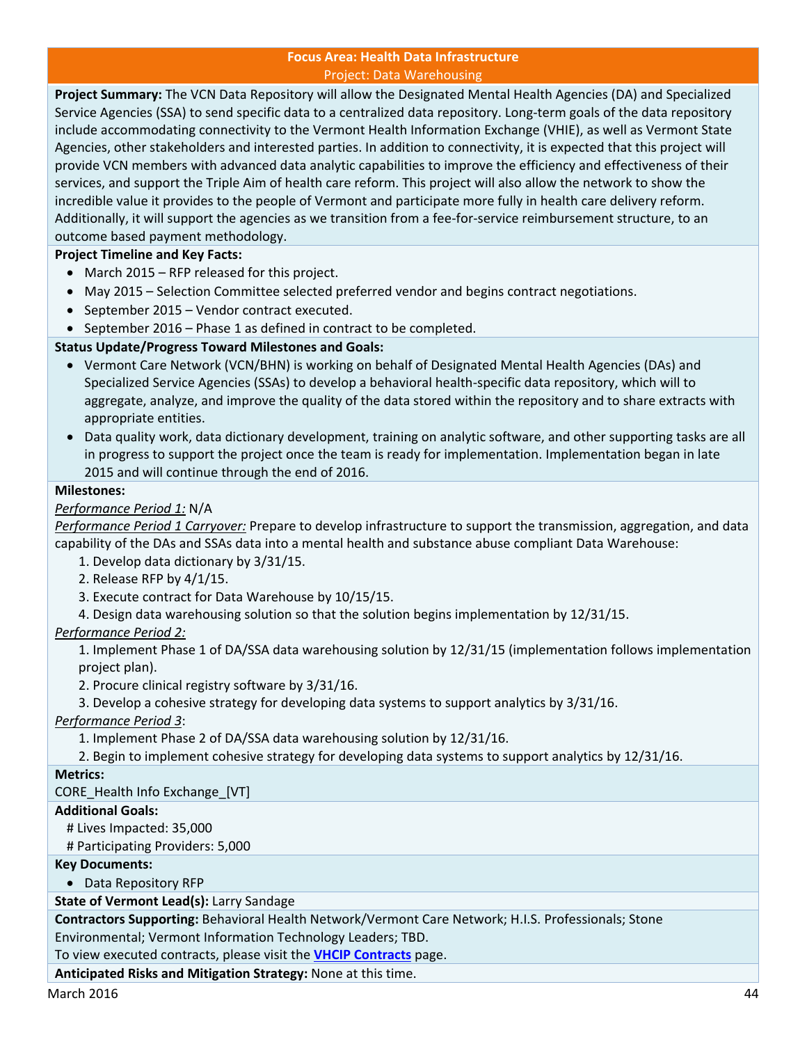## Focus Area: Health Data Infrastructure

### Project: Data Warehousing

**Project Summary:** The VCN Data Repository will allow the Designated Mental Health Agencies (DA) and Specialized Service Agencies (SSA) to send specific data to a centralized data repository. Long-term goals of the data repository include accommodating connectivity to the Vermont Health Information Exchange (VHIE), as well as Vermont State Agencies, other stakeholders and interested parties. In addition to connectivity, it is expected that this project will provide VCN members with advanced data analytic capabilities to improve the efficiency and effectiveness of their services, and support the Triple Aim of health care reform. This project will also allow the network to show the incredible value it provides to the people of Vermont and participate more fully in health care delivery reform. Additionally, it will support the agencies as we transition from a fee-for-service reimbursement structure, to an outcome based payment methodology.

**Project Timeline and Key Facts:**

- March 2015 – RFP released for this project.
- May 2015 – Selection Committee selected preferred vendor and begins contract negotiations.
- September 2015 – Vendor contract executed.
- September 2016 – Phase 1 as defined in contract to be completed.

**Status Update/Progress Toward Milestones and Goals:**

- Vermont Care Network (VCN/BHN) is working on behalf of Designated Mental Health Agencies (DAs) and Specialized Service Agencies (SSAs) to develop a behavioral health-specific data repository, which will to aggregate, analyze, and improve the quality of the data stored within the repository and to share extracts with appropriate entities.
- Data quality work, data dictionary development, training on analytic software, and other supporting tasks are all in progress to support the project once the team is ready for implementation. Implementation began in late 2015 and will continue through the end of 2016.

**Milestones:**

*Performance Period 1:* N/A

*Performance Period 1 Carryover:* Prepare to develop infrastructure to support the transmission, aggregation, and data capability of the DAs and SSAs data into a mental health and substance abuse compliant Data Warehouse:

1. Develop data dictionary by 3/31/15.
2. Release RFP by 4/1/15.
3. Execute contract for Data Warehouse by 10/15/15.
4. Design data warehousing solution so that the solution begins implementation by 12/31/15.

*Performance Period 2:*

1. Implement Phase 1 of DA/SSA data warehousing solution by 12/31/15 (implementation follows implementation project plan).
2. Procure clinical registry software by 3/31/16.
3. Develop a cohesive strategy for developing data systems to support analytics by 3/31/16.

*Performance Period 3*:

1. Implement Phase 2 of DA/SSA data warehousing solution by 12/31/16.
2. Begin to implement cohesive strategy for developing data systems to support analytics by 12/31/16.

**Metrics:**

CORE_Health Info Exchange_[VT]

**Additional Goals:**

# Lives Impacted: 35,000

# Participating Providers: 5,000

**Key Documents:**

- Data Repository RFP

**State of Vermont Lead(s):** Larry Sandage

**Contractors Supporting:** Behavioral Health Network/Vermont Care Network; H.I.S. Professionals; Stone Environmental; Vermont Information Technology Leaders; TBD.

To view executed contracts, please visit the **VHCIP Contracts** page.

**Anticipated Risks and Mitigation Strategy:** None at this time.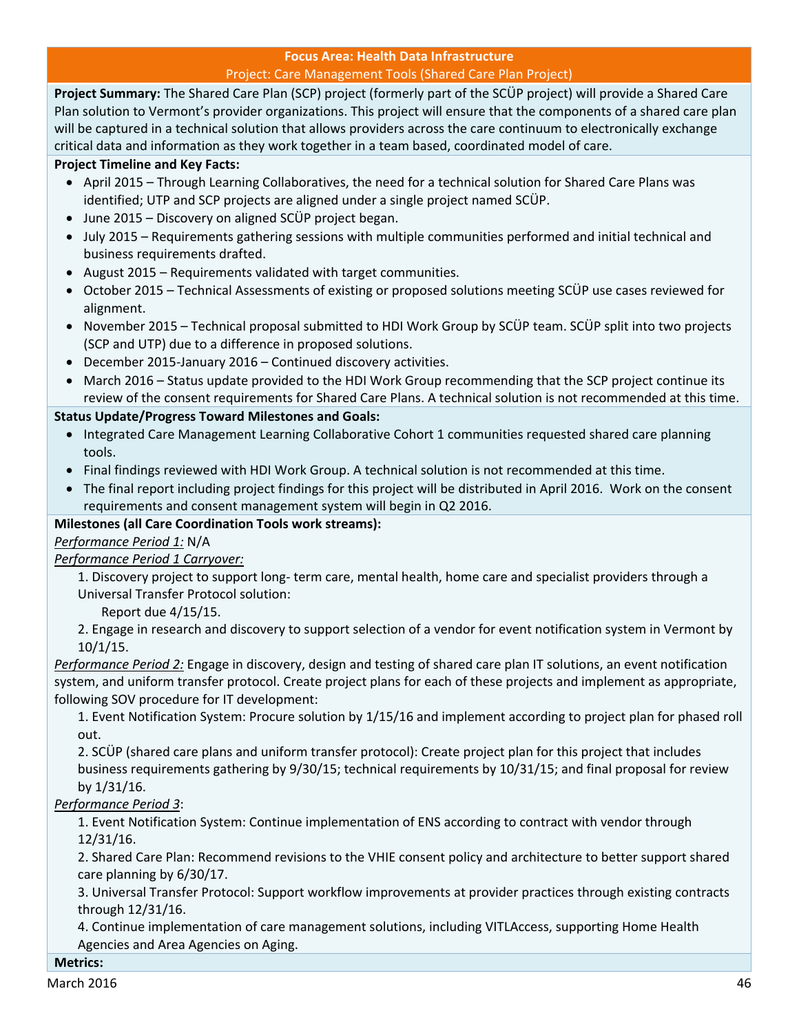## Focus Area: Health Data Infrastructure

### Project: Care Management Tools (Shared Care Plan Project)

**Project Summary:** The Shared Care Plan (SCP) project (formerly part of the SCÜP project) will provide a Shared Care Plan solution to Vermont's provider organizations. This project will ensure that the components of a shared care plan will be captured in a technical solution that allows providers across the care continuum to electronically exchange critical data and information as they work together in a team based, coordinated model of care.

**Project Timeline and Key Facts:**

- April 2015 – Through Learning Collaboratives, the need for a technical solution for Shared Care Plans was identified; UTP and SCP projects are aligned under a single project named SCÜP.
- June 2015 – Discovery on aligned SCÜP project began.
- July 2015 – Requirements gathering sessions with multiple communities performed and initial technical and business requirements drafted.
- August 2015 – Requirements validated with target communities.
- October 2015 – Technical Assessments of existing or proposed solutions meeting SCÜP use cases reviewed for alignment.
- November 2015 – Technical proposal submitted to HDI Work Group by SCÜP team. SCÜP split into two projects (SCP and UTP) due to a difference in proposed solutions.
- December 2015-January 2016 – Continued discovery activities.
- March 2016 – Status update provided to the HDI Work Group recommending that the SCP project continue its review of the consent requirements for Shared Care Plans. A technical solution is not recommended at this time.

**Status Update/Progress Toward Milestones and Goals:**

- Integrated Care Management Learning Collaborative Cohort 1 communities requested shared care planning tools.
- Final findings reviewed with HDI Work Group. A technical solution is not recommended at this time.
- The final report including project findings for this project will be distributed in April 2016. Work on the consent requirements and consent management system will begin in Q2 2016.

**Milestones (all Care Coordination Tools work streams):**

*Performance Period 1:* N/A

*Performance Period 1 Carryover:*

1. Discovery project to support long- term care, mental health, home care and specialist providers through a Universal Transfer Protocol solution:
   Report due 4/15/15.
2. Engage in research and discovery to support selection of a vendor for event notification system in Vermont by 10/1/15.

*Performance Period 2:* Engage in discovery, design and testing of shared care plan IT solutions, an event notification system, and uniform transfer protocol. Create project plans for each of these projects and implement as appropriate, following SOV procedure for IT development:

1. Event Notification System: Procure solution by 1/15/16 and implement according to project plan for phased roll out.
2. SCÜP (shared care plans and uniform transfer protocol): Create project plan for this project that includes business requirements gathering by 9/30/15; technical requirements by 10/31/15; and final proposal for review by 1/31/16.

*Performance Period 3*:

1. Event Notification System: Continue implementation of ENS according to contract with vendor through 12/31/16.
2. Shared Care Plan: Recommend revisions to the VHIE consent policy and architecture to better support shared care planning by 6/30/17.
3. Universal Transfer Protocol: Support workflow improvements at provider practices through existing contracts through 12/31/16.
4. Continue implementation of care management solutions, including VITLAccess, supporting Home Health Agencies and Area Agencies on Aging.

**Metrics:**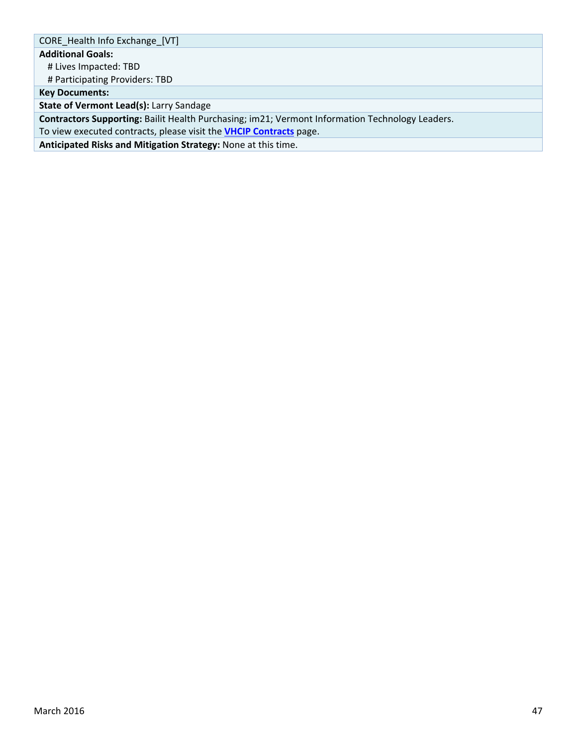CORE_Health Info Exchange_[VT]

**Additional Goals:**

- # Lives Impacted: TBD
- # Participating Providers: TBD

**Key Documents:**

**State of Vermont Lead(s):** Larry Sandage

**Contractors Supporting:** Bailit Health Purchasing; im21; Vermont Information Technology Leaders.
To view executed contracts, please visit the **VHCIP Contracts** page.

**Anticipated Risks and Mitigation Strategy:** None at this time.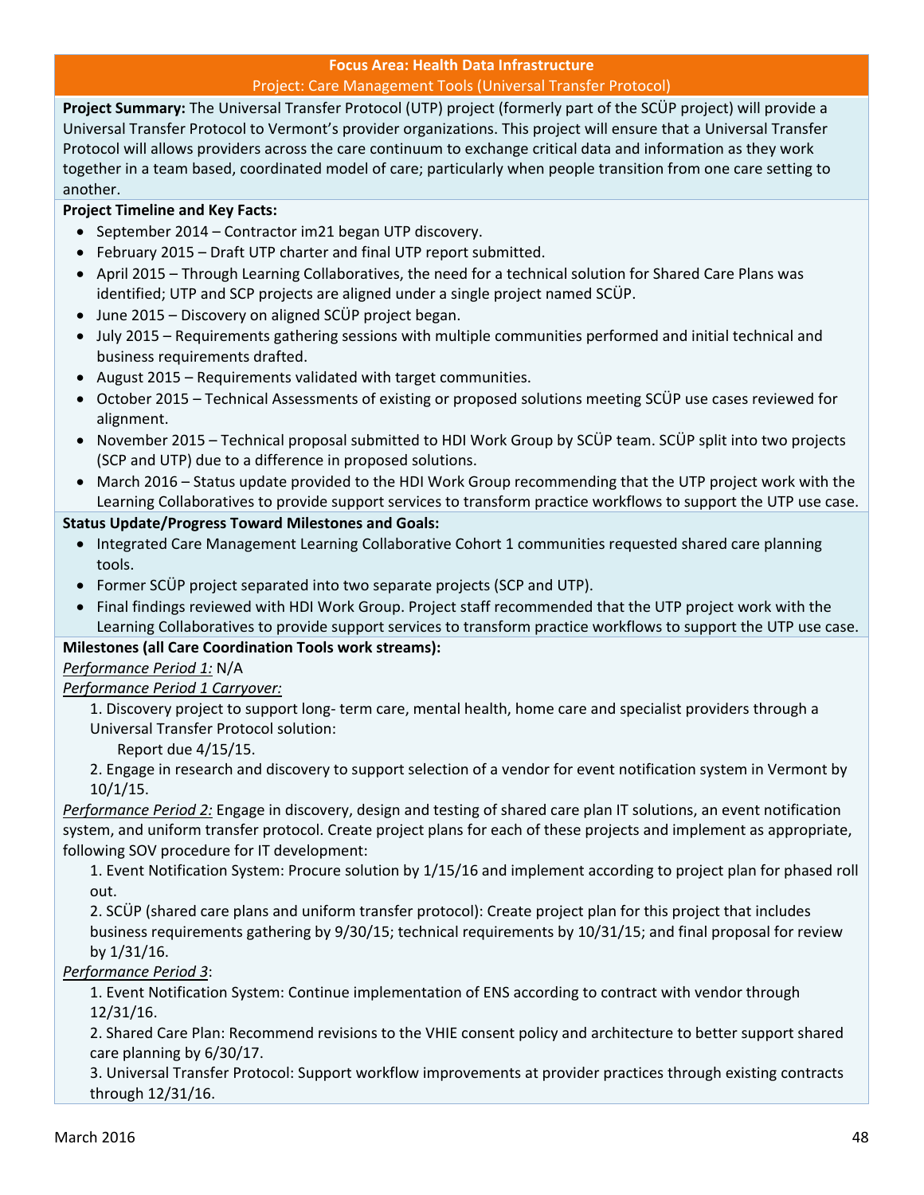**Focus Area: Health Data Infrastructure**

Project: Care Management Tools (Universal Transfer Protocol)

**Project Summary:** The Universal Transfer Protocol (UTP) project (formerly part of the SCÜP project) will provide a Universal Transfer Protocol to Vermont's provider organizations. This project will ensure that a Universal Transfer Protocol will allows providers across the care continuum to exchange critical data and information as they work together in a team based, coordinated model of care; particularly when people transition from one care setting to another.

**Project Timeline and Key Facts:**

- September 2014 – Contractor im21 began UTP discovery.
- February 2015 – Draft UTP charter and final UTP report submitted.
- April 2015 – Through Learning Collaboratives, the need for a technical solution for Shared Care Plans was identified; UTP and SCP projects are aligned under a single project named SCÜP.
- June 2015 – Discovery on aligned SCÜP project began.
- July 2015 – Requirements gathering sessions with multiple communities performed and initial technical and business requirements drafted.
- August 2015 – Requirements validated with target communities.
- October 2015 – Technical Assessments of existing or proposed solutions meeting SCÜP use cases reviewed for alignment.
- November 2015 – Technical proposal submitted to HDI Work Group by SCÜP team. SCÜP split into two projects (SCP and UTP) due to a difference in proposed solutions.
- March 2016 – Status update provided to the HDI Work Group recommending that the UTP project work with the Learning Collaboratives to provide support services to transform practice workflows to support the UTP use case.

**Status Update/Progress Toward Milestones and Goals:**

- Integrated Care Management Learning Collaborative Cohort 1 communities requested shared care planning tools.
- Former SCÜP project separated into two separate projects (SCP and UTP).
- Final findings reviewed with HDI Work Group. Project staff recommended that the UTP project work with the Learning Collaboratives to provide support services to transform practice workflows to support the UTP use case.

**Milestones (all Care Coordination Tools work streams):**

*Performance Period 1:* N/A

*Performance Period 1 Carryover:*

1. Discovery project to support long- term care, mental health, home care and specialist providers through a Universal Transfer Protocol solution:
   Report due 4/15/15.
2. Engage in research and discovery to support selection of a vendor for event notification system in Vermont by 10/1/15.

*Performance Period 2:* Engage in discovery, design and testing of shared care plan IT solutions, an event notification system, and uniform transfer protocol. Create project plans for each of these projects and implement as appropriate, following SOV procedure for IT development:

1. Event Notification System: Procure solution by 1/15/16 and implement according to project plan for phased roll out.
2. SCÜP (shared care plans and uniform transfer protocol): Create project plan for this project that includes business requirements gathering by 9/30/15; technical requirements by 10/31/15; and final proposal for review by 1/31/16.

*Performance Period 3*:

1. Event Notification System: Continue implementation of ENS according to contract with vendor through 12/31/16.
2. Shared Care Plan: Recommend revisions to the VHIE consent policy and architecture to better support shared care planning by 6/30/17.
3. Universal Transfer Protocol: Support workflow improvements at provider practices through existing contracts through 12/31/16.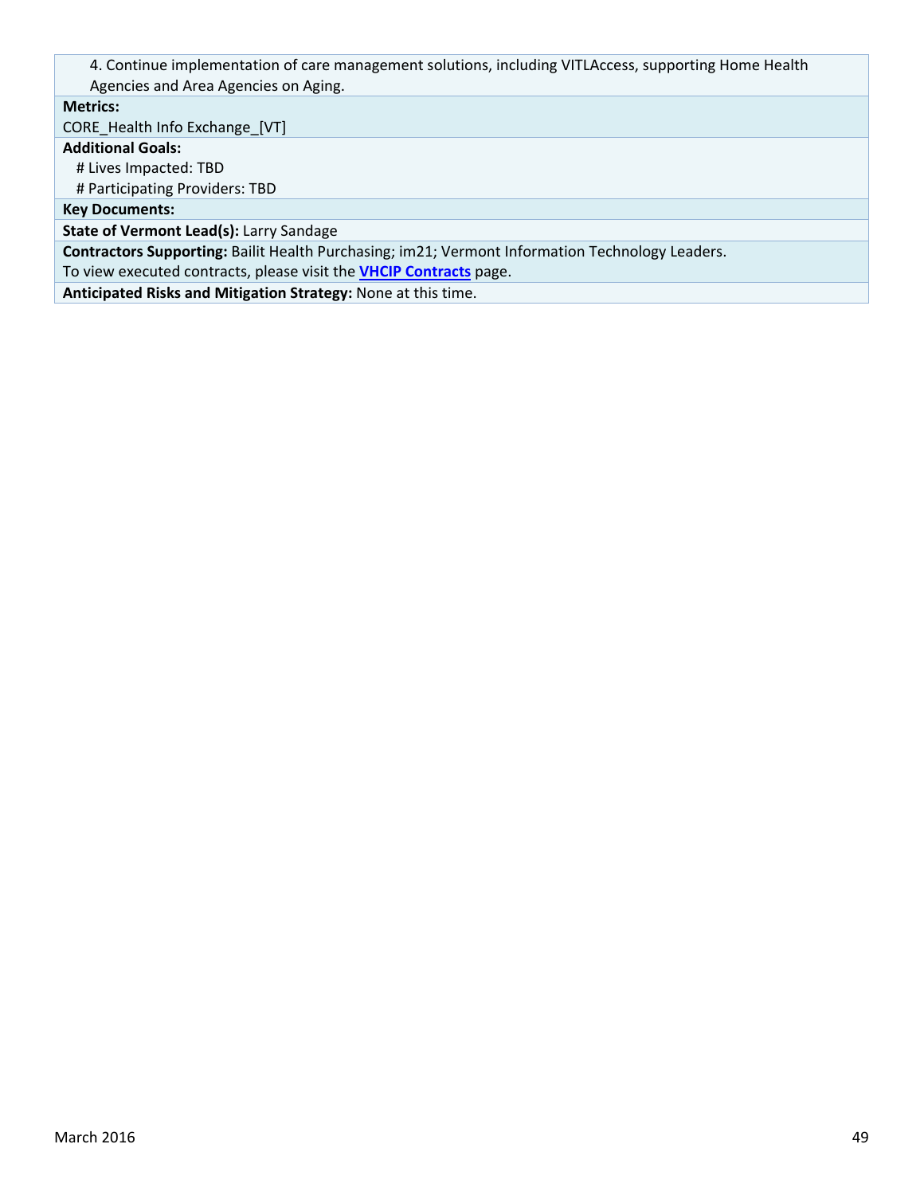4. Continue implementation of care management solutions, including VITLAccess, supporting Home Health Agencies and Area Agencies on Aging.

**Metrics:**

CORE_Health Info Exchange_[VT]

**Additional Goals:**

# Lives Impacted: TBD

# Participating Providers: TBD

**Key Documents:**

**State of Vermont Lead(s):** Larry Sandage

**Contractors Supporting:** Bailit Health Purchasing; im21; Vermont Information Technology Leaders.

To view executed contracts, please visit the **VHCIP Contracts** page.

**Anticipated Risks and Mitigation Strategy:** None at this time.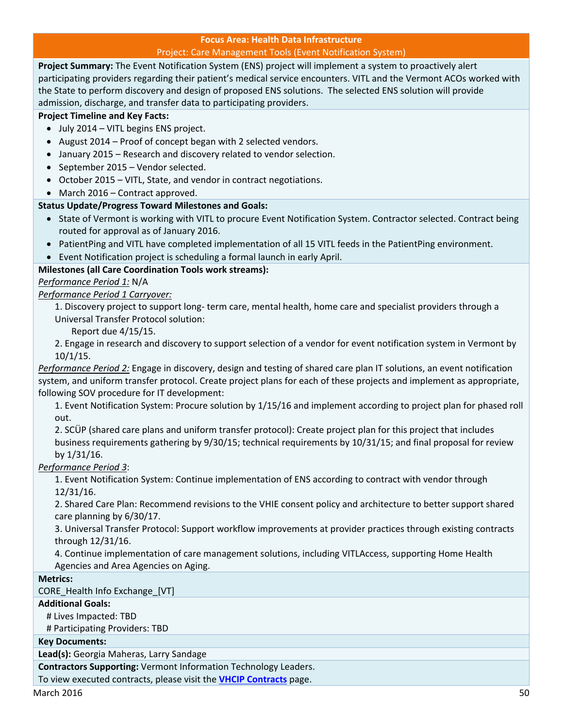## Focus Area: Health Data Infrastructure

### Project: Care Management Tools (Event Notification System)

**Project Summary:** The Event Notification System (ENS) project will implement a system to proactively alert participating providers regarding their patient's medical service encounters. VITL and the Vermont ACOs worked with the State to perform discovery and design of proposed ENS solutions. The selected ENS solution will provide admission, discharge, and transfer data to participating providers.

**Project Timeline and Key Facts:**

- July 2014 – VITL begins ENS project.
- August 2014 – Proof of concept began with 2 selected vendors.
- January 2015 – Research and discovery related to vendor selection.
- September 2015 – Vendor selected.
- October 2015 – VITL, State, and vendor in contract negotiations.
- March 2016 – Contract approved.

**Status Update/Progress Toward Milestones and Goals:**

- State of Vermont is working with VITL to procure Event Notification System. Contractor selected. Contract being routed for approval as of January 2016.
- PatientPing and VITL have completed implementation of all 15 VITL feeds in the PatientPing environment.
- Event Notification project is scheduling a formal launch in early April.

**Milestones (all Care Coordination Tools work streams):**

*Performance Period 1:* N/A

*Performance Period 1 Carryover:*

1. Discovery project to support long- term care, mental health, home care and specialist providers through a Universal Transfer Protocol solution:
   Report due 4/15/15.
2. Engage in research and discovery to support selection of a vendor for event notification system in Vermont by 10/1/15.

*Performance Period 2:* Engage in discovery, design and testing of shared care plan IT solutions, an event notification system, and uniform transfer protocol. Create project plans for each of these projects and implement as appropriate, following SOV procedure for IT development:

1. Event Notification System: Procure solution by 1/15/16 and implement according to project plan for phased roll out.
2. SCÜP (shared care plans and uniform transfer protocol): Create project plan for this project that includes business requirements gathering by 9/30/15; technical requirements by 10/31/15; and final proposal for review by 1/31/16.

*Performance Period 3*:

1. Event Notification System: Continue implementation of ENS according to contract with vendor through 12/31/16.
2. Shared Care Plan: Recommend revisions to the VHIE consent policy and architecture to better support shared care planning by 6/30/17.
3. Universal Transfer Protocol: Support workflow improvements at provider practices through existing contracts through 12/31/16.
4. Continue implementation of care management solutions, including VITLAccess, supporting Home Health Agencies and Area Agencies on Aging.

**Metrics:**

CORE_Health Info Exchange_[VT]

**Additional Goals:**

# Lives Impacted: TBD

# Participating Providers: TBD

**Key Documents:**

**Lead(s):** Georgia Maheras, Larry Sandage

**Contractors Supporting:** Vermont Information Technology Leaders.

To view executed contracts, please visit the **VHCIP Contracts** page.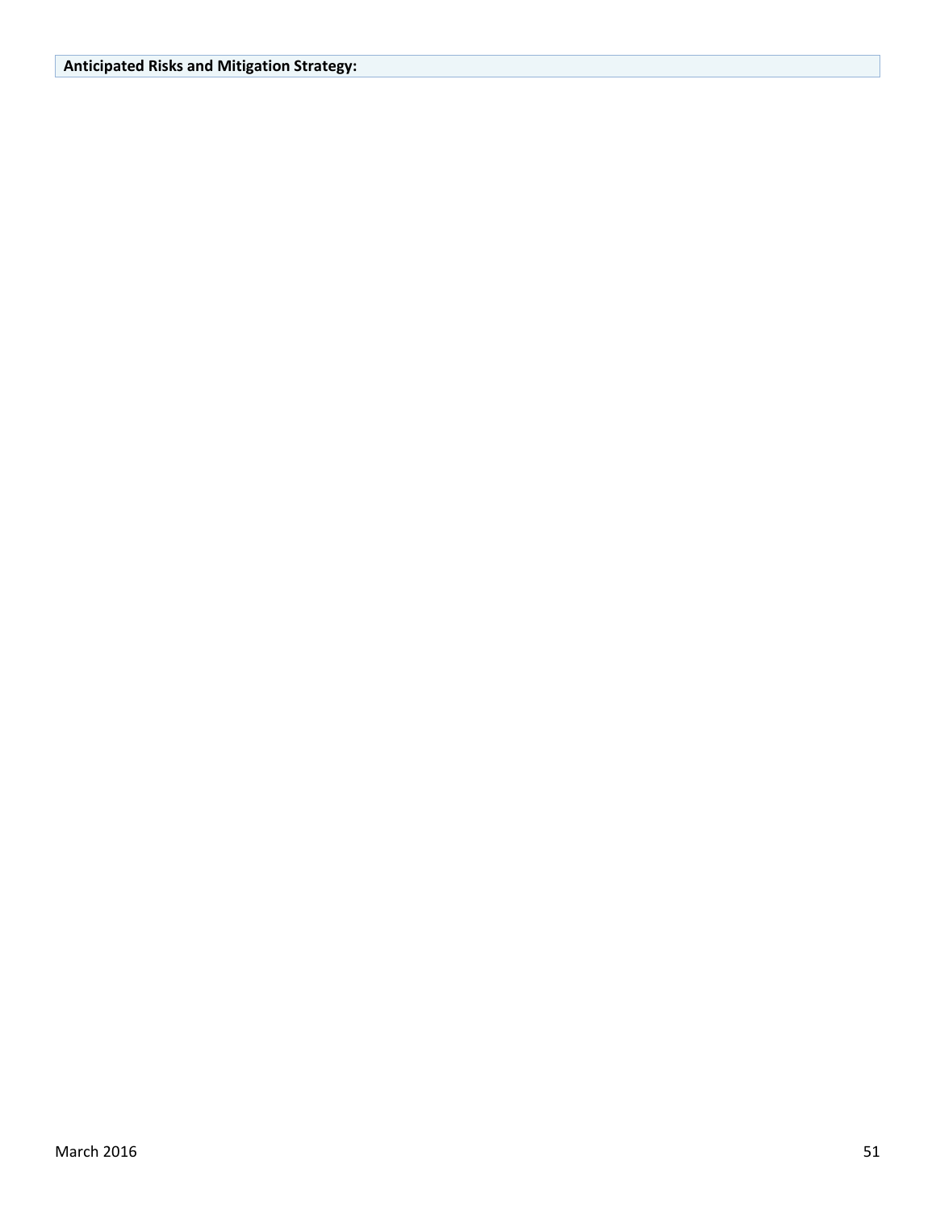**Anticipated Risks and Mitigation Strategy:**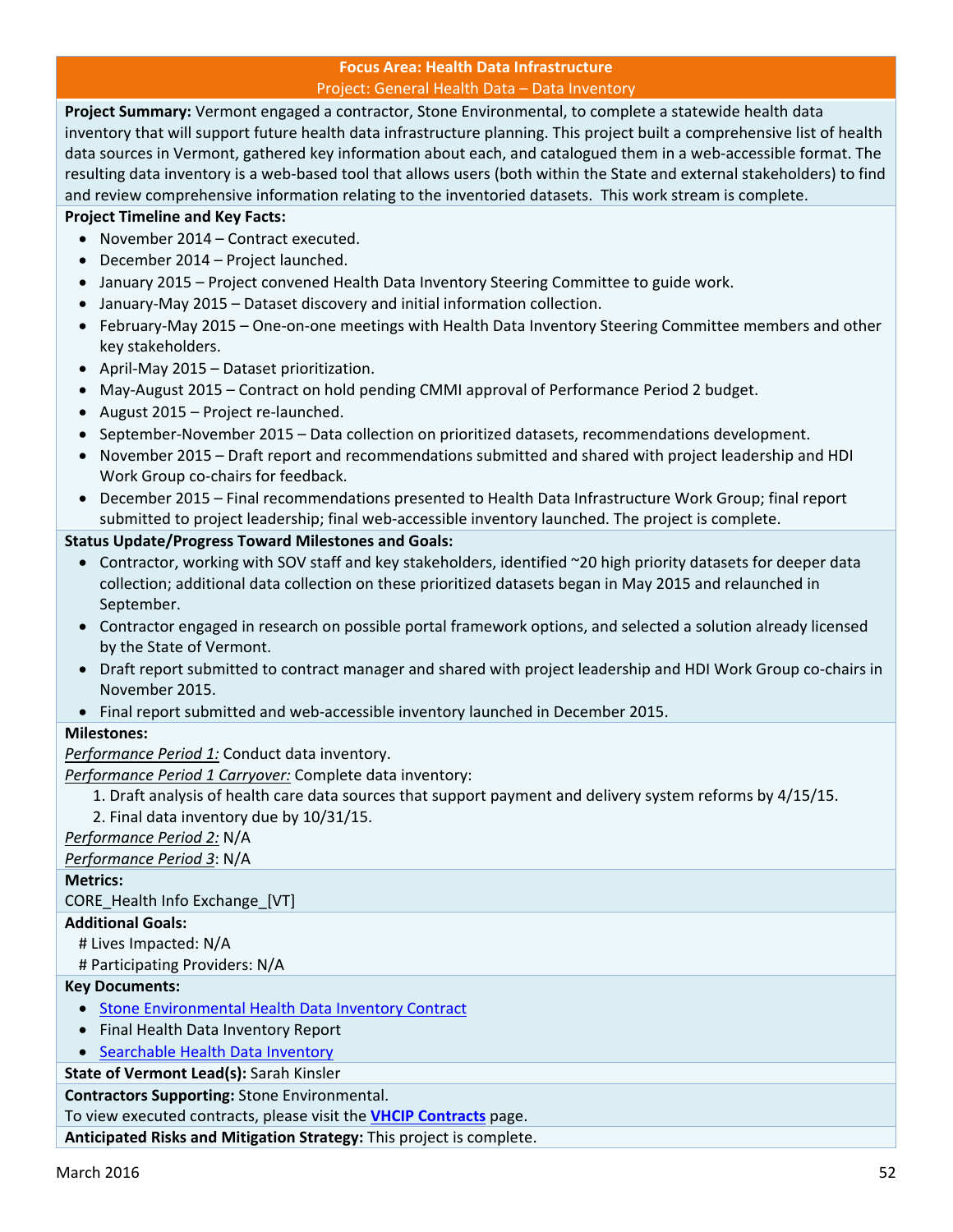**Focus Area: Health Data Infrastructure**

Project: General Health Data – Data Inventory

**Project Summary:** Vermont engaged a contractor, Stone Environmental, to complete a statewide health data inventory that will support future health data infrastructure planning. This project built a comprehensive list of health data sources in Vermont, gathered key information about each, and catalogued them in a web-accessible format. The resulting data inventory is a web-based tool that allows users (both within the State and external stakeholders) to find and review comprehensive information relating to the inventoried datasets. This work stream is complete.

**Project Timeline and Key Facts:**

- November 2014 – Contract executed.
- December 2014 – Project launched.
- January 2015 – Project convened Health Data Inventory Steering Committee to guide work.
- January-May 2015 – Dataset discovery and initial information collection.
- February-May 2015 – One-on-one meetings with Health Data Inventory Steering Committee members and other key stakeholders.
- April-May 2015 – Dataset prioritization.
- May-August 2015 – Contract on hold pending CMMI approval of Performance Period 2 budget.
- August 2015 – Project re-launched.
- September-November 2015 – Data collection on prioritized datasets, recommendations development.
- November 2015 – Draft report and recommendations submitted and shared with project leadership and HDI Work Group co-chairs for feedback.
- December 2015 – Final recommendations presented to Health Data Infrastructure Work Group; final report submitted to project leadership; final web-accessible inventory launched. The project is complete.

**Status Update/Progress Toward Milestones and Goals:**

- Contractor, working with SOV staff and key stakeholders, identified ~20 high priority datasets for deeper data collection; additional data collection on these prioritized datasets began in May 2015 and relaunched in September.
- Contractor engaged in research on possible portal framework options, and selected a solution already licensed by the State of Vermont.
- Draft report submitted to contract manager and shared with project leadership and HDI Work Group co-chairs in November 2015.
- Final report submitted and web-accessible inventory launched in December 2015.

**Milestones:**

*Performance Period 1:* Conduct data inventory.

*Performance Period 1 Carryover:* Complete data inventory:

1. Draft analysis of health care data sources that support payment and delivery system reforms by 4/15/15.
2. Final data inventory due by 10/31/15.

*Performance Period 2:* N/A

*Performance Period 3*: N/A

**Metrics:**

CORE_Health Info Exchange_[VT]

**Additional Goals:**

# Lives Impacted: N/A

# Participating Providers: N/A

**Key Documents:**

- Stone Environmental Health Data Inventory Contract
- Final Health Data Inventory Report
- Searchable Health Data Inventory

**State of Vermont Lead(s):** Sarah Kinsler

**Contractors Supporting:** Stone Environmental.

To view executed contracts, please visit the **VHCIP Contracts** page.

**Anticipated Risks and Mitigation Strategy:** This project is complete.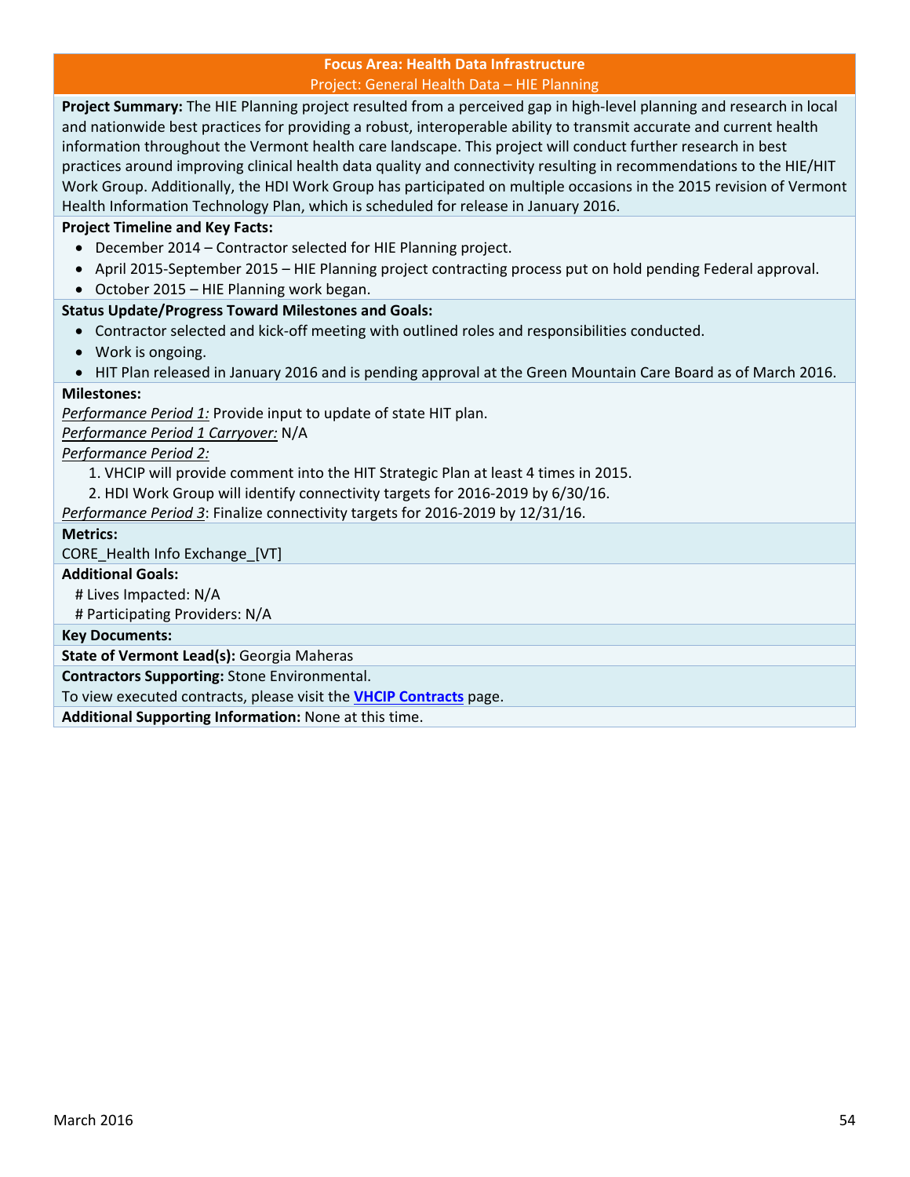## Focus Area: Health Data Infrastructure

### Project: General Health Data – HIE Planning

**Project Summary:** The HIE Planning project resulted from a perceived gap in high-level planning and research in local and nationwide best practices for providing a robust, interoperable ability to transmit accurate and current health information throughout the Vermont health care landscape. This project will conduct further research in best practices around improving clinical health data quality and connectivity resulting in recommendations to the HIE/HIT Work Group. Additionally, the HDI Work Group has participated on multiple occasions in the 2015 revision of Vermont Health Information Technology Plan, which is scheduled for release in January 2016.

**Project Timeline and Key Facts:**

- December 2014 – Contractor selected for HIE Planning project.
- April 2015-September 2015 – HIE Planning project contracting process put on hold pending Federal approval.
- October 2015 – HIE Planning work began.

**Status Update/Progress Toward Milestones and Goals:**

- Contractor selected and kick-off meeting with outlined roles and responsibilities conducted.
- Work is ongoing.
- HIT Plan released in January 2016 and is pending approval at the Green Mountain Care Board as of March 2016.

**Milestones:**

*Performance Period 1:* Provide input to update of state HIT plan.

*Performance Period 1 Carryover:* N/A

*Performance Period 2:*

1. VHCIP will provide comment into the HIT Strategic Plan at least 4 times in 2015.
2. HDI Work Group will identify connectivity targets for 2016-2019 by 6/30/16.

*Performance Period 3*: Finalize connectivity targets for 2016-2019 by 12/31/16.

**Metrics:**

CORE_Health Info Exchange_[VT]

**Additional Goals:**

# Lives Impacted: N/A

# Participating Providers: N/A

**Key Documents:**

**State of Vermont Lead(s):** Georgia Maheras

**Contractors Supporting:** Stone Environmental.

To view executed contracts, please visit the **VHCIP Contracts** page.

**Additional Supporting Information:** None at this time.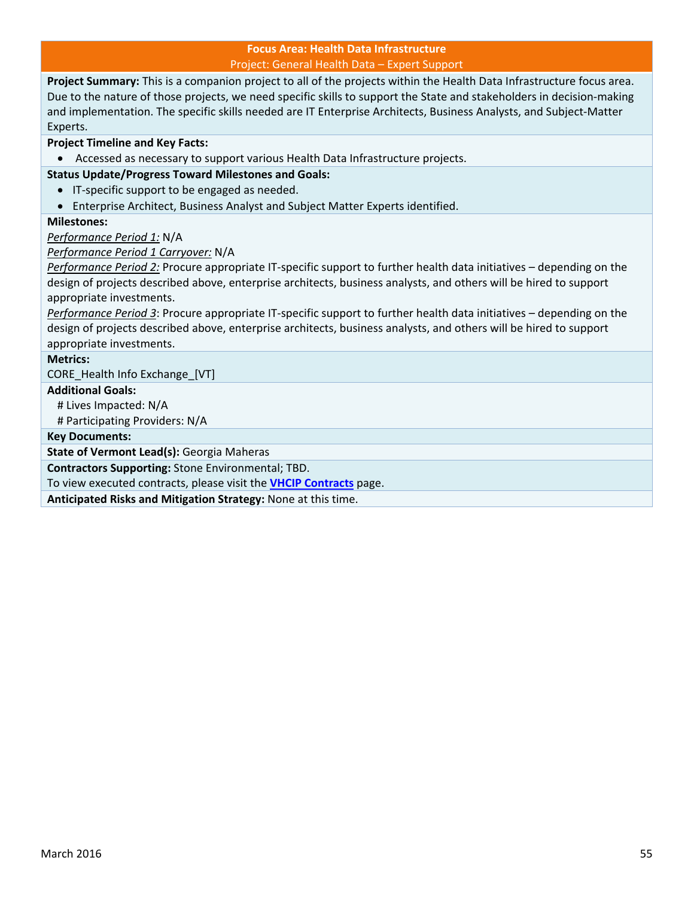## Focus Area: Health Data Infrastructure

### Project: General Health Data – Expert Support

**Project Summary:** This is a companion project to all of the projects within the Health Data Infrastructure focus area. Due to the nature of those projects, we need specific skills to support the State and stakeholders in decision-making and implementation. The specific skills needed are IT Enterprise Architects, Business Analysts, and Subject-Matter Experts.

**Project Timeline and Key Facts:**

- Accessed as necessary to support various Health Data Infrastructure projects.

**Status Update/Progress Toward Milestones and Goals:**

- IT-specific support to be engaged as needed.
- Enterprise Architect, Business Analyst and Subject Matter Experts identified.

**Milestones:**

*Performance Period 1:* N/A

*Performance Period 1 Carryover:* N/A

*Performance Period 2:* Procure appropriate IT-specific support to further health data initiatives – depending on the design of projects described above, enterprise architects, business analysts, and others will be hired to support appropriate investments.

*Performance Period 3*: Procure appropriate IT-specific support to further health data initiatives – depending on the design of projects described above, enterprise architects, business analysts, and others will be hired to support appropriate investments.

**Metrics:**

CORE_Health Info Exchange_[VT]

**Additional Goals:**

# Lives Impacted: N/A

# Participating Providers: N/A

**Key Documents:**

**State of Vermont Lead(s):** Georgia Maheras

**Contractors Supporting:** Stone Environmental; TBD.

To view executed contracts, please visit the **VHCIP Contracts** page.

**Anticipated Risks and Mitigation Strategy:** None at this time.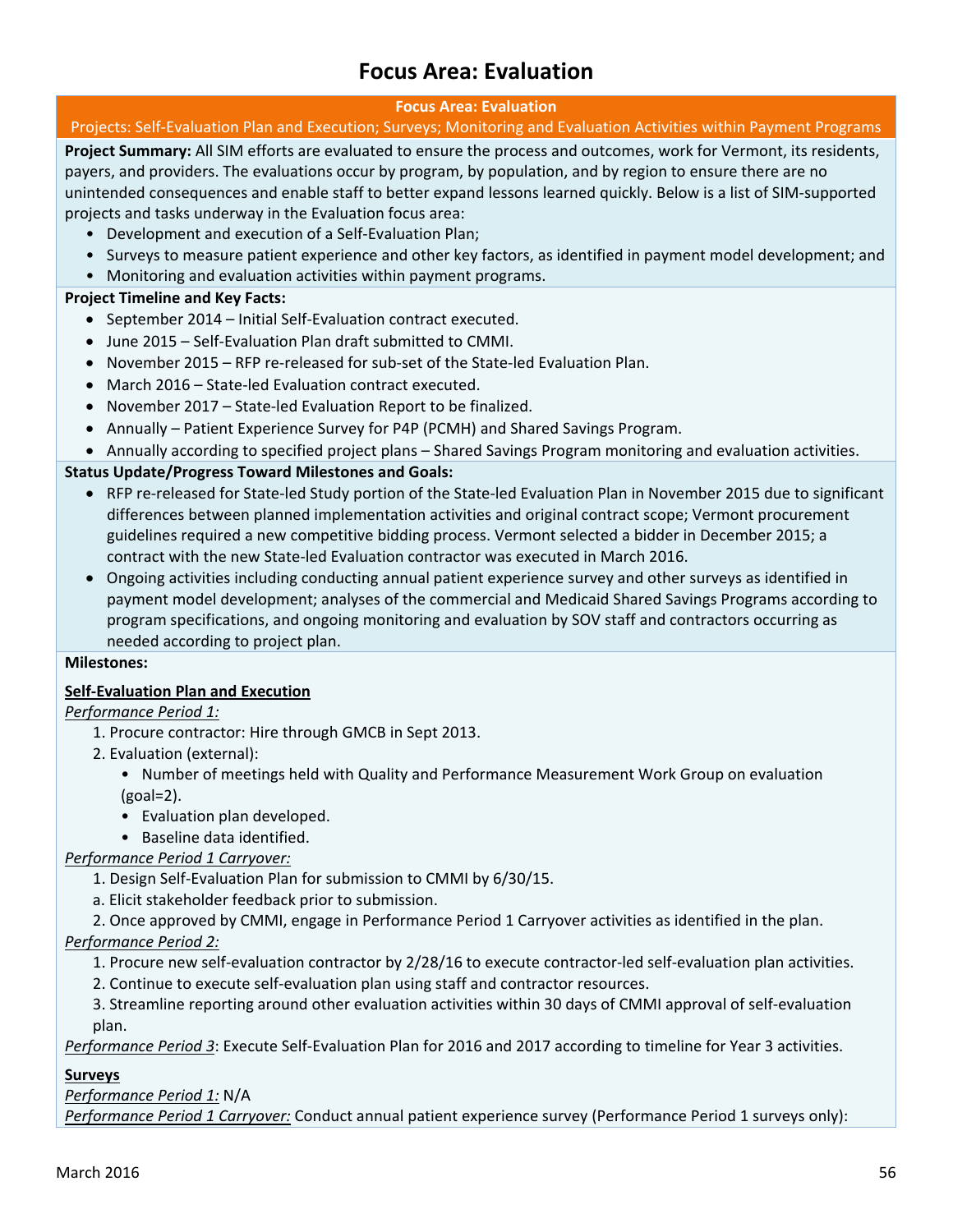# Focus Area: Evaluation

**Focus Area: Evaluation**

Projects: Self-Evaluation Plan and Execution; Surveys; Monitoring and Evaluation Activities within Payment Programs

**Project Summary:** All SIM efforts are evaluated to ensure the process and outcomes, work for Vermont, its residents, payers, and providers. The evaluations occur by program, by population, and by region to ensure there are no unintended consequences and enable staff to better expand lessons learned quickly. Below is a list of SIM-supported projects and tasks underway in the Evaluation focus area:

- Development and execution of a Self-Evaluation Plan;
- Surveys to measure patient experience and other key factors, as identified in payment model development; and
- Monitoring and evaluation activities within payment programs.

**Project Timeline and Key Facts:**

- September 2014 – Initial Self-Evaluation contract executed.
- June 2015 – Self-Evaluation Plan draft submitted to CMMI.
- November 2015 – RFP re-released for sub-set of the State-led Evaluation Plan.
- March 2016 – State-led Evaluation contract executed.
- November 2017 – State-led Evaluation Report to be finalized.
- Annually – Patient Experience Survey for P4P (PCMH) and Shared Savings Program.
- Annually according to specified project plans – Shared Savings Program monitoring and evaluation activities.

**Status Update/Progress Toward Milestones and Goals:**

- RFP re-released for State-led Study portion of the State-led Evaluation Plan in November 2015 due to significant differences between planned implementation activities and original contract scope; Vermont procurement guidelines required a new competitive bidding process. Vermont selected a bidder in December 2015; a contract with the new State-led Evaluation contractor was executed in March 2016.
- Ongoing activities including conducting annual patient experience survey and other surveys as identified in payment model development; analyses of the commercial and Medicaid Shared Savings Programs according to program specifications, and ongoing monitoring and evaluation by SOV staff and contractors occurring as needed according to project plan.

**Milestones:**

**Self-Evaluation Plan and Execution**

*Performance Period 1:*

1. Procure contractor: Hire through GMCB in Sept 2013.
2. Evaluation (external):
   - Number of meetings held with Quality and Performance Measurement Work Group on evaluation (goal=2).
   - Evaluation plan developed.
   - Baseline data identified.

*Performance Period 1 Carryover:*

1. Design Self-Evaluation Plan for submission to CMMI by 6/30/15.

   a. Elicit stakeholder feedback prior to submission.

2. Once approved by CMMI, engage in Performance Period 1 Carryover activities as identified in the plan.

*Performance Period 2:*

1. Procure new self-evaluation contractor by 2/28/16 to execute contractor-led self-evaluation plan activities.
2. Continue to execute self-evaluation plan using staff and contractor resources.
3. Streamline reporting around other evaluation activities within 30 days of CMMI approval of self-evaluation plan.

*Performance Period 3*: Execute Self-Evaluation Plan for 2016 and 2017 according to timeline for Year 3 activities.

**Surveys**

*Performance Period 1:* N/A

*Performance Period 1 Carryover:* Conduct annual patient experience survey (Performance Period 1 surveys only):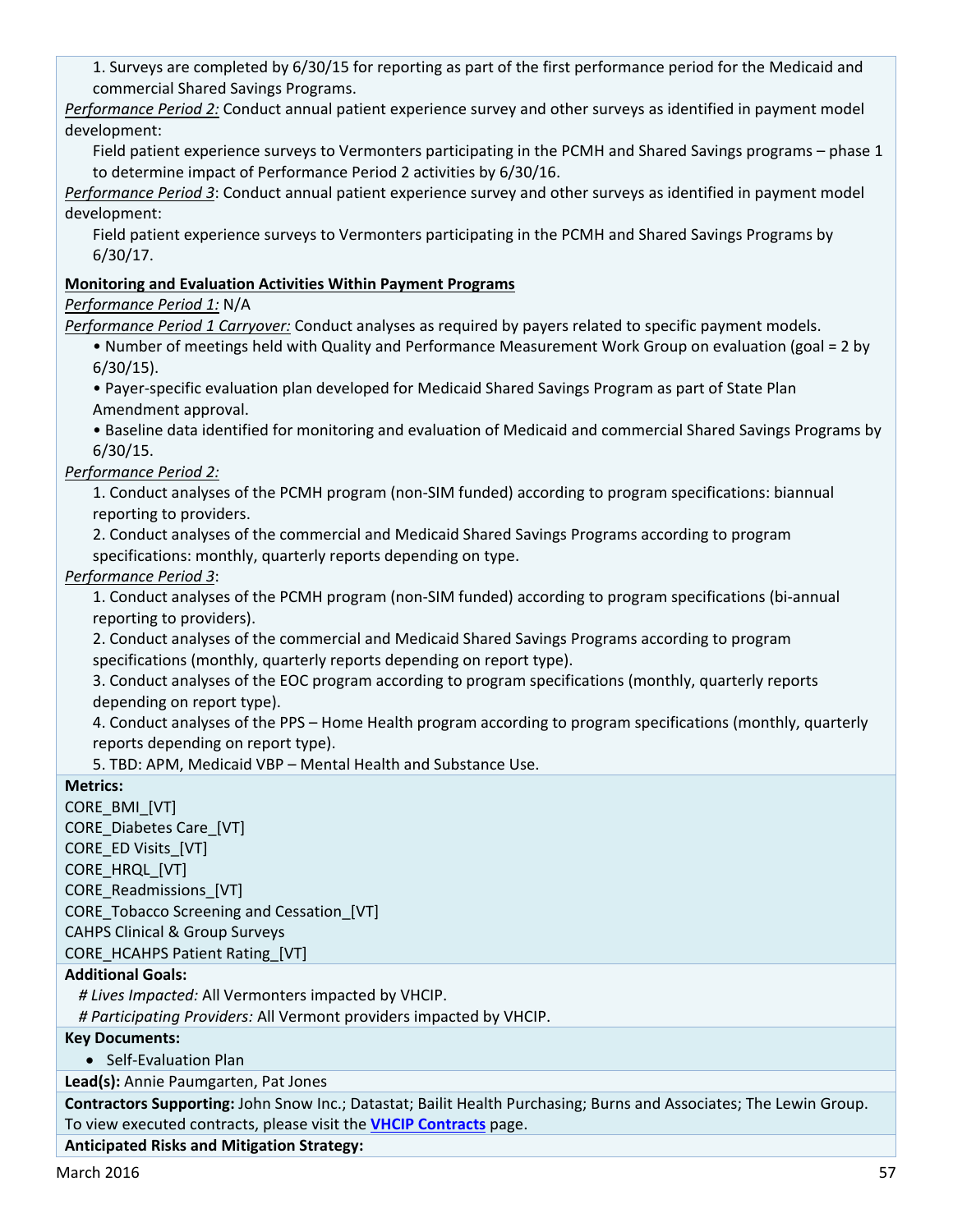1. Surveys are completed by 6/30/15 for reporting as part of the first performance period for the Medicaid and commercial Shared Savings Programs.

*Performance Period 2:* Conduct annual patient experience survey and other surveys as identified in payment model development:

Field patient experience surveys to Vermonters participating in the PCMH and Shared Savings programs – phase 1 to determine impact of Performance Period 2 activities by 6/30/16.

*Performance Period 3*: Conduct annual patient experience survey and other surveys as identified in payment model development:

Field patient experience surveys to Vermonters participating in the PCMH and Shared Savings Programs by 6/30/17.

**Monitoring and Evaluation Activities Within Payment Programs**

*Performance Period 1:* N/A

*Performance Period 1 Carryover:* Conduct analyses as required by payers related to specific payment models.

- Number of meetings held with Quality and Performance Measurement Work Group on evaluation (goal = 2 by 6/30/15).
- Payer-specific evaluation plan developed for Medicaid Shared Savings Program as part of State Plan Amendment approval.
- Baseline data identified for monitoring and evaluation of Medicaid and commercial Shared Savings Programs by 6/30/15.

*Performance Period 2:*

1. Conduct analyses of the PCMH program (non-SIM funded) according to program specifications: biannual reporting to providers.
2. Conduct analyses of the commercial and Medicaid Shared Savings Programs according to program specifications: monthly, quarterly reports depending on type.

*Performance Period 3*:

1. Conduct analyses of the PCMH program (non-SIM funded) according to program specifications (bi-annual reporting to providers).
2. Conduct analyses of the commercial and Medicaid Shared Savings Programs according to program specifications (monthly, quarterly reports depending on report type).
3. Conduct analyses of the EOC program according to program specifications (monthly, quarterly reports depending on report type).
4. Conduct analyses of the PPS – Home Health program according to program specifications (monthly, quarterly reports depending on report type).
5. TBD: APM, Medicaid VBP – Mental Health and Substance Use.

**Metrics:**

CORE_BMI_[VT]
CORE_Diabetes Care_[VT]
CORE_ED Visits_[VT]
CORE_HRQL_[VT]
CORE_Readmissions_[VT]
CORE_Tobacco Screening and Cessation_[VT]
CAHPS Clinical & Group Surveys
CORE_HCAHPS Patient Rating_[VT]

**Additional Goals:**

*# Lives Impacted:* All Vermonters impacted by VHCIP.
*# Participating Providers:* All Vermont providers impacted by VHCIP.

**Key Documents:**

- Self-Evaluation Plan

**Lead(s):** Annie Paumgarten, Pat Jones

**Contractors Supporting:** John Snow Inc.; Datastat; Bailit Health Purchasing; Burns and Associates; The Lewin Group. To view executed contracts, please visit the **VHCIP Contracts** page.

**Anticipated Risks and Mitigation Strategy:**